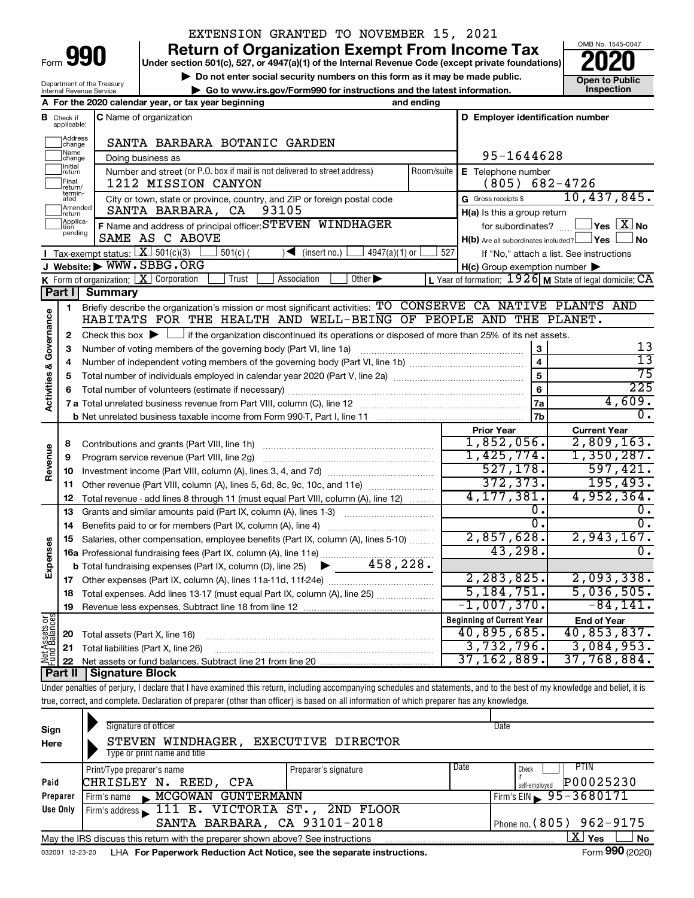EXTENSION GRANTED TO NOVEMBER 15, 2021

# Form 990 — Return of Organization Exempt From Income Tax (2020)

Under section 501(c), 527, or 4947(a)(1) of the Internal Revenue Code (except private foundations)

▶ Do not enter social security numbers on this form as it may be made public.

▶ Go to www.irs.gov/Form990 for instructions and the latest information.

Department of the Treasury, Internal Revenue Service

OMB No. 1545-0047 — Open to Public Inspection

**A** For the 2020 calendar year, or tax year beginning and ending

**B** Check if applicable: Address change, Name change, Initial return, Final return/terminated, Amended return, Application pending

**C** Name of organization: SANTA BARBARA BOTANIC GARDEN

Doing business as

Number and street (or P.O. box if mail is not delivered to street address): 1212 MISSION CANYON — Room/suite

City or town, state or province, country, and ZIP or foreign postal code: SANTA BARBARA, CA 93105

**D** Employer identification number: 95-1644628

**E** Telephone number: (805) 682-4726

**G** Gross receipts $ 10,437,845.

**F** Name and address of principal officer: STEVEN WINDHAGER, SAME AS C ABOVE

**H(a)** Is this a group return for subordinates? Yes [ ] No [X]

**H(b)** Are all subordinates included? Yes [ ] No [ ] If "No," attach a list. See instructions

**H(c)** Group exemption number ▶

**I** Tax-exempt status: [X] 501(c)(3) [ ] 501(c) ( ) ◀ (insert no.) [ ] 4947(a)(1) or [ ] 527

**J** Website: ▶ WWW.SBBG.ORG

**K** Form of organization: [X] Corporation [ ] Trust [ ] Association [ ] Other ▶

**L** Year of formation: 1926 **M** State of legal domicile: CA

## Part I Summary

**Activities & Governance**

1. Briefly describe the organization's mission or most significant activities: TO CONSERVE CA NATIVE PLANTS AND HABITATS FOR THE HEALTH AND WELL-BEING OF PEOPLE AND THE PLANET.
2. Check this box ▶ [ ] if the organization discontinued its operations or disposed of more than 25% of its net assets.

| Line | Description | | Value |
|---|---|---|---|
| 3 | Number of voting members of the governing body (Part VI, line 1a) | 3 | 13 |
| 4 | Number of independent voting members of the governing body (Part VI, line 1b) | 4 | 13 |
| 5 | Total number of individuals employed in calendar year 2020 (Part V, line 2a) | 5 | 75 |
| 6 | Total number of volunteers (estimate if necessary) | 6 | 225 |
| 7a | Total unrelated business revenue from Part VIII, column (C), line 12 | 7a | 4,609. |
| 7b | Net unrelated business taxable income from Form 990-T, Part I, line 11 | 7b | 0. |

| | | Prior Year | Current Year |
|---|---|---|---|
| **Revenue** | | | |
| 8 | Contributions and grants (Part VIII, line 1h) | 1,852,056. | 2,809,163. |
| 9 | Program service revenue (Part VIII, line 2g) | 1,425,774. | 1,350,287. |
| 10 | Investment income (Part VIII, column (A), lines 3, 4, and 7d) | 527,178. | 597,421. |
| 11 | Other revenue (Part VIII, column (A), lines 5, 6d, 8c, 9c, 10c, and 11e) | 372,373. | 195,493. |
| 12 | Total revenue - add lines 8 through 11 (must equal Part VIII, column (A), line 12) | 4,177,381. | 4,952,364. |
| **Expenses** | | | |
| 13 | Grants and similar amounts paid (Part IX, column (A), lines 1-3) | 0. | 0. |
| 14 | Benefits paid to or for members (Part IX, column (A), line 4) | 0. | 0. |
| 15 | Salaries, other compensation, employee benefits (Part IX, column (A), lines 5-10) | 2,857,628. | 2,943,167. |
| 16a | Professional fundraising fees (Part IX, column (A), line 11e) | 43,298. | 0. |
| b | Total fundraising expenses (Part IX, column (D), line 25) ▶ 458,228. | | |
| 17 | Other expenses (Part IX, column (A), lines 11a-11d, 11f-24e) | 2,283,825. | 2,093,338. |
| 18 | Total expenses. Add lines 13-17 (must equal Part IX, column (A), line 25) | 5,184,751. | 5,036,505. |
| 19 | Revenue less expenses. Subtract line 18 from line 12 | -1,007,370. | -84,141. |

| **Net Assets or Fund Balances** | | Beginning of Current Year | End of Year |
|---|---|---|---|
| 20 | Total assets (Part X, line 16) | 40,895,685. | 40,853,837. |
| 21 | Total liabilities (Part X, line 26) | 3,732,796. | 3,084,953. |
| 22 | Net assets or fund balances. Subtract line 21 from line 20 | 37,162,889. | 37,768,884. |

## Part II Signature Block

Under penalties of perjury, I declare that I have examined this return, including accompanying schedules and statements, and to the best of my knowledge and belief, it is true, correct, and complete. Declaration of preparer (other than officer) is based on all information of which preparer has any knowledge.

**Sign Here**

Signature of officer — Date

STEVEN WINDHAGER, EXECUTIVE DIRECTOR

Type or print name and title

**Paid Preparer Use Only**

| Print/Type preparer's name | Preparer's signature | Date | Check if self-employed | PTIN |
|---|---|---|---|---|
| CHRISLEY N. REED, CPA | | | | P00025230 |

Firm's name ▶ MCGOWAN GUNTERMANN — Firm's EIN ▶ 95-3680171

Firm's address ▶ 111 E. VICTORIA ST., 2ND FLOOR, SANTA BARBARA, CA 93101-2018 — Phone no. (805) 962-9175

May the IRS discuss this return with the preparer shown above? See instructions [X] Yes [ ] No

032001 12-23-20 LHA For Paperwork Reduction Act Notice, see the separate instructions. Form 990 (2020)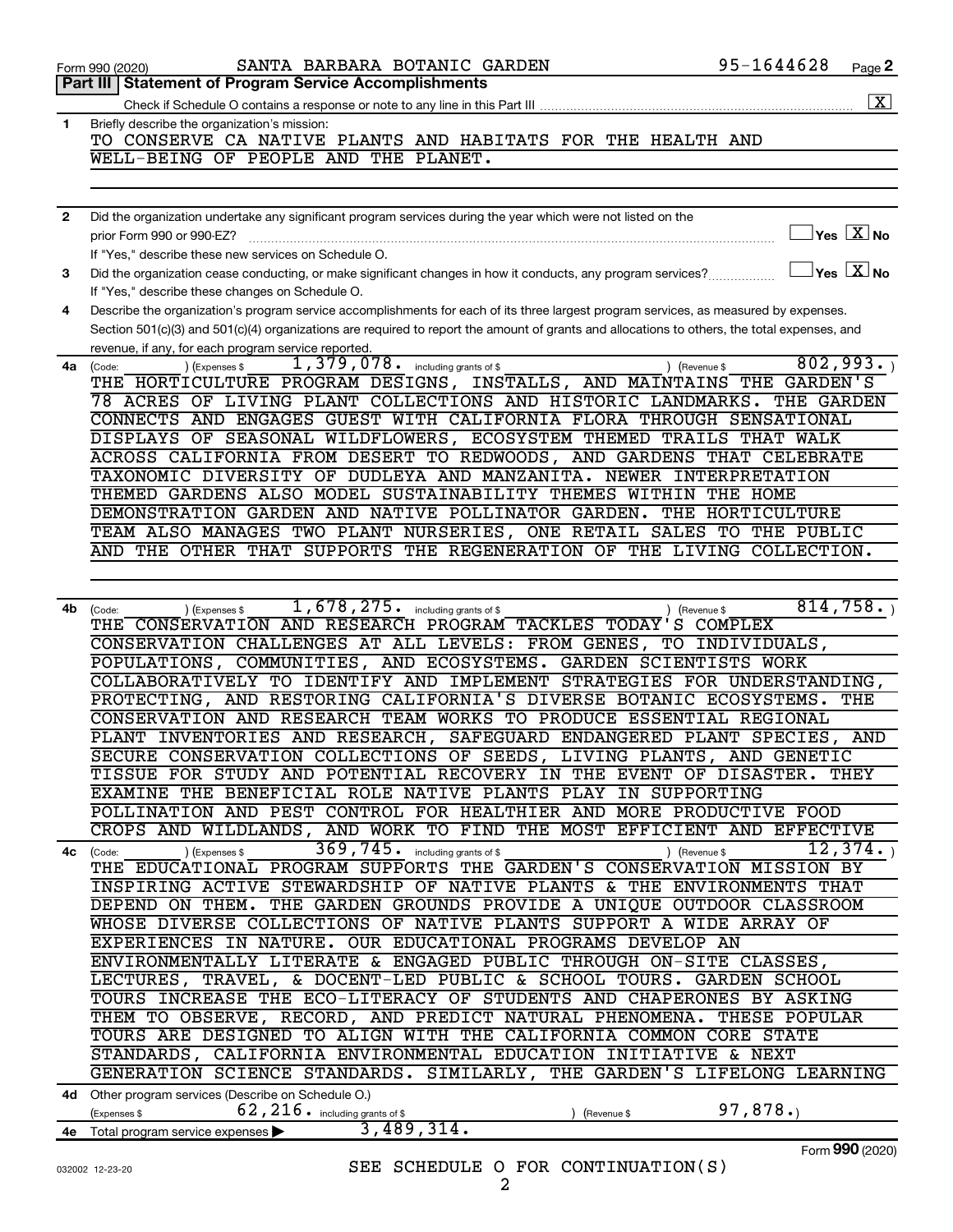Form 990 (2020) SANTA BARBARA BOTANIC GARDEN 95-1644628 Page **2**

**Part III | Statement of Program Service Accomplishments**

Check if Schedule O contains a response or note to any line in this Part III .......... [X]

**1** Briefly describe the organization's mission:

TO CONSERVE CA NATIVE PLANTS AND HABITATS FOR THE HEALTH AND WELL-BEING OF PEOPLE AND THE PLANET.

**2** Did the organization undertake any significant program services during the year which were not listed on the prior Form 990 or 990-EZ? .......... [ ] Yes [X] No

If "Yes," describe these new services on Schedule O.

**3** Did the organization cease conducting, or make significant changes in how it conducts, any program services? .......... [ ] Yes [X] No

If "Yes," describe these changes on Schedule O.

**4** Describe the organization's program service accomplishments for each of its three largest program services, as measured by expenses. Section 501(c)(3) and 501(c)(4) organizations are required to report the amount of grants and allocations to others, the total expenses, and revenue, if any, for each program service reported.

**4a** (Code: ) (Expenses $ 1,379,078. including grants of $ ) (Revenue $ 802,993. )

THE HORTICULTURE PROGRAM DESIGNS, INSTALLS, AND MAINTAINS THE GARDEN'S 78 ACRES OF LIVING PLANT COLLECTIONS AND HISTORIC LANDMARKS. THE GARDEN CONNECTS AND ENGAGES GUEST WITH CALIFORNIA FLORA THROUGH SENSATIONAL DISPLAYS OF SEASONAL WILDFLOWERS, ECOSYSTEM THEMED TRAILS THAT WALK ACROSS CALIFORNIA FROM DESERT TO REDWOODS, AND GARDENS THAT CELEBRATE TAXONOMIC DIVERSITY OF DUDLEYA AND MANZANITA. NEWER INTERPRETATION THEMED GARDENS ALSO MODEL SUSTAINABILITY THEMES WITHIN THE HOME DEMONSTRATION GARDEN AND NATIVE POLLINATOR GARDEN. THE HORTICULTURE TEAM ALSO MANAGES TWO PLANT NURSERIES, ONE RETAIL SALES TO THE PUBLIC AND THE OTHER THAT SUPPORTS THE REGENERATION OF THE LIVING COLLECTION.

**4b** (Code: ) (Expenses $ 1,678,275. including grants of $ ) (Revenue $ 814,758. )

THE CONSERVATION AND RESEARCH PROGRAM TACKLES TODAY'S COMPLEX CONSERVATION CHALLENGES AT ALL LEVELS: FROM GENES, TO INDIVIDUALS, POPULATIONS, COMMUNITIES, AND ECOSYSTEMS. GARDEN SCIENTISTS WORK COLLABORATIVELY TO IDENTIFY AND IMPLEMENT STRATEGIES FOR UNDERSTANDING, PROTECTING, AND RESTORING CALIFORNIA'S DIVERSE BOTANIC ECOSYSTEMS. THE CONSERVATION AND RESEARCH TEAM WORKS TO PRODUCE ESSENTIAL REGIONAL PLANT INVENTORIES AND RESEARCH, SAFEGUARD ENDANGERED PLANT SPECIES, AND SECURE CONSERVATION COLLECTIONS OF SEEDS, LIVING PLANTS, AND GENETIC TISSUE FOR STUDY AND POTENTIAL RECOVERY IN THE EVENT OF DISASTER. THEY EXAMINE THE BENEFICIAL ROLE NATIVE PLANTS PLAY IN SUPPORTING POLLINATION AND PEST CONTROL FOR HEALTHIER AND MORE PRODUCTIVE FOOD CROPS AND WILDLANDS, AND WORK TO FIND THE MOST EFFICIENT AND EFFECTIVE

**4c** (Code: ) (Expenses $ 369,745. including grants of $ ) (Revenue $ 12,374. )

THE EDUCATIONAL PROGRAM SUPPORTS THE GARDEN'S CONSERVATION MISSION BY INSPIRING ACTIVE STEWARDSHIP OF NATIVE PLANTS & THE ENVIRONMENTS THAT DEPEND ON THEM. THE GARDEN GROUNDS PROVIDE A UNIQUE OUTDOOR CLASSROOM WHOSE DIVERSE COLLECTIONS OF NATIVE PLANTS SUPPORT A WIDE ARRAY OF EXPERIENCES IN NATURE. OUR EDUCATIONAL PROGRAMS DEVELOP AN ENVIRONMENTALLY LITERATE & ENGAGED PUBLIC THROUGH ON-SITE CLASSES, LECTURES, TRAVEL, & DOCENT-LED PUBLIC & SCHOOL TOURS. GARDEN SCHOOL TOURS INCREASE THE ECO-LITERACY OF STUDENTS AND CHAPERONES BY ASKING THEM TO OBSERVE, RECORD, AND PREDICT NATURAL PHENOMENA. THESE POPULAR TOURS ARE DESIGNED TO ALIGN WITH THE CALIFORNIA COMMON CORE STATE STANDARDS, CALIFORNIA ENVIRONMENTAL EDUCATION INITIATIVE & NEXT GENERATION SCIENCE STANDARDS. SIMILARLY, THE GARDEN'S LIFELONG LEARNING

**4d** Other program services (Describe on Schedule O.)

(Expenses $ 62,216. including grants of $ ) (Revenue $ 97,878.)

**4e** Total program service expenses ▶ 3,489,314.

SEE SCHEDULE O FOR CONTINUATION(S)

Form **990** (2020)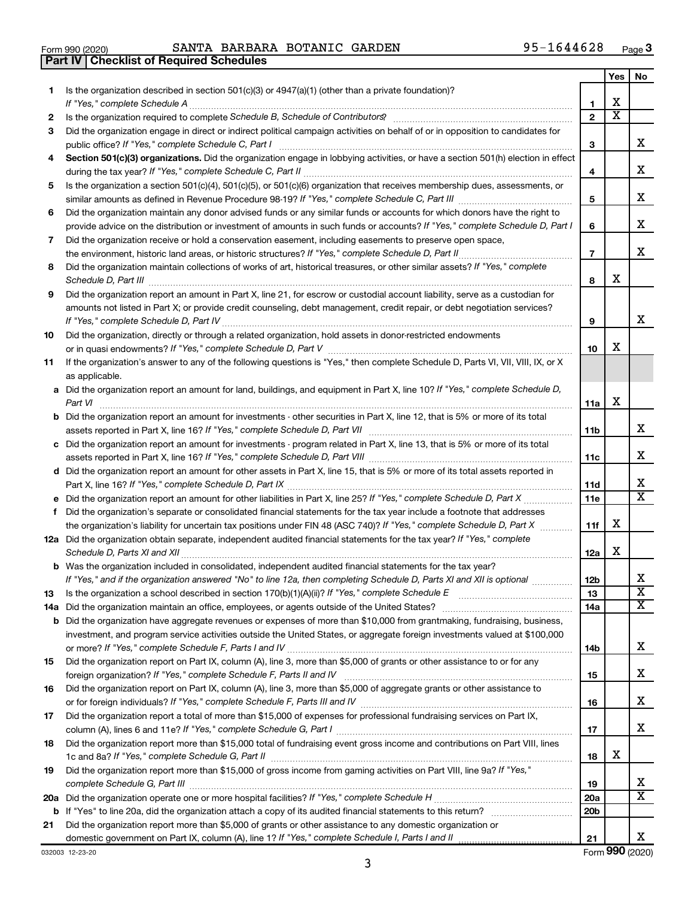Form 990 (2020) SANTA BARBARA BOTANIC GARDEN 95-1644628 Page 3

**Part IV | Checklist of Required Schedules**

| | | | Yes | No |
|---|---|---|---|---|
| 1 | Is the organization described in section 501(c)(3) or 4947(a)(1) (other than a private foundation)? *If "Yes," complete Schedule A* | 1 | X | |
| 2 | Is the organization required to complete *Schedule B, Schedule of Contributors*? | 2 | X | |
| 3 | Did the organization engage in direct or indirect political campaign activities on behalf of or in opposition to candidates for public office? *If "Yes," complete Schedule C, Part I* | 3 | | X |
| 4 | **Section 501(c)(3) organizations.** Did the organization engage in lobbying activities, or have a section 501(h) election in effect during the tax year? *If "Yes," complete Schedule C, Part II* | 4 | | X |
| 5 | Is the organization a section 501(c)(4), 501(c)(5), or 501(c)(6) organization that receives membership dues, assessments, or similar amounts as defined in Revenue Procedure 98-19? *If "Yes," complete Schedule C, Part III* | 5 | | X |
| 6 | Did the organization maintain any donor advised funds or any similar funds or accounts for which donors have the right to provide advice on the distribution or investment of amounts in such funds or accounts? *If "Yes," complete Schedule D, Part I* | 6 | | X |
| 7 | Did the organization receive or hold a conservation easement, including easements to preserve open space, the environment, historic land areas, or historic structures? *If "Yes," complete Schedule D, Part II* | 7 | | X |
| 8 | Did the organization maintain collections of works of art, historical treasures, or other similar assets? *If "Yes," complete Schedule D, Part III* | 8 | X | |
| 9 | Did the organization report an amount in Part X, line 21, for escrow or custodial account liability, serve as a custodian for amounts not listed in Part X; or provide credit counseling, debt management, credit repair, or debt negotiation services? *If "Yes," complete Schedule D, Part IV* | 9 | | X |
| 10 | Did the organization, directly or through a related organization, hold assets in donor-restricted endowments or in quasi endowments? *If "Yes," complete Schedule D, Part V* | 10 | X | |
| 11 | If the organization's answer to any of the following questions is "Yes," then complete Schedule D, Parts VI, VII, VIII, IX, or X as applicable. | | | |
| a | Did the organization report an amount for land, buildings, and equipment in Part X, line 10? *If "Yes," complete Schedule D, Part VI* | 11a | X | |
| b | Did the organization report an amount for investments - other securities in Part X, line 12, that is 5% or more of its total assets reported in Part X, line 16? *If "Yes," complete Schedule D, Part VII* | 11b | | X |
| c | Did the organization report an amount for investments - program related in Part X, line 13, that is 5% or more of its total assets reported in Part X, line 16? *If "Yes," complete Schedule D, Part VIII* | 11c | | X |
| d | Did the organization report an amount for other assets in Part X, line 15, that is 5% or more of its total assets reported in Part X, line 16? *If "Yes," complete Schedule D, Part IX* | 11d | | X |
| e | Did the organization report an amount for other liabilities in Part X, line 25? *If "Yes," complete Schedule D, Part X* | 11e | | X |
| f | Did the organization's separate or consolidated financial statements for the tax year include a footnote that addresses the organization's liability for uncertain tax positions under FIN 48 (ASC 740)? *If "Yes," complete Schedule D, Part X* | 11f | X | |
| 12a | Did the organization obtain separate, independent audited financial statements for the tax year? *If "Yes," complete Schedule D, Parts XI and XII* | 12a | X | |
| b | Was the organization included in consolidated, independent audited financial statements for the tax year? *If "Yes," and if the organization answered "No" to line 12a, then completing Schedule D, Parts XI and XII is optional* | 12b | | X |
| 13 | Is the organization a school described in section 170(b)(1)(A)(ii)? *If "Yes," complete Schedule E* | 13 | | X |
| 14a | Did the organization maintain an office, employees, or agents outside of the United States? | 14a | | X |
| b | Did the organization have aggregate revenues or expenses of more than $10,000 from grantmaking, fundraising, business, investment, and program service activities outside the United States, or aggregate foreign investments valued at $100,000 or more? *If "Yes," complete Schedule F, Parts I and IV* | 14b | | X |
| 15 | Did the organization report on Part IX, column (A), line 3, more than $5,000 of grants or other assistance to or for any foreign organization? *If "Yes," complete Schedule F, Parts II and IV* | 15 | | X |
| 16 | Did the organization report on Part IX, column (A), line 3, more than $5,000 of aggregate grants or other assistance to or for foreign individuals? *If "Yes," complete Schedule F, Parts III and IV* | 16 | | X |
| 17 | Did the organization report a total of more than $15,000 of expenses for professional fundraising services on Part IX, column (A), lines 6 and 11e? *If "Yes," complete Schedule G, Part I* | 17 | | X |
| 18 | Did the organization report more than $15,000 total of fundraising event gross income and contributions on Part VIII, lines 1c and 8a? *If "Yes," complete Schedule G, Part II* | 18 | X | |
| 19 | Did the organization report more than $15,000 of gross income from gaming activities on Part VIII, line 9a? *If "Yes," complete Schedule G, Part III* | 19 | | X |
| 20a | Did the organization operate one or more hospital facilities? *If "Yes," complete Schedule H* | 20a | | X |
| b | If "Yes" to line 20a, did the organization attach a copy of its audited financial statements to this return? | 20b | | |
| 21 | Did the organization report more than $5,000 of grants or other assistance to any domestic organization or domestic government on Part IX, column (A), line 1? *If "Yes," complete Schedule I, Parts I and II* | 21 | | X |

032003 12-23-20 Form **990** (2020)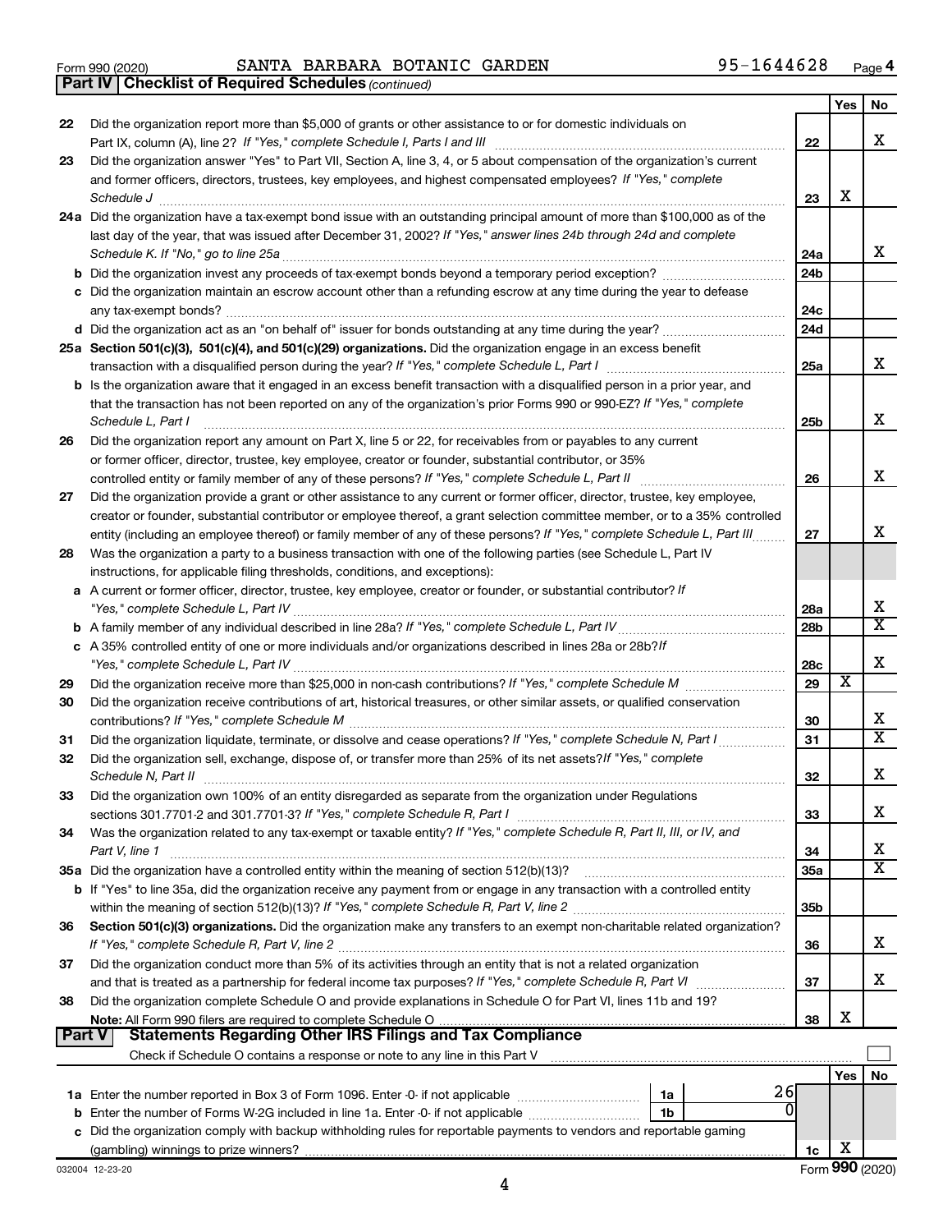Form 990 (2020) SANTA BARBARA BOTANIC GARDEN 95-1644628 Page 4

**Part IV | Checklist of Required Schedules** *(continued)*

| | | | Yes | No |
|---|---|---|---|---|
| 22 | Did the organization report more than $5,000 of grants or other assistance to or for domestic individuals on Part IX, column (A), line 2? *If "Yes," complete Schedule I, Parts I and III* | 22 | | X |
| 23 | Did the organization answer "Yes" to Part VII, Section A, line 3, 4, or 5 about compensation of the organization's current and former officers, directors, trustees, key employees, and highest compensated employees? *If "Yes," complete Schedule J* | 23 | X | |
| 24a | Did the organization have a tax-exempt bond issue with an outstanding principal amount of more than $100,000 as of the last day of the year, that was issued after December 31, 2002? *If "Yes," answer lines 24b through 24d and complete Schedule K. If "No," go to line 25a* | 24a | | X |
| b | Did the organization invest any proceeds of tax-exempt bonds beyond a temporary period exception? | 24b | | |
| c | Did the organization maintain an escrow account other than a refunding escrow at any time during the year to defease any tax-exempt bonds? | 24c | | |
| d | Did the organization act as an "on behalf of" issuer for bonds outstanding at any time during the year? | 24d | | |
| 25a | **Section 501(c)(3), 501(c)(4), and 501(c)(29) organizations.** Did the organization engage in an excess benefit transaction with a disqualified person during the year? *If "Yes," complete Schedule L, Part I* | 25a | | X |
| b | Is the organization aware that it engaged in an excess benefit transaction with a disqualified person in a prior year, and that the transaction has not been reported on any of the organization's prior Forms 990 or 990-EZ? *If "Yes," complete Schedule L, Part I* | 25b | | X |
| 26 | Did the organization report any amount on Part X, line 5 or 22, for receivables from or payables to any current or former officer, director, trustee, key employee, creator or founder, substantial contributor, or 35% controlled entity or family member of any of these persons? *If "Yes," complete Schedule L, Part II* | 26 | | X |
| 27 | Did the organization provide a grant or other assistance to any current or former officer, director, trustee, key employee, creator or founder, substantial contributor or employee thereof, a grant selection committee member, or to a 35% controlled entity (including an employee thereof) or family member of any of these persons? *If "Yes," complete Schedule L, Part III* | 27 | | X |
| 28 | Was the organization a party to a business transaction with one of the following parties (see Schedule L, Part IV instructions, for applicable filing thresholds, conditions, and exceptions): | | | |
| a | A current or former officer, director, trustee, key employee, creator or founder, or substantial contributor? *If "Yes," complete Schedule L, Part IV* | 28a | | X |
| b | A family member of any individual described in line 28a? *If "Yes," complete Schedule L, Part IV* | 28b | | X |
| c | A 35% controlled entity of one or more individuals and/or organizations described in lines 28a or 28b? *If "Yes," complete Schedule L, Part IV* | 28c | | X |
| 29 | Did the organization receive more than $25,000 in non-cash contributions? *If "Yes," complete Schedule M* | 29 | X | |
| 30 | Did the organization receive contributions of art, historical treasures, or other similar assets, or qualified conservation contributions? *If "Yes," complete Schedule M* | 30 | | X |
| 31 | Did the organization liquidate, terminate, or dissolve and cease operations? *If "Yes," complete Schedule N, Part I* | 31 | | X |
| 32 | Did the organization sell, exchange, dispose of, or transfer more than 25% of its net assets? *If "Yes," complete Schedule N, Part II* | 32 | | X |
| 33 | Did the organization own 100% of an entity disregarded as separate from the organization under Regulations sections 301.7701-2 and 301.7701-3? *If "Yes," complete Schedule R, Part I* | 33 | | X |
| 34 | Was the organization related to any tax-exempt or taxable entity? *If "Yes," complete Schedule R, Part II, III, or IV, and Part V, line 1* | 34 | | X |
| 35a | Did the organization have a controlled entity within the meaning of section 512(b)(13)? | 35a | | X |
| b | If "Yes" to line 35a, did the organization receive any payment from or engage in any transaction with a controlled entity within the meaning of section 512(b)(13)? *If "Yes," complete Schedule R, Part V, line 2* | 35b | | |
| 36 | **Section 501(c)(3) organizations.** Did the organization make any transfers to an exempt non-charitable related organization? *If "Yes," complete Schedule R, Part V, line 2* | 36 | | X |
| 37 | Did the organization conduct more than 5% of its activities through an entity that is not a related organization and that is treated as a partnership for federal income tax purposes? *If "Yes," complete Schedule R, Part VI* | 37 | | X |
| 38 | Did the organization complete Schedule O and provide explanations in Schedule O for Part VI, lines 11b and 19? **Note:** All Form 990 filers are required to complete Schedule O | 38 | X | |

**Part V | Statements Regarding Other IRS Filings and Tax Compliance**

Check if Schedule O contains a response or note to any line in this Part V ☐

| | | | | | Yes | No |
|---|---|---|---|---|---|---|
| 1a | Enter the number reported in Box 3 of Form 1096. Enter -0- if not applicable | 1a | 26 | | | |
| b | Enter the number of Forms W-2G included in line 1a. Enter -0- if not applicable | 1b | 0 | | | |
| c | Did the organization comply with backup withholding rules for reportable payments to vendors and reportable gaming (gambling) winnings to prize winners? | | | 1c | X | |

032004 12-23-20 Form **990** (2020)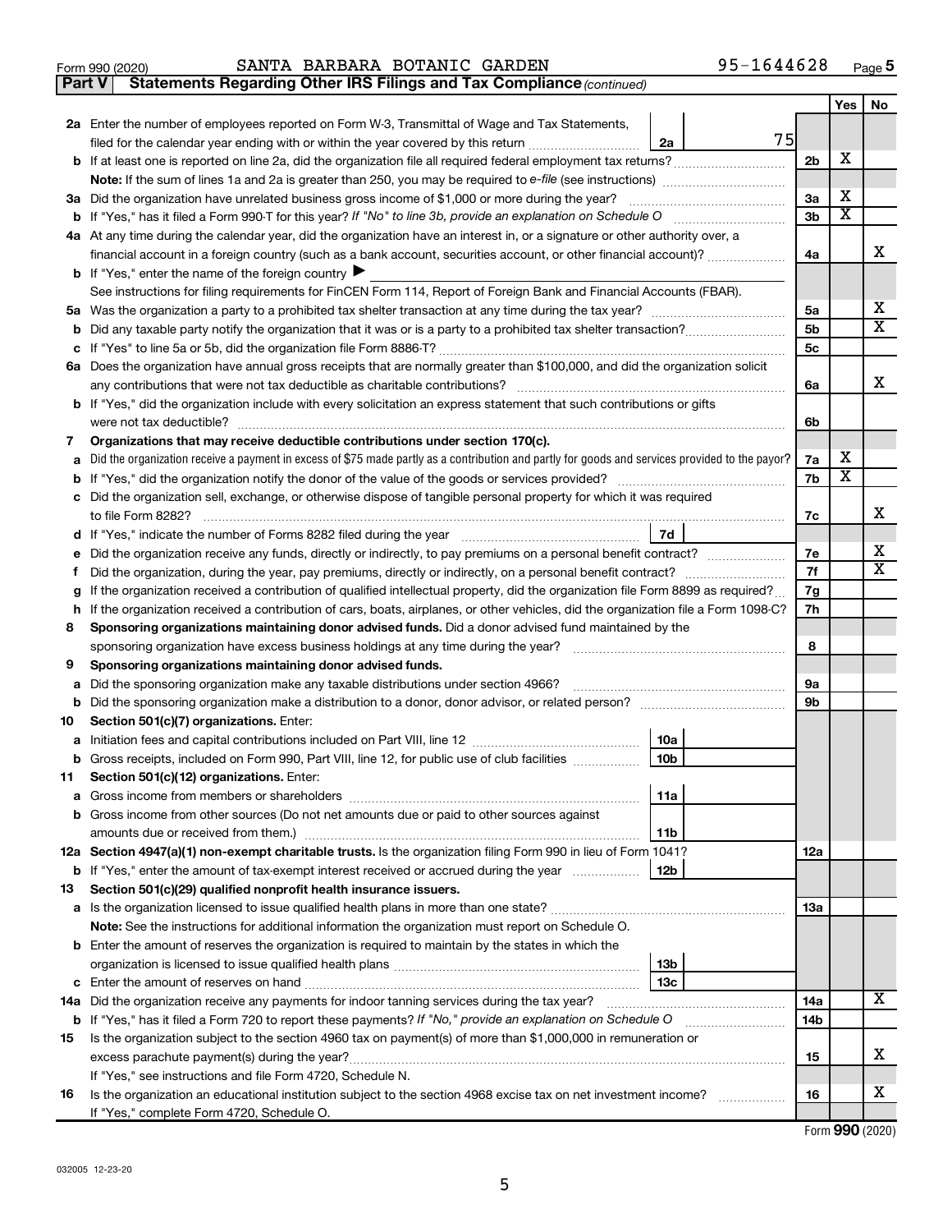Form 990 (2020) SANTA BARBARA BOTANIC GARDEN 95-1644628 Page 5

**Part V Statements Regarding Other IRS Filings and Tax Compliance** *(continued)*

| | | | | Yes | No |
|---|---|---|---|---|---|
| **2a** | Enter the number of employees reported on Form W-3, Transmittal of Wage and Tax Statements, filed for the calendar year ending with or within the year covered by this return | 2a 75 | | | |
| **b** | If at least one is reported on line 2a, did the organization file all required federal employment tax returns? | | 2b | X | |
| | **Note:** If the sum of lines 1a and 2a is greater than 250, you may be required to *e-file* (see instructions) | | | | |
| **3a** | Did the organization have unrelated business gross income of $1,000 or more during the year? | | 3a | X | |
| **b** | If "Yes," has it filed a Form 990-T for this year? *If "No" to line 3b, provide an explanation on Schedule O* | | 3b | X | |
| **4a** | At any time during the calendar year, did the organization have an interest in, or a signature or other authority over, a financial account in a foreign country (such as a bank account, securities account, or other financial account)? | | 4a | | X |
| **b** | If "Yes," enter the name of the foreign country ▶ | | | | |
| | See instructions for filing requirements for FinCEN Form 114, Report of Foreign Bank and Financial Accounts (FBAR). | | | | |
| **5a** | Was the organization a party to a prohibited tax shelter transaction at any time during the tax year? | | 5a | | X |
| **b** | Did any taxable party notify the organization that it was or is a party to a prohibited tax shelter transaction? | | 5b | | X |
| **c** | If "Yes" to line 5a or 5b, did the organization file Form 8886-T? | | 5c | | |
| **6a** | Does the organization have annual gross receipts that are normally greater than $100,000, and did the organization solicit any contributions that were not tax deductible as charitable contributions? | | 6a | | X |
| **b** | If "Yes," did the organization include with every solicitation an express statement that such contributions or gifts were not tax deductible? | | 6b | | |
| **7** | **Organizations that may receive deductible contributions under section 170(c).** | | | | |
| **a** | Did the organization receive a payment in excess of $75 made partly as a contribution and partly for goods and services provided to the payor? | | 7a | X | |
| **b** | If "Yes," did the organization notify the donor of the value of the goods or services provided? | | 7b | X | |
| **c** | Did the organization sell, exchange, or otherwise dispose of tangible personal property for which it was required to file Form 8282? | | 7c | | X |
| **d** | If "Yes," indicate the number of Forms 8282 filed during the year | 7d | | | |
| **e** | Did the organization receive any funds, directly or indirectly, to pay premiums on a personal benefit contract? | | 7e | | X |
| **f** | Did the organization, during the year, pay premiums, directly or indirectly, on a personal benefit contract? | | 7f | | X |
| **g** | If the organization received a contribution of qualified intellectual property, did the organization file Form 8899 as required? | | 7g | | |
| **h** | If the organization received a contribution of cars, boats, airplanes, or other vehicles, did the organization file a Form 1098-C? | | 7h | | |
| **8** | **Sponsoring organizations maintaining donor advised funds.** Did a donor advised fund maintained by the sponsoring organization have excess business holdings at any time during the year? | | 8 | | |
| **9** | **Sponsoring organizations maintaining donor advised funds.** | | | | |
| **a** | Did the sponsoring organization make any taxable distributions under section 4966? | | 9a | | |
| **b** | Did the sponsoring organization make a distribution to a donor, donor advisor, or related person? | | 9b | | |
| **10** | **Section 501(c)(7) organizations.** Enter: | | | | |
| **a** | Initiation fees and capital contributions included on Part VIII, line 12 | 10a | | | |
| **b** | Gross receipts, included on Form 990, Part VIII, line 12, for public use of club facilities | 10b | | | |
| **11** | **Section 501(c)(12) organizations.** Enter: | | | | |
| **a** | Gross income from members or shareholders | 11a | | | |
| **b** | Gross income from other sources (Do not net amounts due or paid to other sources against amounts due or received from them.) | 11b | | | |
| **12a** | **Section 4947(a)(1) non-exempt charitable trusts.** Is the organization filing Form 990 in lieu of Form 1041? | | 12a | | |
| **b** | If "Yes," enter the amount of tax-exempt interest received or accrued during the year | 12b | | | |
| **13** | **Section 501(c)(29) qualified nonprofit health insurance issuers.** | | | | |
| **a** | Is the organization licensed to issue qualified health plans in more than one state? | | 13a | | |
| | **Note:** See the instructions for additional information the organization must report on Schedule O. | | | | |
| **b** | Enter the amount of reserves the organization is required to maintain by the states in which the organization is licensed to issue qualified health plans | 13b | | | |
| **c** | Enter the amount of reserves on hand | 13c | | | |
| **14a** | Did the organization receive any payments for indoor tanning services during the tax year? | | 14a | | X |
| **b** | If "Yes," has it filed a Form 720 to report these payments? *If "No," provide an explanation on Schedule O* | | 14b | | |
| **15** | Is the organization subject to the section 4960 tax on payment(s) of more than $1,000,000 in remuneration or excess parachute payment(s) during the year? | | 15 | | X |
| | If "Yes," see instructions and file Form 4720, Schedule N. | | | | |
| **16** | Is the organization an educational institution subject to the section 4968 excise tax on net investment income? | | 16 | | X |
| | If "Yes," complete Form 4720, Schedule O. | | | | |

Form **990** (2020)

032005 12-23-20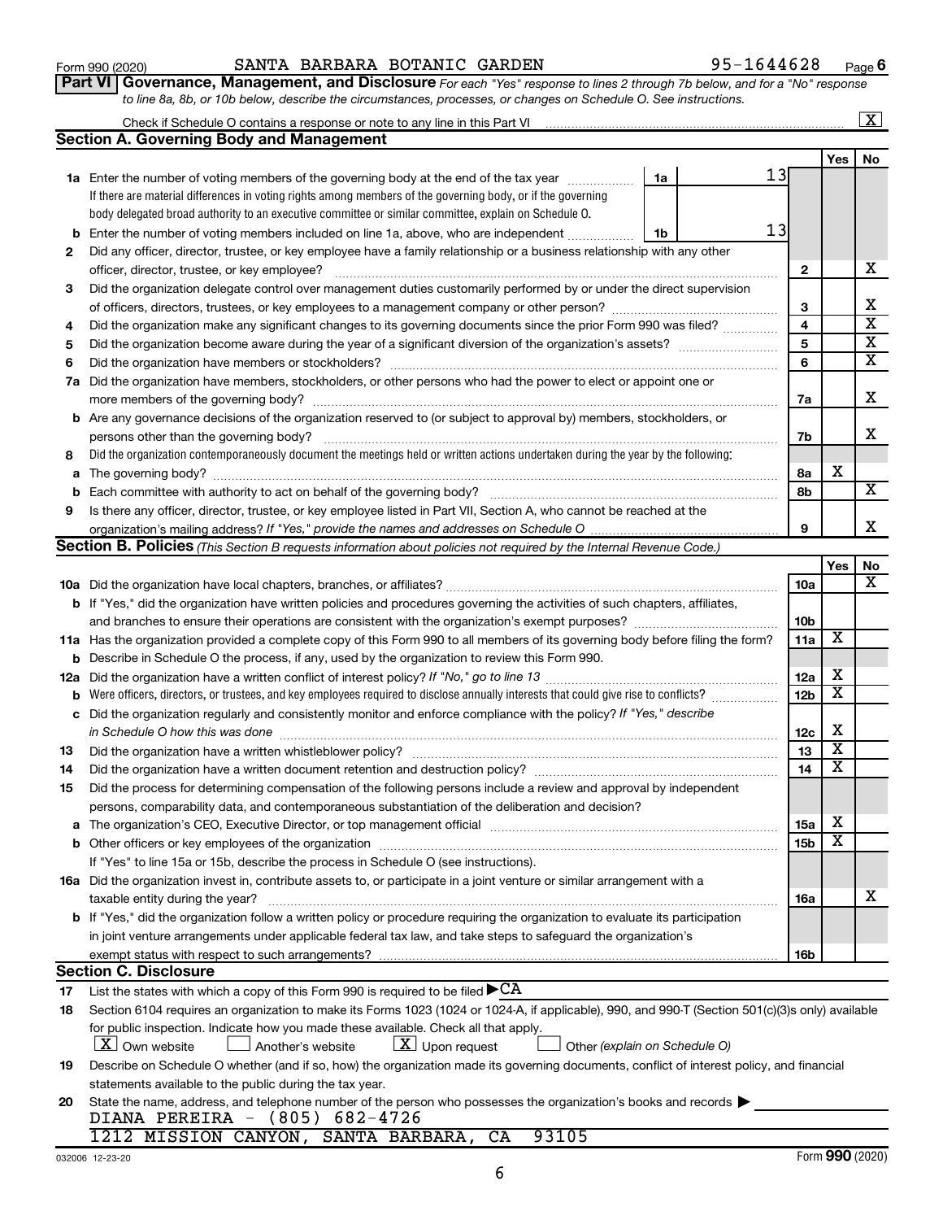Form 990 (2020) SANTA BARBARA BOTANIC GARDEN 95-1644628 Page 6

**Part VI Governance, Management, and Disclosure** *For each "Yes" response to lines 2 through 7b below, and for a "No" response to line 8a, 8b, or 10b below, describe the circumstances, processes, or changes on Schedule O. See instructions.*

Check if Schedule O contains a response or note to any line in this Part VI ..... [X]

## Section A. Governing Body and Management

| | | | | Yes | No |
|---|---|---|---|---|---|
| **1a** | Enter the number of voting members of the governing body at the end of the tax year ..... **1a** 13<br>If there are material differences in voting rights among members of the governing body, or if the governing body delegated broad authority to an executive committee or similar committee, explain on Schedule O. | | | | |
| **b** | Enter the number of voting members included on line 1a, above, who are independent ..... **1b** 13 | | | | |
| **2** | Did any officer, director, trustee, or key employee have a family relationship or a business relationship with any other officer, director, trustee, or key employee? | | 2 | | X |
| **3** | Did the organization delegate control over management duties customarily performed by or under the direct supervision of officers, directors, trustees, or key employees to a management company or other person? | | 3 | | X |
| **4** | Did the organization make any significant changes to its governing documents since the prior Form 990 was filed? | | 4 | | X |
| **5** | Did the organization become aware during the year of a significant diversion of the organization's assets? | | 5 | | X |
| **6** | Did the organization have members or stockholders? | | 6 | | X |
| **7a** | Did the organization have members, stockholders, or other persons who had the power to elect or appoint one or more members of the governing body? | | 7a | | X |
| **b** | Are any governance decisions of the organization reserved to (or subject to approval by) members, stockholders, or persons other than the governing body? | | 7b | | X |
| **8** | Did the organization contemporaneously document the meetings held or written actions undertaken during the year by the following: | | | | |
| **a** | The governing body? | | 8a | X | |
| **b** | Each committee with authority to act on behalf of the governing body? | | 8b | | X |
| **9** | Is there any officer, director, trustee, or key employee listed in Part VII, Section A, who cannot be reached at the organization's mailing address? *If "Yes," provide the names and addresses on Schedule O* | | 9 | | X |

## Section B. Policies *(This Section B requests information about policies not required by the Internal Revenue Code.)*

| | | | Yes | No |
|---|---|---|---|---|
| **10a** | Did the organization have local chapters, branches, or affiliates? | 10a | | X |
| **b** | If "Yes," did the organization have written policies and procedures governing the activities of such chapters, affiliates, and branches to ensure their operations are consistent with the organization's exempt purposes? | 10b | | |
| **11a** | Has the organization provided a complete copy of this Form 990 to all members of its governing body before filing the form? | 11a | X | |
| **b** | Describe in Schedule O the process, if any, used by the organization to review this Form 990. | | | |
| **12a** | Did the organization have a written conflict of interest policy? *If "No," go to line 13* | 12a | X | |
| **b** | Were officers, directors, or trustees, and key employees required to disclose annually interests that could give rise to conflicts? | 12b | X | |
| **c** | Did the organization regularly and consistently monitor and enforce compliance with the policy? *If "Yes," describe in Schedule O how this was done* | 12c | X | |
| **13** | Did the organization have a written whistleblower policy? | 13 | X | |
| **14** | Did the organization have a written document retention and destruction policy? | 14 | X | |
| **15** | Did the process for determining compensation of the following persons include a review and approval by independent persons, comparability data, and contemporaneous substantiation of the deliberation and decision? | | | |
| **a** | The organization's CEO, Executive Director, or top management official | 15a | X | |
| **b** | Other officers or key employees of the organization | 15b | X | |
| | If "Yes" to line 15a or 15b, describe the process in Schedule O (see instructions). | | | |
| **16a** | Did the organization invest in, contribute assets to, or participate in a joint venture or similar arrangement with a taxable entity during the year? | 16a | | X |
| **b** | If "Yes," did the organization follow a written policy or procedure requiring the organization to evaluate its participation in joint venture arrangements under applicable federal tax law, and take steps to safeguard the organization's exempt status with respect to such arrangements? | 16b | | |

## Section C. Disclosure

**17** List the states with which a copy of this Form 990 is required to be filed ▶ CA

**18** Section 6104 requires an organization to make its Forms 1023 (1024 or 1024-A, if applicable), 990, and 990-T (Section 501(c)(3)s only) available for public inspection. Indicate how you made these available. Check all that apply.
[X] Own website [ ] Another's website [X] Upon request [ ] Other *(explain on Schedule O)*

**19** Describe on Schedule O whether (and if so, how) the organization made its governing documents, conflict of interest policy, and financial statements available to the public during the tax year.

**20** State the name, address, and telephone number of the person who possesses the organization's books and records ▶
DIANA PEREIRA - (805) 682-4726
1212 MISSION CANYON, SANTA BARBARA, CA 93105

032006 12-23-20 Form **990** (2020)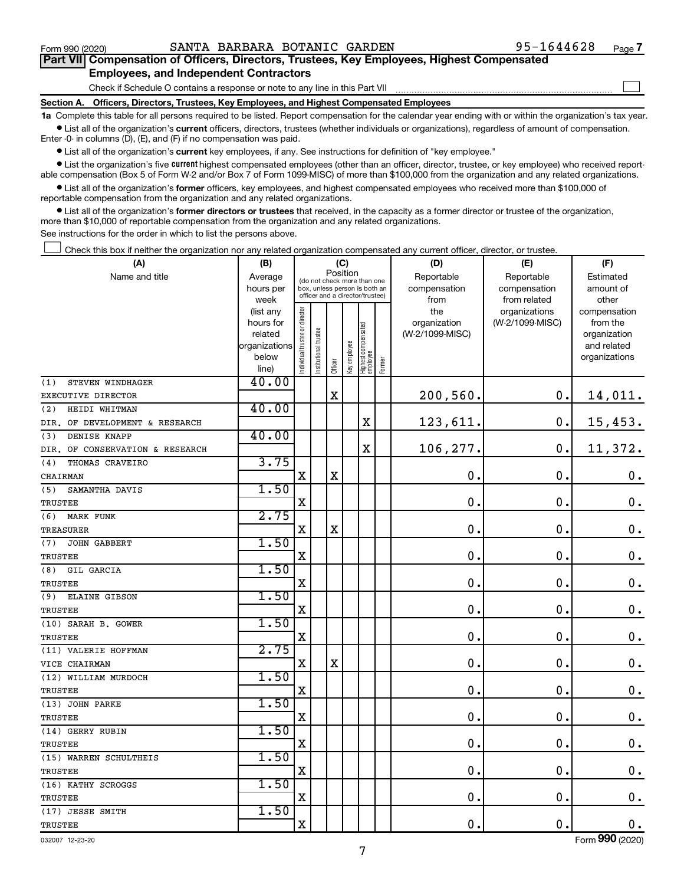Form 990 (2020) SANTA BARBARA BOTANIC GARDEN 95-1644628 Page 7

## Part VII Compensation of Officers, Directors, Trustees, Key Employees, Highest Compensated Employees, and Independent Contractors

Check if Schedule O contains a response or note to any line in this Part VII

### Section A. Officers, Directors, Trustees, Key Employees, and Highest Compensated Employees

**1a** Complete this table for all persons required to be listed. Report compensation for the calendar year ending with or within the organization's tax year.

- List all of the organization's **current** officers, directors, trustees (whether individuals or organizations), regardless of amount of compensation. Enter -0- in columns (D), (E), and (F) if no compensation was paid.
- List all of the organization's **current** key employees, if any. See instructions for definition of "key employee."
- List the organization's five **current** highest compensated employees (other than an officer, director, trustee, or key employee) who received reportable compensation (Box 5 of Form W-2 and/or Box 7 of Form 1099-MISC) of more than $100,000 from the organization and any related organizations.
- List all of the organization's **former** officers, key employees, and highest compensated employees who received more than $100,000 of reportable compensation from the organization and any related organizations.
- List all of the organization's **former directors or trustees** that received, in the capacity as a former director or trustee of the organization, more than $10,000 of reportable compensation from the organization and any related organizations.

See instructions for the order in which to list the persons above.

Check this box if neither the organization nor any related organization compensated any current officer, director, or trustee.

| (A) Name and title | (B) Average hours per week (list any hours for related organizations below line) | (C) Position (do not check more than one box, unless person is both an officer and a director/trustee) | | | | | | (D) Reportable compensation from the organization (W-2/1099-MISC) | (E) Reportable compensation from related organizations (W-2/1099-MISC) | (F) Estimated amount of other compensation from the organization and related organizations |
|---|---|---|---|---|---|---|---|---|---|---|
| | | Individual trustee or director | Institutional trustee | Officer | Key employee | Highest compensated employee | Former | | | |
| (1) STEVEN WINDHAGER<br>EXECUTIVE DIRECTOR | 40.00 | | | X | | | | 200,560. | 0. | 14,011. |
| (2) HEIDI WHITMAN<br>DIR. OF DEVELOPMENT & RESEARCH | 40.00 | | | | | X | | 123,611. | 0. | 15,453. |
| (3) DENISE KNAPP<br>DIR. OF CONSERVATION & RESEARCH | 40.00 | | | | | X | | 106,277. | 0. | 11,372. |
| (4) THOMAS CRAVEIRO<br>CHAIRMAN | 3.75 | X | | X | | | | 0. | 0. | 0. |
| (5) SAMANTHA DAVIS<br>TRUSTEE | 1.50 | X | | | | | | 0. | 0. | 0. |
| (6) MARK FUNK<br>TREASURER | 2.75 | X | | X | | | | 0. | 0. | 0. |
| (7) JOHN GABBERT<br>TRUSTEE | 1.50 | X | | | | | | 0. | 0. | 0. |
| (8) GIL GARCIA<br>TRUSTEE | 1.50 | X | | | | | | 0. | 0. | 0. |
| (9) ELAINE GIBSON<br>TRUSTEE | 1.50 | X | | | | | | 0. | 0. | 0. |
| (10) SARAH B. GOWER<br>TRUSTEE | 1.50 | X | | | | | | 0. | 0. | 0. |
| (11) VALERIE HOFFMAN<br>VICE CHAIRMAN | 2.75 | X | | X | | | | 0. | 0. | 0. |
| (12) WILLIAM MURDOCH<br>TRUSTEE | 1.50 | X | | | | | | 0. | 0. | 0. |
| (13) JOHN PARKE<br>TRUSTEE | 1.50 | X | | | | | | 0. | 0. | 0. |
| (14) GERRY RUBIN<br>TRUSTEE | 1.50 | X | | | | | | 0. | 0. | 0. |
| (15) WARREN SCHULTHEIS<br>TRUSTEE | 1.50 | X | | | | | | 0. | 0. | 0. |
| (16) KATHY SCROGGS<br>TRUSTEE | 1.50 | X | | | | | | 0. | 0. | 0. |
| (17) JESSE SMITH<br>TRUSTEE | 1.50 | X | | | | | | 0. | 0. | 0. |

032007 12-23-20 Form 990 (2020)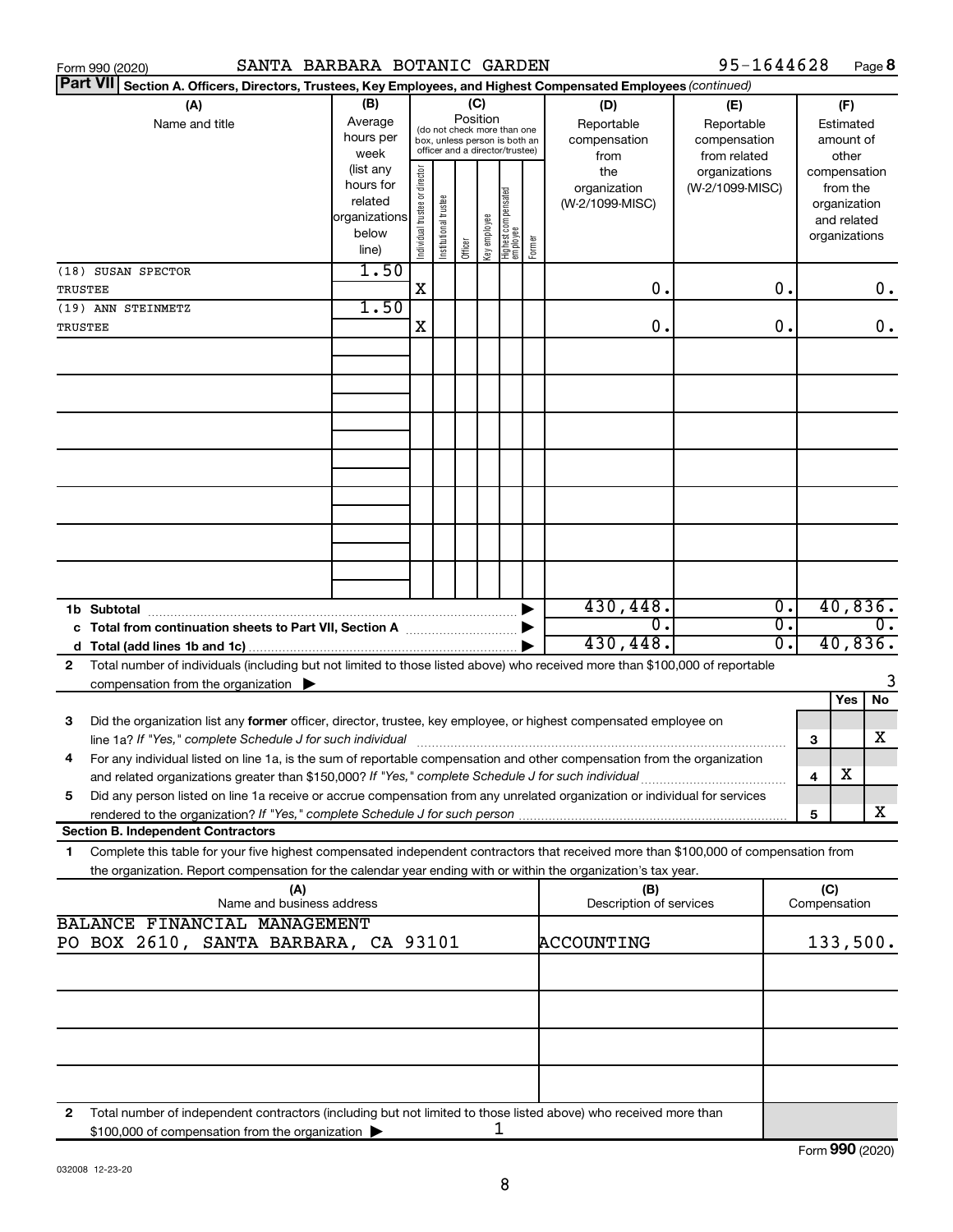Form 990 (2020) SANTA BARBARA BOTANIC GARDEN 95-1644628

## Part VII Section A. Officers, Directors, Trustees, Key Employees, and Highest Compensated Employees *(continued)*

| (A) Name and title | (B) Average hours per week (list any hours for related organizations below line) | (C) Position: Individual trustee or director | Institutional trustee | Officer | Key employee | Highest compensated employee | Former | (D) Reportable compensation from the organization (W-2/1099-MISC) | (E) Reportable compensation from related organizations (W-2/1099-MISC) | (F) Estimated amount of other compensation from the organization and related organizations |
|---|---|---|---|---|---|---|---|---|---|---|
| (18) SUSAN SPECTOR<br>TRUSTEE | 1.50 | X | | | | | | 0. | 0. | 0. |
| (19) ANN STEINMETZ<br>TRUSTEE | 1.50 | X | | | | | | 0. | 0. | 0. |
| 1b Subtotal | | | | | | | | 430,448. | 0. | 40,836. |
| c Total from continuation sheets to Part VII, Section A | | | | | | | | 0. | 0. | 0. |
| d Total (add lines 1b and 1c) | | | | | | | | 430,448. | 0. | 40,836. |

2 Total number of individuals (including but not limited to those listed above) who received more than $100,000 of reportable compensation from the organization ▶ 3

| | | Yes | No |
|---|---|---|---|
| 3 Did the organization list any **former** officer, director, trustee, key employee, or highest compensated employee on line 1a? *If "Yes," complete Schedule J for such individual* | 3 | | X |
| 4 For any individual listed on line 1a, is the sum of reportable compensation and other compensation from the organization and related organizations greater than $150,000? *If "Yes," complete Schedule J for such individual* | 4 | X | |
| 5 Did any person listed on line 1a receive or accrue compensation from any unrelated organization or individual for services rendered to the organization? *If "Yes," complete Schedule J for such person* | 5 | | X |

### Section B. Independent Contractors

1 Complete this table for your five highest compensated independent contractors that received more than $100,000 of compensation from the organization. Report compensation for the calendar year ending with or within the organization's tax year.

| (A) Name and business address | (B) Description of services | (C) Compensation |
|---|---|---|
| BALANCE FINANCIAL MANAGEMENT<br>PO BOX 2610, SANTA BARBARA, CA 93101 | ACCOUNTING | 133,500. |

2 Total number of independent contractors (including but not limited to those listed above) who received more than $100,000 of compensation from the organization ▶ 1

Form **990** (2020)

032008 12-23-20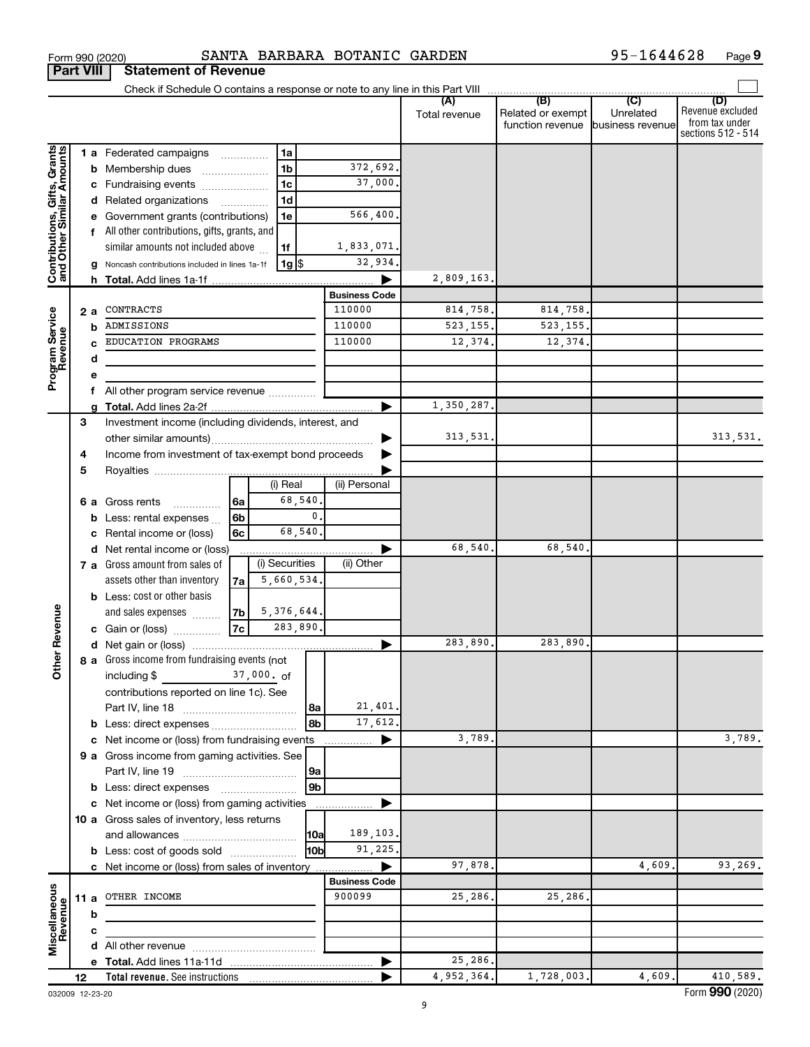Form 990 (2020) SANTA BARBARA BOTANIC GARDEN 95-1644628 Page 9

**Part VIII Statement of Revenue**

Check if Schedule O contains a response or note to any line in this Part VIII

| | | | | (A) Total revenue | (B) Related or exempt function revenue | (C) Unrelated business revenue | (D) Revenue excluded from tax under sections 512 - 514 |
|---|---|---|---|---|---|---|---|
| **Contributions, Gifts, Grants and Other Similar Amounts** | 1 a Federated campaigns | 1a | | | | | |
| | b Membership dues | 1b | 372,692. | | | | |
| | c Fundraising events | 1c | 37,000. | | | | |
| | d Related organizations | 1d | | | | | |
| | e Government grants (contributions) | 1e | 566,400. | | | | |
| | f All other contributions, gifts, grants, and similar amounts not included above | 1f | 1,833,071. | | | | |
| | g Noncash contributions included in lines 1a-1f | 1g $ | 32,934. | | | | |
| | h Total. Add lines 1a-1f | | ▶ | 2,809,163. | | | |
| | | | **Business Code** | | | | |
| **Program Service Revenue** | 2 a CONTRACTS | | 110000 | 814,758. | 814,758. | | |
| | b ADMISSIONS | | 110000 | 523,155. | 523,155. | | |
| | c EDUCATION PROGRAMS | | 110000 | 12,374. | 12,374. | | |
| | d | | | | | | |
| | e | | | | | | |
| | f All other program service revenue | | | | | | |
| | g Total. Add lines 2a-2f | | ▶ | 1,350,287. | | | |
| **Other Revenue** | 3 Investment income (including dividends, interest, and other similar amounts) | | ▶ | 313,531. | | | 313,531. |
| | 4 Income from investment of tax-exempt bond proceeds | | ▶ | | | | |
| | 5 Royalties | | ▶ | | | | |
| | | (i) Real | (ii) Personal | | | | |
| | 6 a Gross rents 6a | 68,540. | | | | | |
| | b Less: rental expenses 6b | 0. | | | | | |
| | c Rental income or (loss) 6c | 68,540. | | | | | |
| | d Net rental income or (loss) | | ▶ | 68,540. | 68,540. | | |
| | | (i) Securities | (ii) Other | | | | |
| | 7 a Gross amount from sales of assets other than inventory 7a | 5,660,534. | | | | | |
| | b Less: cost or other basis and sales expenses 7b | 5,376,644. | | | | | |
| | c Gain or (loss) 7c | 283,890. | | | | | |
| | d Net gain or (loss) | | ▶ | 283,890. | 283,890. | | |
| | 8 a Gross income from fundraising events (not including $ 37,000. of contributions reported on line 1c). See Part IV, line 18 | 8a | 21,401. | | | | |
| | b Less: direct expenses | 8b | 17,612. | | | | |
| | c Net income or (loss) from fundraising events | | ▶ | 3,789. | | | 3,789. |
| | 9 a Gross income from gaming activities. See Part IV, line 19 | 9a | | | | | |
| | b Less: direct expenses | 9b | | | | | |
| | c Net income or (loss) from gaming activities | | ▶ | | | | |
| | 10 a Gross sales of inventory, less returns and allowances | 10a | 189,103. | | | | |
| | b Less: cost of goods sold | 10b | 91,225. | | | | |
| | c Net income or (loss) from sales of inventory | | ▶ | 97,878. | | 4,609. | 93,269. |
| | | | **Business Code** | | | | |
| **Miscellaneous Revenue** | 11 a OTHER INCOME | | 900099 | 25,286. | 25,286. | | |
| | b | | | | | | |
| | c | | | | | | |
| | d All other revenue | | | | | | |
| | e Total. Add lines 11a-11d | | ▶ | 25,286. | | | |
| | 12 Total revenue. See instructions | | ▶ | 4,952,364. | 1,728,003. | 4,609. | 410,589. |

032009 12-23-20 Form **990** (2020)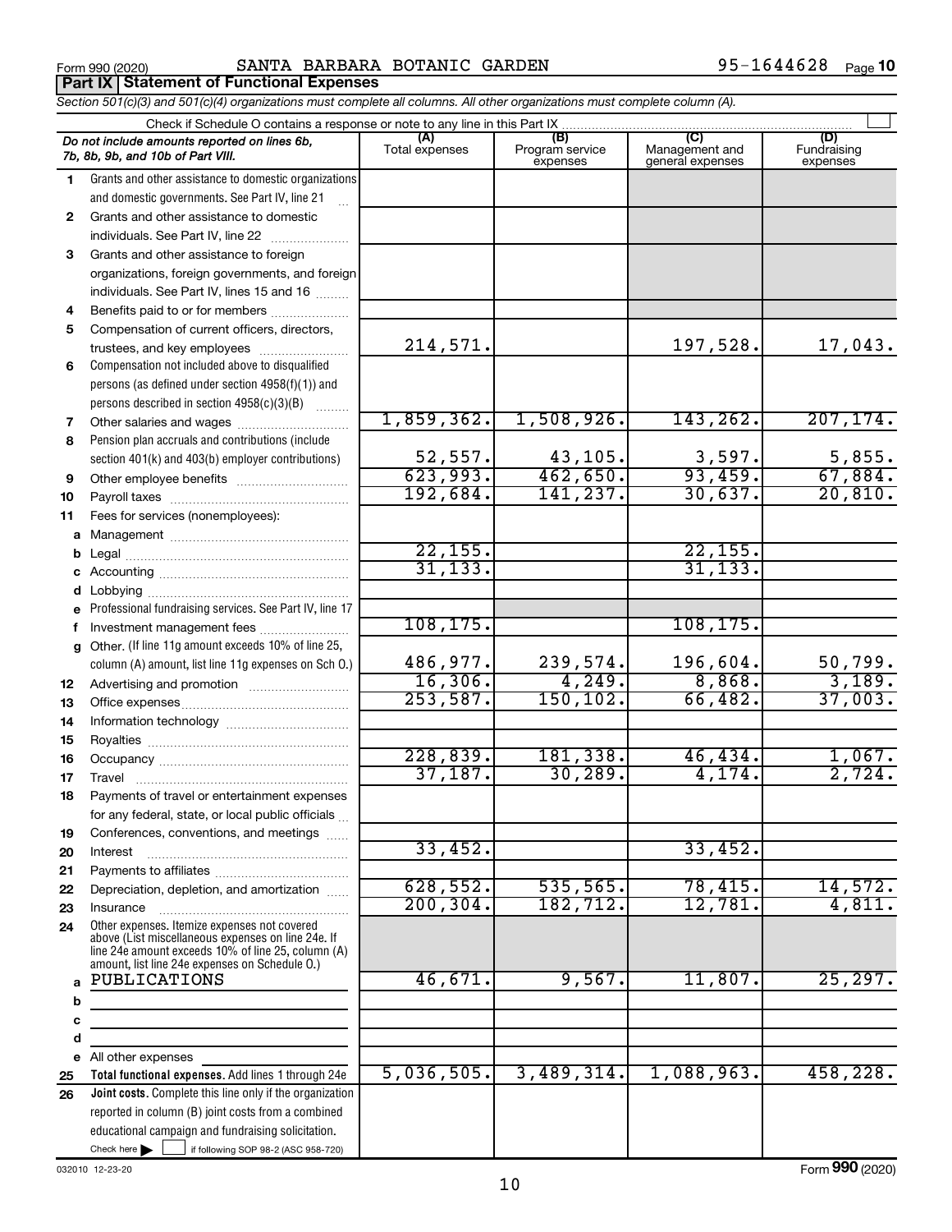Form 990 (2020) SANTA BARBARA BOTANIC GARDEN 95-1644628 Page **10**

## Part IX Statement of Functional Expenses

*Section 501(c)(3) and 501(c)(4) organizations must complete all columns. All other organizations must complete column (A).*

Check if Schedule O contains a response or note to any line in this Part IX

| | *Do not include amounts reported on lines 6b, 7b, 8b, 9b, and 10b of Part VIII.* | (A) Total expenses | (B) Program service expenses | (C) Management and general expenses | (D) Fundraising expenses |
|---|---|---|---|---|---|
| 1 | Grants and other assistance to domestic organizations and domestic governments. See Part IV, line 21 | | | | |
| 2 | Grants and other assistance to domestic individuals. See Part IV, line 22 | | | | |
| 3 | Grants and other assistance to foreign organizations, foreign governments, and foreign individuals. See Part IV, lines 15 and 16 | | | | |
| 4 | Benefits paid to or for members | | | | |
| 5 | Compensation of current officers, directors, trustees, and key employees | 214,571. | | 197,528. | 17,043. |
| 6 | Compensation not included above to disqualified persons (as defined under section 4958(f)(1)) and persons described in section 4958(c)(3)(B) | | | | |
| 7 | Other salaries and wages | 1,859,362. | 1,508,926. | 143,262. | 207,174. |
| 8 | Pension plan accruals and contributions (include section 401(k) and 403(b) employer contributions) | 52,557. | 43,105. | 3,597. | 5,855. |
| 9 | Other employee benefits | 623,993. | 462,650. | 93,459. | 67,884. |
| 10 | Payroll taxes | 192,684. | 141,237. | 30,637. | 20,810. |
| 11 | Fees for services (nonemployees): | | | | |
| a | Management | | | | |
| b | Legal | 22,155. | | 22,155. | |
| c | Accounting | 31,133. | | 31,133. | |
| d | Lobbying | | | | |
| e | Professional fundraising services. See Part IV, line 17 | | | | |
| f | Investment management fees | 108,175. | | 108,175. | |
| g | Other. (If line 11g amount exceeds 10% of line 25, column (A) amount, list line 11g expenses on Sch O.) | 486,977. | 239,574. | 196,604. | 50,799. |
| 12 | Advertising and promotion | 16,306. | 4,249. | 8,868. | 3,189. |
| 13 | Office expenses | 253,587. | 150,102. | 66,482. | 37,003. |
| 14 | Information technology | | | | |
| 15 | Royalties | | | | |
| 16 | Occupancy | 228,839. | 181,338. | 46,434. | 1,067. |
| 17 | Travel | 37,187. | 30,289. | 4,174. | 2,724. |
| 18 | Payments of travel or entertainment expenses for any federal, state, or local public officials | | | | |
| 19 | Conferences, conventions, and meetings | | | | |
| 20 | Interest | 33,452. | | 33,452. | |
| 21 | Payments to affiliates | | | | |
| 22 | Depreciation, depletion, and amortization | 628,552. | 535,565. | 78,415. | 14,572. |
| 23 | Insurance | 200,304. | 182,712. | 12,781. | 4,811. |
| 24 | Other expenses. Itemize expenses not covered above (List miscellaneous expenses on line 24e. If line 24e amount exceeds 10% of line 25, column (A) amount, list line 24e expenses on Schedule O.) | | | | |
| a | PUBLICATIONS | 46,671. | 9,567. | 11,807. | 25,297. |
| b | | | | | |
| c | | | | | |
| d | | | | | |
| e | All other expenses | | | | |
| 25 | **Total functional expenses.** Add lines 1 through 24e | 5,036,505. | 3,489,314. | 1,088,963. | 458,228. |
| 26 | **Joint costs.** Complete this line only if the organization reported in column (B) joint costs from a combined educational campaign and fundraising solicitation. Check here ☐ if following SOP 98-2 (ASC 958-720) | | | | |

032010 12-23-20 Form **990** (2020)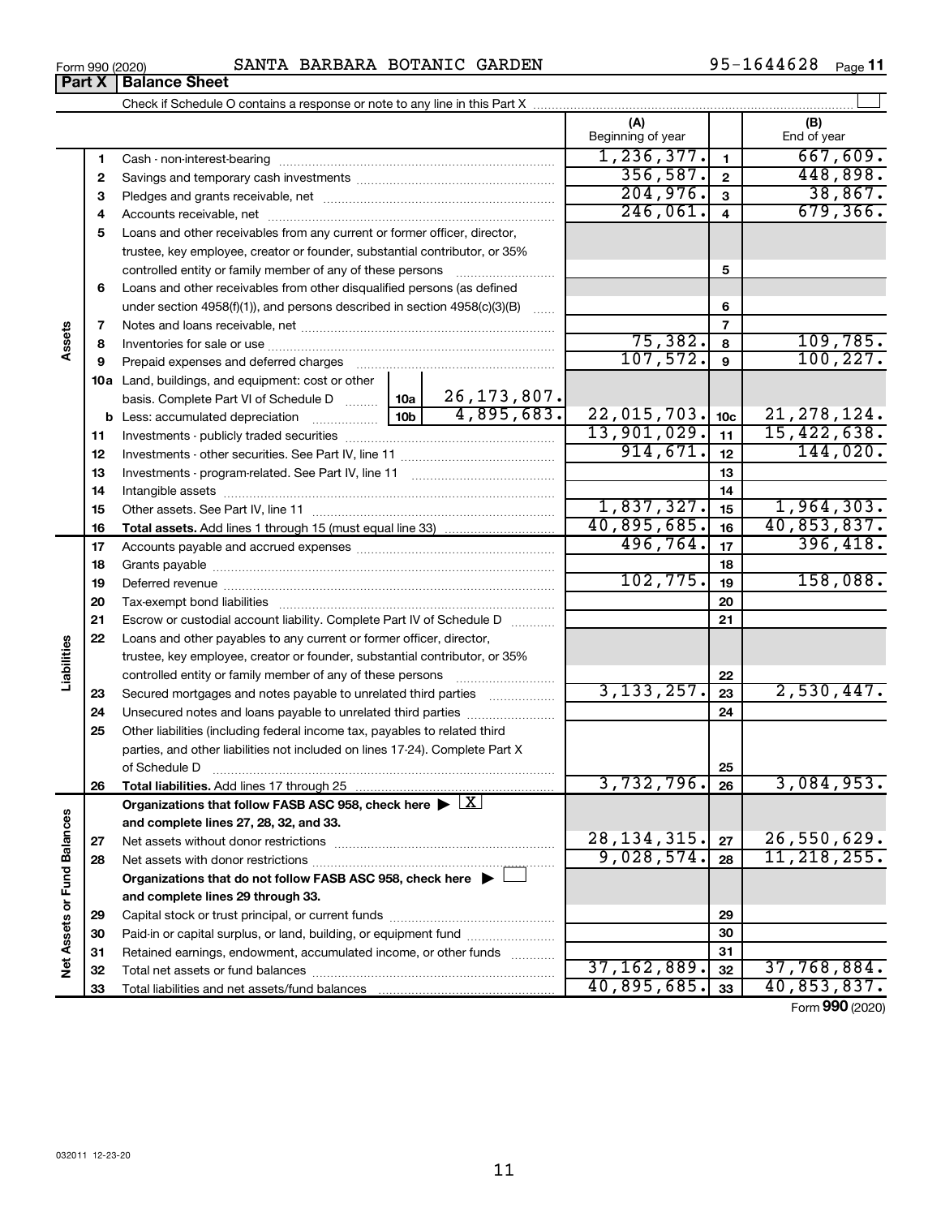Form 990 (2020) SANTA BARBARA BOTANIC GARDEN 95-1644628

## Part X | Balance Sheet

Check if Schedule O contains a response or note to any line in this Part X

| | | | (A) Beginning of year | | (B) End of year |
|---|---|---|---|---|---|
| Assets | 1 | Cash - non-interest-bearing | 1,236,377. | 1 | 667,609. |
| | 2 | Savings and temporary cash investments | 356,587. | 2 | 448,898. |
| | 3 | Pledges and grants receivable, net | 204,976. | 3 | 38,867. |
| | 4 | Accounts receivable, net | 246,061. | 4 | 679,366. |
| | 5 | Loans and other receivables from any current or former officer, director, trustee, key employee, creator or founder, substantial contributor, or 35% controlled entity or family member of any of these persons | | 5 | |
| | 6 | Loans and other receivables from other disqualified persons (as defined under section 4958(f)(1)), and persons described in section 4958(c)(3)(B) | | 6 | |
| | 7 | Notes and loans receivable, net | | 7 | |
| | 8 | Inventories for sale or use | 75,382. | 8 | 109,785. |
| | 9 | Prepaid expenses and deferred charges | 107,572. | 9 | 100,227. |
| | 10a | Land, buildings, and equipment: cost or other basis. Complete Part VI of Schedule D ... 10a: 26,173,807. | | | |
| | b | Less: accumulated depreciation ... 10b: 4,895,683. | 22,015,703. | 10c | 21,278,124. |
| | 11 | Investments - publicly traded securities | 13,901,029. | 11 | 15,422,638. |
| | 12 | Investments - other securities. See Part IV, line 11 | 914,671. | 12 | 144,020. |
| | 13 | Investments - program-related. See Part IV, line 11 | | 13 | |
| | 14 | Intangible assets | | 14 | |
| | 15 | Other assets. See Part IV, line 11 | 1,837,327. | 15 | 1,964,303. |
| | 16 | **Total assets.** Add lines 1 through 15 (must equal line 33) | 40,895,685. | 16 | 40,853,837. |
| Liabilities | 17 | Accounts payable and accrued expenses | 496,764. | 17 | 396,418. |
| | 18 | Grants payable | | 18 | |
| | 19 | Deferred revenue | 102,775. | 19 | 158,088. |
| | 20 | Tax-exempt bond liabilities | | 20 | |
| | 21 | Escrow or custodial account liability. Complete Part IV of Schedule D | | 21 | |
| | 22 | Loans and other payables to any current or former officer, director, trustee, key employee, creator or founder, substantial contributor, or 35% controlled entity or family member of any of these persons | | 22 | |
| | 23 | Secured mortgages and notes payable to unrelated third parties | 3,133,257. | 23 | 2,530,447. |
| | 24 | Unsecured notes and loans payable to unrelated third parties | | 24 | |
| | 25 | Other liabilities (including federal income tax, payables to related third parties, and other liabilities not included on lines 17-24). Complete Part X of Schedule D | | 25 | |
| | 26 | **Total liabilities.** Add lines 17 through 25 | 3,732,796. | 26 | 3,084,953. |
| Net Assets or Fund Balances | | **Organizations that follow FASB ASC 958, check here** ▶ [X] **and complete lines 27, 28, 32, and 33.** | | | |
| | 27 | Net assets without donor restrictions | 28,134,315. | 27 | 26,550,629. |
| | 28 | Net assets with donor restrictions | 9,028,574. | 28 | 11,218,255. |
| | | **Organizations that do not follow FASB ASC 958, check here** ▶ [ ] **and complete lines 29 through 33.** | | | |
| | 29 | Capital stock or trust principal, or current funds | | 29 | |
| | 30 | Paid-in or capital surplus, or land, building, or equipment fund | | 30 | |
| | 31 | Retained earnings, endowment, accumulated income, or other funds | | 31 | |
| | 32 | Total net assets or fund balances | 37,162,889. | 32 | 37,768,884. |
| | 33 | Total liabilities and net assets/fund balances | 40,895,685. | 33 | 40,853,837. |

Form **990** (2020)

032011 12-23-20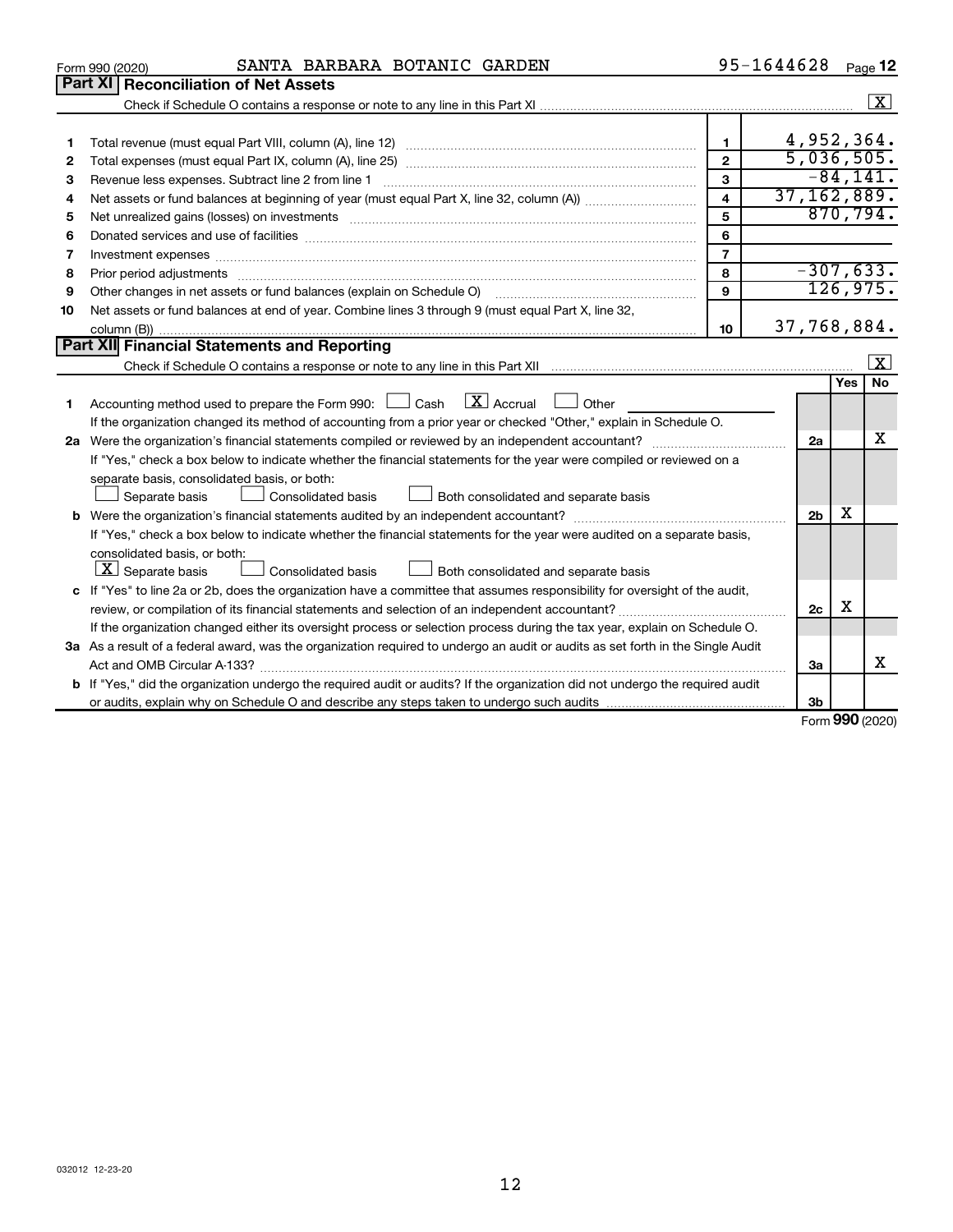Form 990 (2020) SANTA BARBARA BOTANIC GARDEN 95-1644628 Page **12**

## Part XI Reconciliation of Net Assets

Check if Schedule O contains a response or note to any line in this Part XI ..... [X]

| | | | |
|---|---|---|---|
| 1 | Total revenue (must equal Part VIII, column (A), line 12) | 1 | 4,952,364. |
| 2 | Total expenses (must equal Part IX, column (A), line 25) | 2 | 5,036,505. |
| 3 | Revenue less expenses. Subtract line 2 from line 1 | 3 | -84,141. |
| 4 | Net assets or fund balances at beginning of year (must equal Part X, line 32, column (A)) | 4 | 37,162,889. |
| 5 | Net unrealized gains (losses) on investments | 5 | 870,794. |
| 6 | Donated services and use of facilities | 6 | |
| 7 | Investment expenses | 7 | |
| 8 | Prior period adjustments | 8 | -307,633. |
| 9 | Other changes in net assets or fund balances (explain on Schedule O) | 9 | 126,975. |
| 10 | Net assets or fund balances at end of year. Combine lines 3 through 9 (must equal Part X, line 32, column (B)) | 10 | 37,768,884. |

## Part XII Financial Statements and Reporting

Check if Schedule O contains a response or note to any line in this Part XII ..... [X]

| | | | Yes | No |
|---|---|---|---|---|
| 1 | Accounting method used to prepare the Form 990: [ ] Cash [X] Accrual [ ] Other<br>If the organization changed its method of accounting from a prior year or checked "Other," explain in Schedule O. | | | |
| 2a | Were the organization's financial statements compiled or reviewed by an independent accountant? | 2a | | X |
| | If "Yes," check a box below to indicate whether the financial statements for the year were compiled or reviewed on a separate basis, consolidated basis, or both:<br>[ ] Separate basis [ ] Consolidated basis [ ] Both consolidated and separate basis | | | |
| b | Were the organization's financial statements audited by an independent accountant? | 2b | X | |
| | If "Yes," check a box below to indicate whether the financial statements for the year were audited on a separate basis, consolidated basis, or both:<br>[X] Separate basis [ ] Consolidated basis [ ] Both consolidated and separate basis | | | |
| c | If "Yes" to line 2a or 2b, does the organization have a committee that assumes responsibility for oversight of the audit, review, or compilation of its financial statements and selection of an independent accountant? | 2c | X | |
| | If the organization changed either its oversight process or selection process during the tax year, explain on Schedule O. | | | |
| 3a | As a result of a federal award, was the organization required to undergo an audit or audits as set forth in the Single Audit Act and OMB Circular A-133? | 3a | | X |
| b | If "Yes," did the organization undergo the required audit or audits? If the organization did not undergo the required audit or audits, explain why on Schedule O and describe any steps taken to undergo such audits | 3b | | |

Form **990** (2020)

032012 12-23-20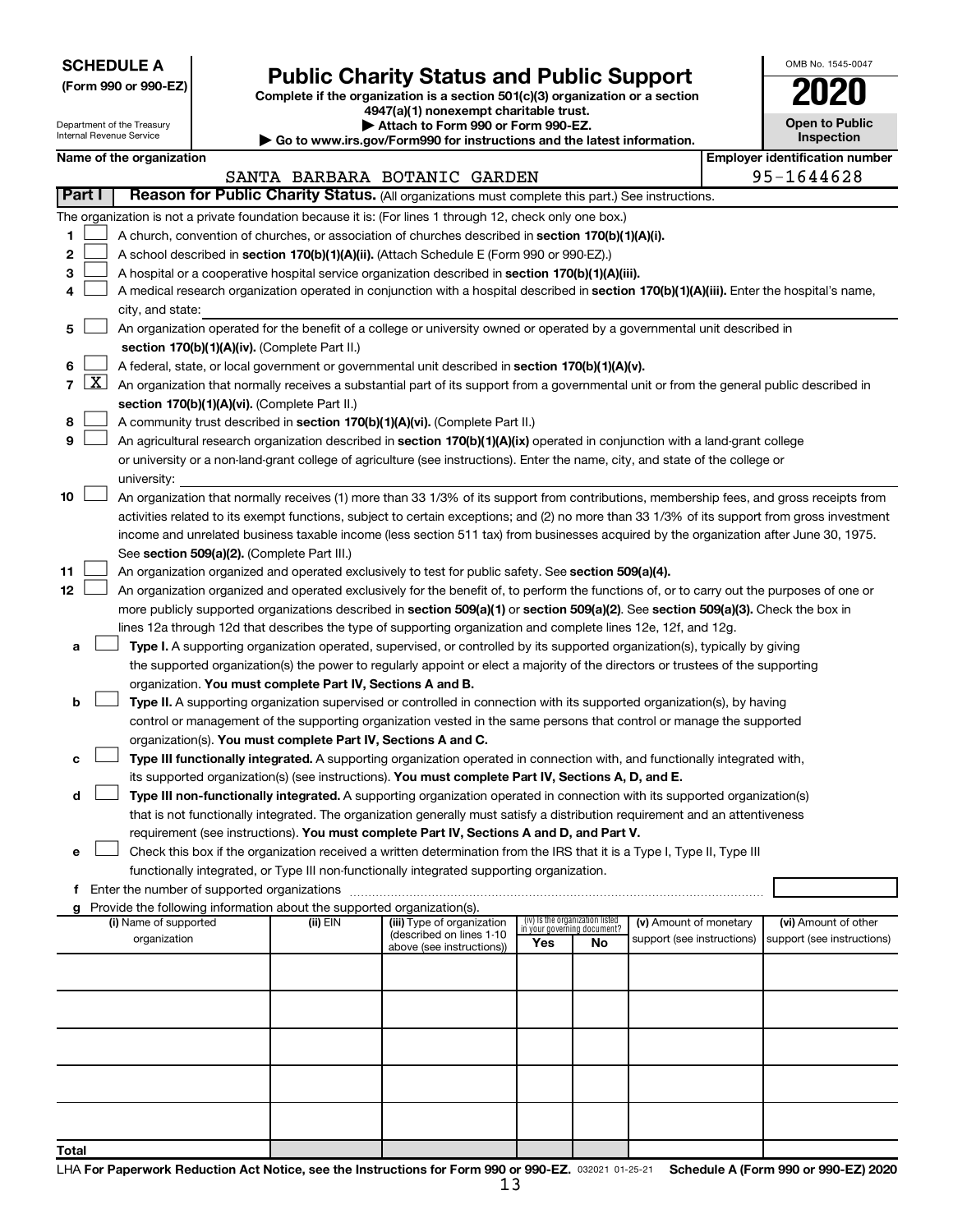**SCHEDULE A**
**(Form 990 or 990-EZ)**

Department of the Treasury
Internal Revenue Service

# Public Charity Status and Public Support

**Complete if the organization is a section 501(c)(3) organization or a section 4947(a)(1) nonexempt charitable trust.**
**▶ Attach to Form 990 or Form 990-EZ.**
**▶ Go to www.irs.gov/Form990 for instructions and the latest information.**

OMB No. 1545-0047

**2020**

**Open to Public Inspection**

**Name of the organization**
SANTA BARBARA BOTANIC GARDEN

**Employer identification number**
95-1644628

## Part I — Reason for Public Charity Status. (All organizations must complete this part.) See instructions.

The organization is not a private foundation because it is: (For lines 1 through 12, check only one box.)

1 ☐ A church, convention of churches, or association of churches described in **section 170(b)(1)(A)(i).**

2 ☐ A school described in **section 170(b)(1)(A)(ii).** (Attach Schedule E (Form 990 or 990-EZ).)

3 ☐ A hospital or a cooperative hospital service organization described in **section 170(b)(1)(A)(iii).**

4 ☐ A medical research organization operated in conjunction with a hospital described in **section 170(b)(1)(A)(iii).** Enter the hospital's name, city, and state:

5 ☐ An organization operated for the benefit of a college or university owned or operated by a governmental unit described in **section 170(b)(1)(A)(iv).** (Complete Part II.)

6 ☐ A federal, state, or local government or governmental unit described in **section 170(b)(1)(A)(v).**

7 ☒ An organization that normally receives a substantial part of its support from a governmental unit or from the general public described in **section 170(b)(1)(A)(vi).** (Complete Part II.)

8 ☐ A community trust described in **section 170(b)(1)(A)(vi).** (Complete Part II.)

9 ☐ An agricultural research organization described in **section 170(b)(1)(A)(ix)** operated in conjunction with a land-grant college or university or a non-land-grant college of agriculture (see instructions). Enter the name, city, and state of the college or university:

10 ☐ An organization that normally receives (1) more than 33 1/3% of its support from contributions, membership fees, and gross receipts from activities related to its exempt functions, subject to certain exceptions; and (2) no more than 33 1/3% of its support from gross investment income and unrelated business taxable income (less section 511 tax) from businesses acquired by the organization after June 30, 1975. See **section 509(a)(2).** (Complete Part III.)

11 ☐ An organization organized and operated exclusively to test for public safety. See **section 509(a)(4).**

12 ☐ An organization organized and operated exclusively for the benefit of, to perform the functions of, or to carry out the purposes of one or more publicly supported organizations described in **section 509(a)(1)** or **section 509(a)(2)**. See **section 509(a)(3).** Check the box in lines 12a through 12d that describes the type of supporting organization and complete lines 12e, 12f, and 12g.

a ☐ **Type I.** A supporting organization operated, supervised, or controlled by its supported organization(s), typically by giving the supported organization(s) the power to regularly appoint or elect a majority of the directors or trustees of the supporting organization. **You must complete Part IV, Sections A and B.**

b ☐ **Type II.** A supporting organization supervised or controlled in connection with its supported organization(s), by having control or management of the supporting organization vested in the same persons that control or manage the supported organization(s). **You must complete Part IV, Sections A and C.**

c ☐ **Type III functionally integrated.** A supporting organization operated in connection with, and functionally integrated with, its supported organization(s) (see instructions). **You must complete Part IV, Sections A, D, and E.**

d ☐ **Type III non-functionally integrated.** A supporting organization operated in connection with its supported organization(s) that is not functionally integrated. The organization generally must satisfy a distribution requirement and an attentiveness requirement (see instructions). **You must complete Part IV, Sections A and D, and Part V.**

e ☐ Check this box if the organization received a written determination from the IRS that it is a Type I, Type II, Type III functionally integrated, or Type III non-functionally integrated supporting organization.

f Enter the number of supported organizations

g Provide the following information about the supported organization(s).

| (i) Name of supported organization | (ii) EIN | (iii) Type of organization (described on lines 1-10 above (see instructions)) | (iv) Is the organization listed in your governing document? Yes | No | (v) Amount of monetary support (see instructions) | (vi) Amount of other support (see instructions) |
|---|---|---|---|---|---|---|
| | | | | | | |
| | | | | | | |
| | | | | | | |
| | | | | | | |
| | | | | | | |
| **Total** | | | | | | |

LHA **For Paperwork Reduction Act Notice, see the Instructions for Form 990 or 990-EZ.** 032021 01-25-21 **Schedule A (Form 990 or 990-EZ) 2020**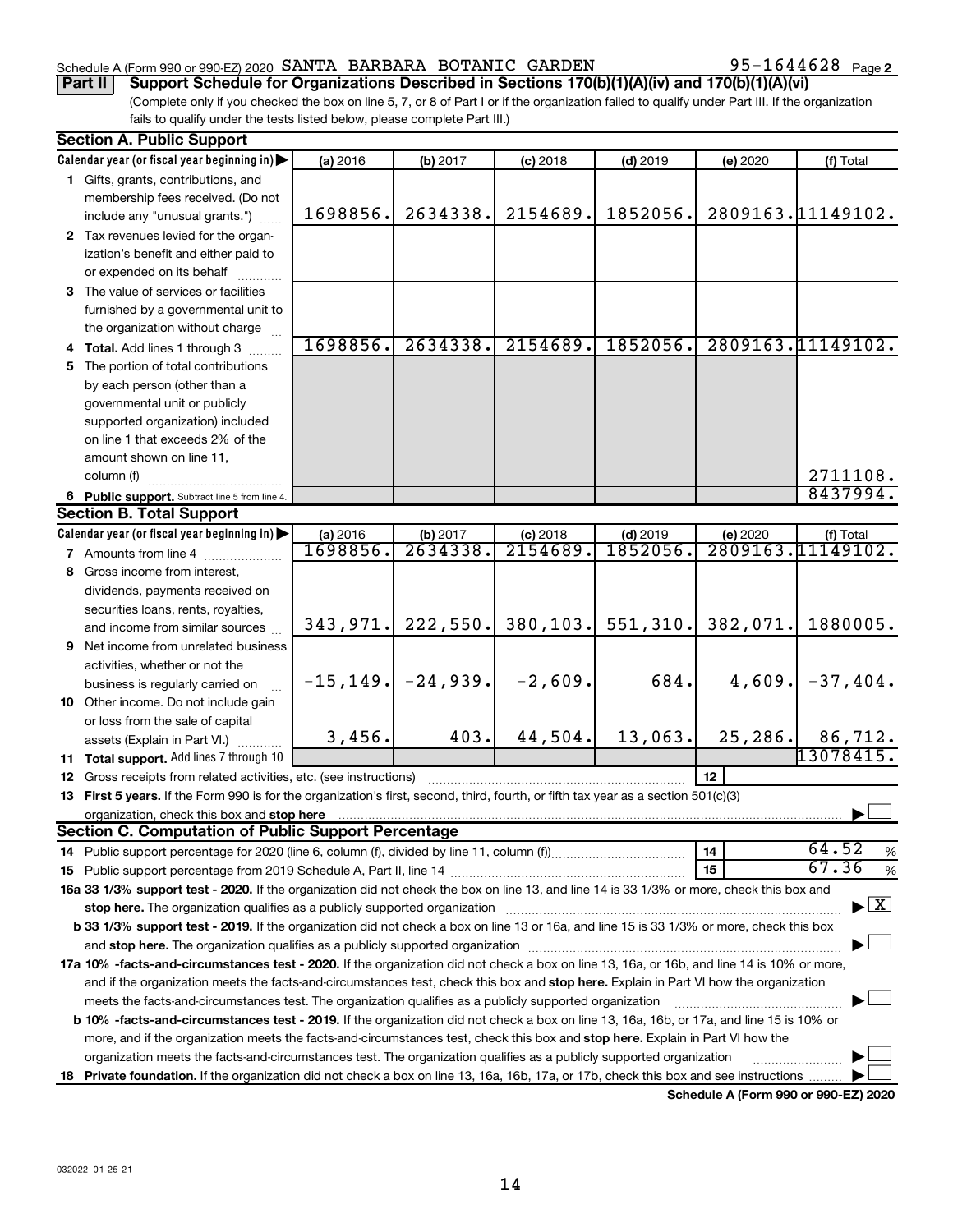Schedule A (Form 990 or 990-EZ) 2020 SANTA BARBARA BOTANIC GARDEN 95-1644628 Page 2

**Part II Support Schedule for Organizations Described in Sections 170(b)(1)(A)(iv) and 170(b)(1)(A)(vi)**

(Complete only if you checked the box on line 5, 7, or 8 of Part I or if the organization failed to qualify under Part III. If the organization fails to qualify under the tests listed below, please complete Part III.)

**Section A. Public Support**

| Calendar year (or fiscal year beginning in) | (a) 2016 | (b) 2017 | (c) 2018 | (d) 2019 | (e) 2020 | (f) Total |
|---|---|---|---|---|---|---|
| 1 Gifts, grants, contributions, and membership fees received. (Do not include any "unusual grants.") | 1698856. | 2634338. | 2154689. | 1852056. | 2809163. | 11149102. |
| 2 Tax revenues levied for the organization's benefit and either paid to or expended on its behalf | | | | | | |
| 3 The value of services or facilities furnished by a governmental unit to the organization without charge | | | | | | |
| 4 **Total.** Add lines 1 through 3 | 1698856. | 2634338. | 2154689. | 1852056. | 2809163. | 11149102. |
| 5 The portion of total contributions by each person (other than a governmental unit or publicly supported organization) included on line 1 that exceeds 2% of the amount shown on line 11, column (f) | | | | | | 2711108. |
| 6 **Public support.** Subtract line 5 from line 4. | | | | | | 8437994. |

**Section B. Total Support**

| Calendar year (or fiscal year beginning in) | (a) 2016 | (b) 2017 | (c) 2018 | (d) 2019 | (e) 2020 | (f) Total |
|---|---|---|---|---|---|---|
| 7 Amounts from line 4 | 1698856. | 2634338. | 2154689. | 1852056. | 2809163. | 11149102. |
| 8 Gross income from interest, dividends, payments received on securities loans, rents, royalties, and income from similar sources | 343,971. | 222,550. | 380,103. | 551,310. | 382,071. | 1880005. |
| 9 Net income from unrelated business activities, whether or not the business is regularly carried on | -15,149. | -24,939. | -2,609. | 684. | 4,609. | -37,404. |
| 10 Other income. Do not include gain or loss from the sale of capital assets (Explain in Part VI.) | 3,456. | 403. | 44,504. | 13,063. | 25,286. | 86,712. |
| 11 **Total support.** Add lines 7 through 10 | | | | | | 13078415. |

12 Gross receipts from related activities, etc. (see instructions) | 12 |

13 **First 5 years.** If the Form 990 is for the organization's first, second, third, fourth, or fifth tax year as a section 501(c)(3) organization, check this box and **stop here** ☐

**Section C. Computation of Public Support Percentage**

14 Public support percentage for 2020 (line 6, column (f), divided by line 11, column (f)) | 14 | 64.52 %

15 Public support percentage from 2019 Schedule A, Part II, line 14 | 15 | 67.36 %

**16a 33 1/3% support test - 2020.** If the organization did not check the box on line 13, and line 14 is 33 1/3% or more, check this box and **stop here.** The organization qualifies as a publicly supported organization ☒

**b 33 1/3% support test - 2019.** If the organization did not check a box on line 13 or 16a, and line 15 is 33 1/3% or more, check this box and **stop here.** The organization qualifies as a publicly supported organization ☐

**17a 10% -facts-and-circumstances test - 2020.** If the organization did not check a box on line 13, 16a, or 16b, and line 14 is 10% or more, and if the organization meets the facts-and-circumstances test, check this box and **stop here.** Explain in Part VI how the organization meets the facts-and-circumstances test. The organization qualifies as a publicly supported organization ☐

**b 10% -facts-and-circumstances test - 2019.** If the organization did not check a box on line 13, 16a, 16b, or 17a, and line 15 is 10% or more, and if the organization meets the facts-and-circumstances test, check this box and **stop here.** Explain in Part VI how the organization meets the facts-and-circumstances test. The organization qualifies as a publicly supported organization ☐

18 **Private foundation.** If the organization did not check a box on line 13, 16a, 16b, 17a, or 17b, check this box and see instructions ☐

**Schedule A (Form 990 or 990-EZ) 2020**

032022 01-25-21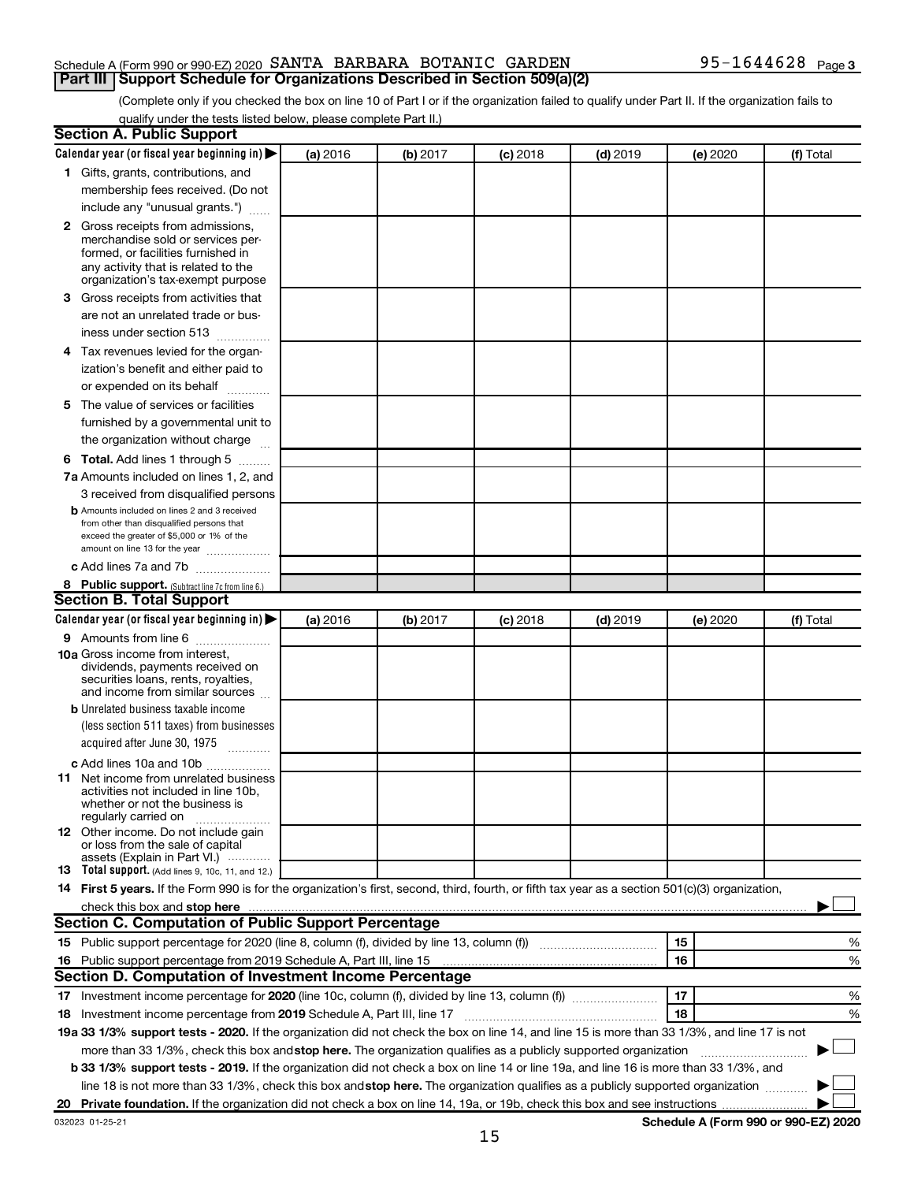Schedule A (Form 990 or 990-EZ) 2020 SANTA BARBARA BOTANIC GARDEN 95-1644628 Page 3

## Part III Support Schedule for Organizations Described in Section 509(a)(2)

(Complete only if you checked the box on line 10 of Part I or if the organization failed to qualify under Part II. If the organization fails to qualify under the tests listed below, please complete Part II.)

### Section A. Public Support

| Calendar year (or fiscal year beginning in) ▶ | (a) 2016 | (b) 2017 | (c) 2018 | (d) 2019 | (e) 2020 | (f) Total |
|---|---|---|---|---|---|---|
| **1** Gifts, grants, contributions, and membership fees received. (Do not include any "unusual grants.") | | | | | | |
| **2** Gross receipts from admissions, merchandise sold or services performed, or facilities furnished in any activity that is related to the organization's tax-exempt purpose | | | | | | |
| **3** Gross receipts from activities that are not an unrelated trade or business under section 513 | | | | | | |
| **4** Tax revenues levied for the organization's benefit and either paid to or expended on its behalf | | | | | | |
| **5** The value of services or facilities furnished by a governmental unit to the organization without charge | | | | | | |
| **6 Total.** Add lines 1 through 5 | | | | | | |
| **7a** Amounts included on lines 1, 2, and 3 received from disqualified persons | | | | | | |
| **b** Amounts included on lines 2 and 3 received from other than disqualified persons that exceed the greater of $5,000 or 1% of the amount on line 13 for the year | | | | | | |
| **c** Add lines 7a and 7b | | | | | | |
| **8 Public support.** (Subtract line 7c from line 6.) | | | | | | |

### Section B. Total Support

| Calendar year (or fiscal year beginning in) ▶ | (a) 2016 | (b) 2017 | (c) 2018 | (d) 2019 | (e) 2020 | (f) Total |
|---|---|---|---|---|---|---|
| **9** Amounts from line 6 | | | | | | |
| **10a** Gross income from interest, dividends, payments received on securities loans, rents, royalties, and income from similar sources | | | | | | |
| **b** Unrelated business taxable income (less section 511 taxes) from businesses acquired after June 30, 1975 | | | | | | |
| **c** Add lines 10a and 10b | | | | | | |
| **11** Net income from unrelated business activities not included in line 10b, whether or not the business is regularly carried on | | | | | | |
| **12** Other income. Do not include gain or loss from the sale of capital assets (Explain in Part VI.) | | | | | | |
| **13 Total support.** (Add lines 9, 10c, 11, and 12.) | | | | | | |

**14 First 5 years.** If the Form 990 is for the organization's first, second, third, fourth, or fifth tax year as a section 501(c)(3) organization, check this box and **stop here** ▶ ☐

### Section C. Computation of Public Support Percentage

| | | | |
|---|---|---|---|
| **15** Public support percentage for 2020 (line 8, column (f), divided by line 13, column (f)) | 15 | | % |
| **16** Public support percentage from 2019 Schedule A, Part III, line 15 | 16 | | % |

### Section D. Computation of Investment Income Percentage

| | | | |
|---|---|---|---|
| **17** Investment income percentage for **2020** (line 10c, column (f), divided by line 13, column (f)) | 17 | | % |
| **18** Investment income percentage from **2019** Schedule A, Part III, line 17 | 18 | | % |

**19a 33 1/3% support tests - 2020.** If the organization did not check the box on line 14, and line 15 is more than 33 1/3%, and line 17 is not more than 33 1/3%, check this box and **stop here.** The organization qualifies as a publicly supported organization ▶ ☐

**b 33 1/3% support tests - 2019.** If the organization did not check a box on line 14 or line 19a, and line 16 is more than 33 1/3%, and line 18 is not more than 33 1/3%, check this box and **stop here.** The organization qualifies as a publicly supported organization ▶ ☐

**20 Private foundation.** If the organization did not check a box on line 14, 19a, or 19b, check this box and see instructions ▶ ☐

032023 01-25-21 **Schedule A (Form 990 or 990-EZ) 2020**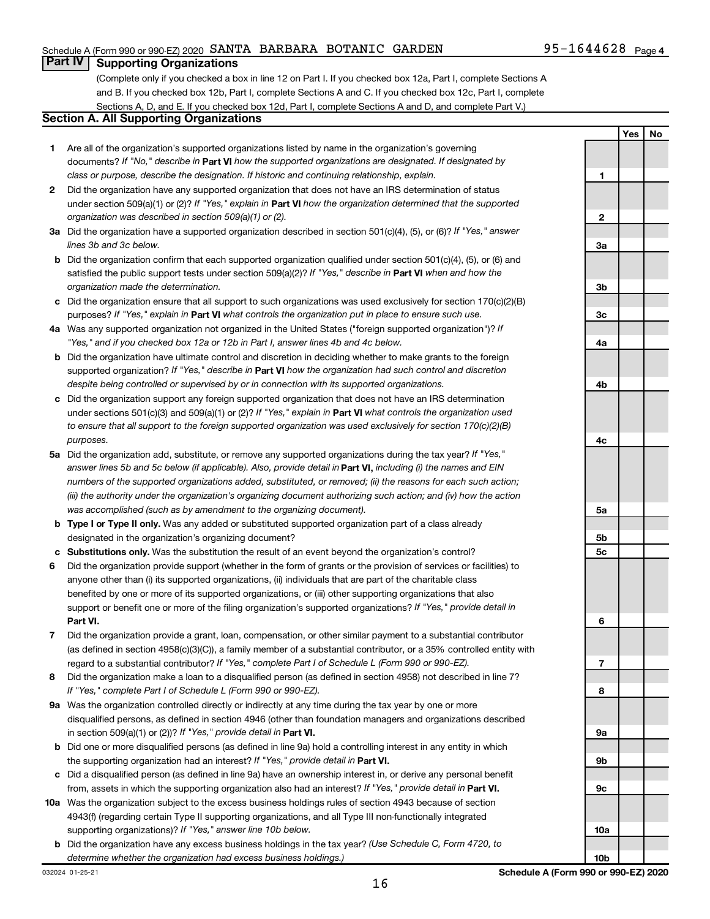Schedule A (Form 990 or 990-EZ) 2020 SANTA BARBARA BOTANIC GARDEN 95-1644628 Page 4

## Part IV Supporting Organizations

(Complete only if you checked a box in line 12 on Part I. If you checked box 12a, Part I, complete Sections A and B. If you checked box 12b, Part I, complete Sections A and C. If you checked box 12c, Part I, complete Sections A, D, and E. If you checked box 12d, Part I, complete Sections A and D, and complete Part V.)

### Section A. All Supporting Organizations

| | | Line | Yes | No |
|---|---|---|---|---|
| **1** | Are all of the organization's supported organizations listed by name in the organization's governing documents? *If "No," describe in* **Part VI** *how the supported organizations are designated. If designated by class or purpose, describe the designation. If historic and continuing relationship, explain.* | 1 | | |
| **2** | Did the organization have any supported organization that does not have an IRS determination of status under section 509(a)(1) or (2)? *If "Yes," explain in* **Part VI** *how the organization determined that the supported organization was described in section 509(a)(1) or (2).* | 2 | | |
| **3a** | Did the organization have a supported organization described in section 501(c)(4), (5), or (6)? *If "Yes," answer lines 3b and 3c below.* | 3a | | |
| **b** | Did the organization confirm that each supported organization qualified under section 501(c)(4), (5), or (6) and satisfied the public support tests under section 509(a)(2)? *If "Yes," describe in* **Part VI** *when and how the organization made the determination.* | 3b | | |
| **c** | Did the organization ensure that all support to such organizations was used exclusively for section 170(c)(2)(B) purposes? *If "Yes," explain in* **Part VI** *what controls the organization put in place to ensure such use.* | 3c | | |
| **4a** | Was any supported organization not organized in the United States ("foreign supported organization")? *If "Yes," and if you checked box 12a or 12b in Part I, answer lines 4b and 4c below.* | 4a | | |
| **b** | Did the organization have ultimate control and discretion in deciding whether to make grants to the foreign supported organization? *If "Yes," describe in* **Part VI** *how the organization had such control and discretion despite being controlled or supervised by or in connection with its supported organizations.* | 4b | | |
| **c** | Did the organization support any foreign supported organization that does not have an IRS determination under sections 501(c)(3) and 509(a)(1) or (2)? *If "Yes," explain in* **Part VI** *what controls the organization used to ensure that all support to the foreign supported organization was used exclusively for section 170(c)(2)(B) purposes.* | 4c | | |
| **5a** | Did the organization add, substitute, or remove any supported organizations during the tax year? *If "Yes," answer lines 5b and 5c below (if applicable). Also, provide detail in* **Part VI,** *including (i) the names and EIN numbers of the supported organizations added, substituted, or removed; (ii) the reasons for each such action; (iii) the authority under the organization's organizing document authorizing such action; and (iv) how the action was accomplished (such as by amendment to the organizing document).* | 5a | | |
| **b** | **Type I or Type II only.** Was any added or substituted supported organization part of a class already designated in the organization's organizing document? | 5b | | |
| **c** | **Substitutions only.** Was the substitution the result of an event beyond the organization's control? | 5c | | |
| **6** | Did the organization provide support (whether in the form of grants or the provision of services or facilities) to anyone other than (i) its supported organizations, (ii) individuals that are part of the charitable class benefited by one or more of its supported organizations, or (iii) other supporting organizations that also support or benefit one or more of the filing organization's supported organizations? *If "Yes," provide detail in* **Part VI.** | 6 | | |
| **7** | Did the organization provide a grant, loan, compensation, or other similar payment to a substantial contributor (as defined in section 4958(c)(3)(C)), a family member of a substantial contributor, or a 35% controlled entity with regard to a substantial contributor? *If "Yes," complete Part I of Schedule L (Form 990 or 990-EZ).* | 7 | | |
| **8** | Did the organization make a loan to a disqualified person (as defined in section 4958) not described in line 7? *If "Yes," complete Part I of Schedule L (Form 990 or 990-EZ).* | 8 | | |
| **9a** | Was the organization controlled directly or indirectly at any time during the tax year by one or more disqualified persons, as defined in section 4946 (other than foundation managers and organizations described in section 509(a)(1) or (2))? *If "Yes," provide detail in* **Part VI.** | 9a | | |
| **b** | Did one or more disqualified persons (as defined in line 9a) hold a controlling interest in any entity in which the supporting organization had an interest? *If "Yes," provide detail in* **Part VI.** | 9b | | |
| **c** | Did a disqualified person (as defined in line 9a) have an ownership interest in, or derive any personal benefit from, assets in which the supporting organization also had an interest? *If "Yes," provide detail in* **Part VI.** | 9c | | |
| **10a** | Was the organization subject to the excess business holdings rules of section 4943 because of section 4943(f) (regarding certain Type II supporting organizations, and all Type III non-functionally integrated supporting organizations)? *If "Yes," answer line 10b below.* | 10a | | |
| **b** | Did the organization have any excess business holdings in the tax year? *(Use Schedule C, Form 4720, to determine whether the organization had excess business holdings.)* | 10b | | |

032024 01-25-21 **Schedule A (Form 990 or 990-EZ) 2020**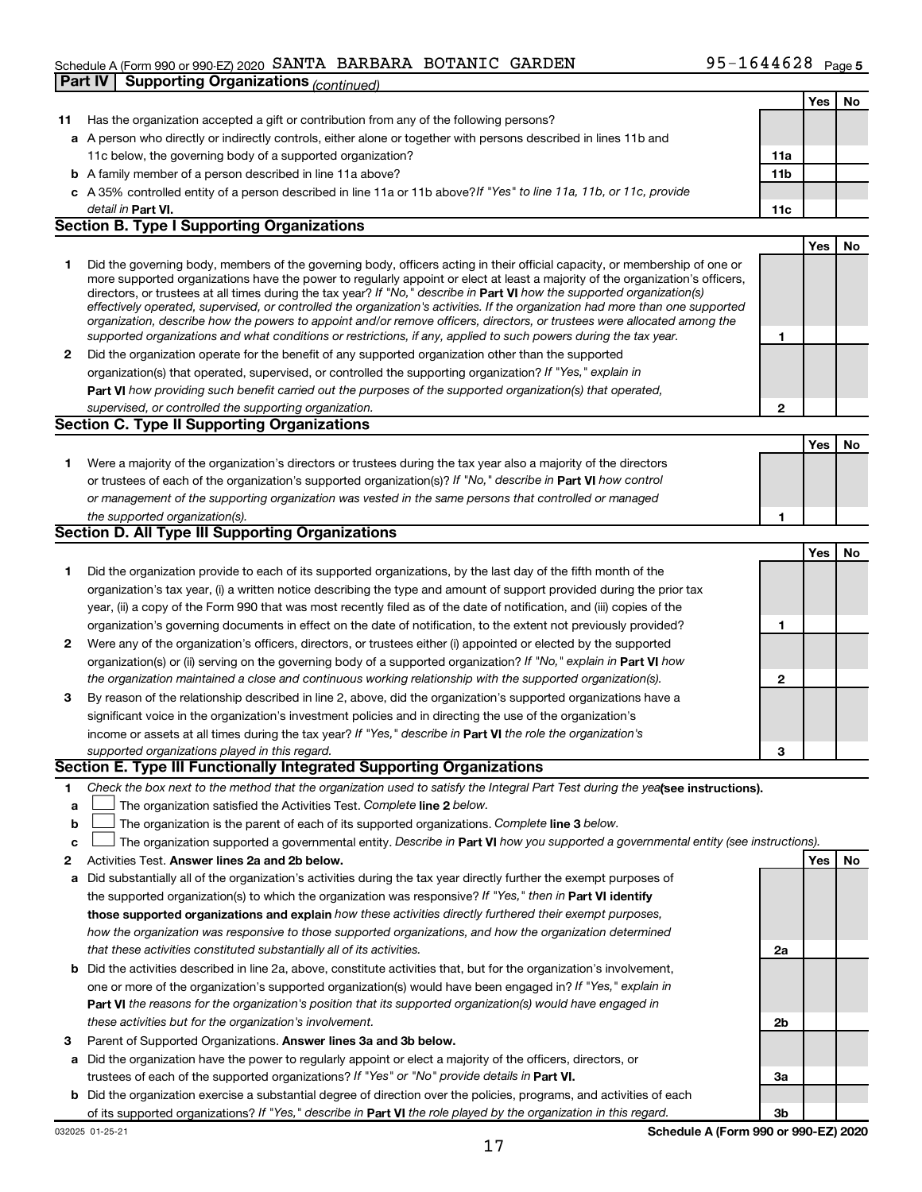Schedule A (Form 990 or 990-EZ) 2020 SANTA BARBARA BOTANIC GARDEN 95-1644628 Page 5

## Part IV | Supporting Organizations *(continued)*

| | | | Yes | No |
|---|---|---|---|---|
| **11** | Has the organization accepted a gift or contribution from any of the following persons? | | | |
| **a** | A person who directly or indirectly controls, either alone or together with persons described in lines 11b and 11c below, the governing body of a supported organization? | **11a** | | |
| **b** | A family member of a person described in line 11a above? | **11b** | | |
| **c** | A 35% controlled entity of a person described in line 11a or 11b above? *If "Yes" to line 11a, 11b, or 11c, provide detail in* **Part VI.** | **11c** | | |

### Section B. Type I Supporting Organizations

| | | | Yes | No |
|---|---|---|---|---|
| **1** | Did the governing body, members of the governing body, officers acting in their official capacity, or membership of one or more supported organizations have the power to regularly appoint or elect at least a majority of the organization's officers, directors, or trustees at all times during the tax year? *If "No," describe in* **Part VI** *how the supported organization(s) effectively operated, supervised, or controlled the organization's activities. If the organization had more than one supported organization, describe how the powers to appoint and/or remove officers, directors, or trustees were allocated among the supported organizations and what conditions or restrictions, if any, applied to such powers during the tax year.* | **1** | | |
| **2** | Did the organization operate for the benefit of any supported organization other than the supported organization(s) that operated, supervised, or controlled the supporting organization? *If "Yes," explain in* **Part VI** *how providing such benefit carried out the purposes of the supported organization(s) that operated, supervised, or controlled the supporting organization.* | **2** | | |

### Section C. Type II Supporting Organizations

| | | | Yes | No |
|---|---|---|---|---|
| **1** | Were a majority of the organization's directors or trustees during the tax year also a majority of the directors or trustees of each of the organization's supported organization(s)? *If "No," describe in* **Part VI** *how control or management of the supporting organization was vested in the same persons that controlled or managed the supported organization(s).* | **1** | | |

### Section D. All Type III Supporting Organizations

| | | | Yes | No |
|---|---|---|---|---|
| **1** | Did the organization provide to each of its supported organizations, by the last day of the fifth month of the organization's tax year, (i) a written notice describing the type and amount of support provided during the prior tax year, (ii) a copy of the Form 990 that was most recently filed as of the date of notification, and (iii) copies of the organization's governing documents in effect on the date of notification, to the extent not previously provided? | **1** | | |
| **2** | Were any of the organization's officers, directors, or trustees either (i) appointed or elected by the supported organization(s) or (ii) serving on the governing body of a supported organization? *If "No," explain in* **Part VI** *how the organization maintained a close and continuous working relationship with the supported organization(s).* | **2** | | |
| **3** | By reason of the relationship described in line 2, above, did the organization's supported organizations have a significant voice in the organization's investment policies and in directing the use of the organization's income or assets at all times during the tax year? *If "Yes," describe in* **Part VI** *the role the organization's supported organizations played in this regard.* | **3** | | |

### Section E. Type III Functionally Integrated Supporting Organizations

**1** *Check the box next to the method that the organization used to satisfy the Integral Part Test during the year* **(see instructions).**

- **a** ☐ The organization satisfied the Activities Test. *Complete* **line 2** *below.*
- **b** ☐ The organization is the parent of each of its supported organizations. *Complete* **line 3** *below.*
- **c** ☐ The organization supported a governmental entity. *Describe in* **Part VI** *how you supported a governmental entity (see instructions).*

| | | | Yes | No |
|---|---|---|---|---|
| **2** | Activities Test. **Answer lines 2a and 2b below.** | | | |
| **a** | Did substantially all of the organization's activities during the tax year directly further the exempt purposes of the supported organization(s) to which the organization was responsive? *If "Yes," then in* **Part VI identify those supported organizations and explain** *how these activities directly furthered their exempt purposes, how the organization was responsive to those supported organizations, and how the organization determined that these activities constituted substantially all of its activities.* | **2a** | | |
| **b** | Did the activities described in line 2a, above, constitute activities that, but for the organization's involvement, one or more of the organization's supported organization(s) would have been engaged in? *If "Yes," explain in* **Part VI** *the reasons for the organization's position that its supported organization(s) would have engaged in these activities but for the organization's involvement.* | **2b** | | |
| **3** | Parent of Supported Organizations. **Answer lines 3a and 3b below.** | | | |
| **a** | Did the organization have the power to regularly appoint or elect a majority of the officers, directors, or trustees of each of the supported organizations? *If "Yes" or "No" provide details in* **Part VI.** | **3a** | | |
| **b** | Did the organization exercise a substantial degree of direction over the policies, programs, and activities of each of its supported organizations? *If "Yes," describe in* **Part VI** *the role played by the organization in this regard.* | **3b** | | |

032025 01-25-21 **Schedule A (Form 990 or 990-EZ) 2020**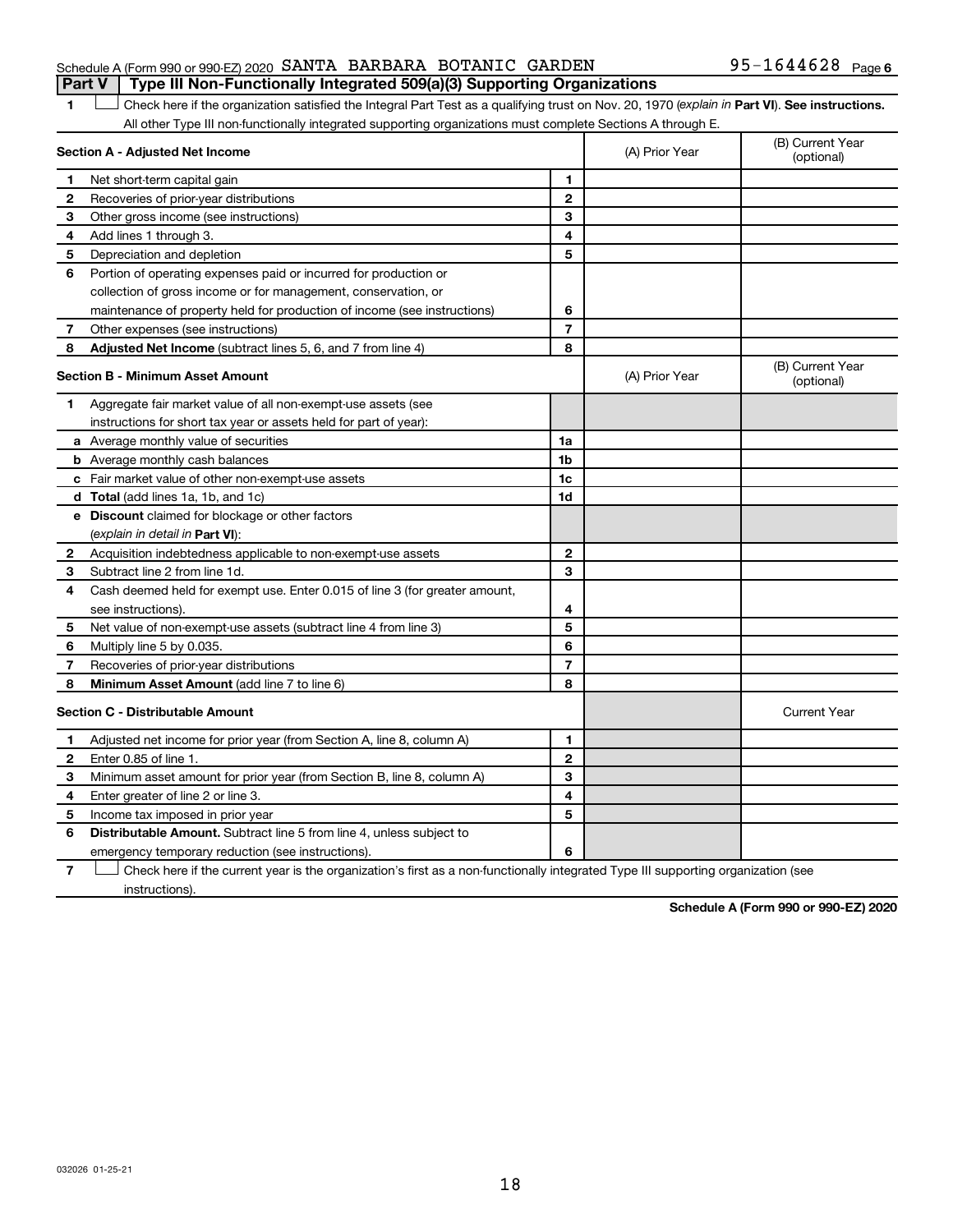Schedule A (Form 990 or 990-EZ) 2020 SANTA BARBARA BOTANIC GARDEN 95-1644628 Page 6

**Part V | Type III Non-Functionally Integrated 509(a)(3) Supporting Organizations**

1 ☐ Check here if the organization satisfied the Integral Part Test as a qualifying trust on Nov. 20, 1970 (*explain in* **Part VI**). **See instructions.** All other Type III non-functionally integrated supporting organizations must complete Sections A through E.

| **Section A - Adjusted Net Income** | | (A) Prior Year | (B) Current Year (optional) |
|---|---|---|---|
| **1** Net short-term capital gain | 1 | | |
| **2** Recoveries of prior-year distributions | 2 | | |
| **3** Other gross income (see instructions) | 3 | | |
| **4** Add lines 1 through 3. | 4 | | |
| **5** Depreciation and depletion | 5 | | |
| **6** Portion of operating expenses paid or incurred for production or collection of gross income or for management, conservation, or maintenance of property held for production of income (see instructions) | 6 | | |
| **7** Other expenses (see instructions) | 7 | | |
| **8** **Adjusted Net Income** (subtract lines 5, 6, and 7 from line 4) | 8 | | |

| **Section B - Minimum Asset Amount** | | (A) Prior Year | (B) Current Year (optional) |
|---|---|---|---|
| **1** Aggregate fair market value of all non-exempt-use assets (see instructions for short tax year or assets held for part of year): | | | |
| **a** Average monthly value of securities | 1a | | |
| **b** Average monthly cash balances | 1b | | |
| **c** Fair market value of other non-exempt-use assets | 1c | | |
| **d** **Total** (add lines 1a, 1b, and 1c) | 1d | | |
| **e** **Discount** claimed for blockage or other factors (*explain in detail in* **Part VI**): | | | |
| **2** Acquisition indebtedness applicable to non-exempt-use assets | 2 | | |
| **3** Subtract line 2 from line 1d. | 3 | | |
| **4** Cash deemed held for exempt use. Enter 0.015 of line 3 (for greater amount, see instructions). | 4 | | |
| **5** Net value of non-exempt-use assets (subtract line 4 from line 3) | 5 | | |
| **6** Multiply line 5 by 0.035. | 6 | | |
| **7** Recoveries of prior-year distributions | 7 | | |
| **8** **Minimum Asset Amount** (add line 7 to line 6) | 8 | | |

| **Section C - Distributable Amount** | | | Current Year |
|---|---|---|---|
| **1** Adjusted net income for prior year (from Section A, line 8, column A) | 1 | | |
| **2** Enter 0.85 of line 1. | 2 | | |
| **3** Minimum asset amount for prior year (from Section B, line 8, column A) | 3 | | |
| **4** Enter greater of line 2 or line 3. | 4 | | |
| **5** Income tax imposed in prior year | 5 | | |
| **6** **Distributable Amount.** Subtract line 5 from line 4, unless subject to emergency temporary reduction (see instructions). | 6 | | |

7 ☐ Check here if the current year is the organization's first as a non-functionally integrated Type III supporting organization (see instructions).

**Schedule A (Form 990 or 990-EZ) 2020**

032026 01-25-21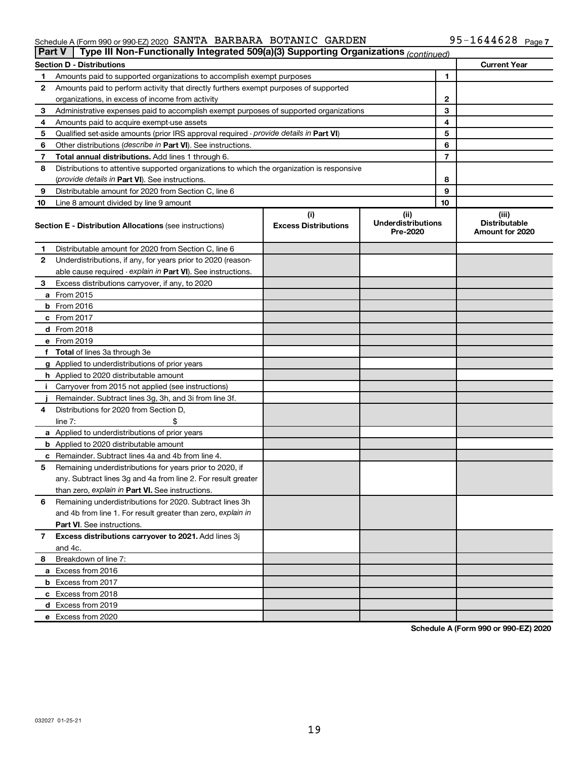Schedule A (Form 990 or 990-EZ) 2020 SANTA BARBARA BOTANIC GARDEN 95-1644628 Page 7

**Part V** Type III Non-Functionally Integrated 509(a)(3) Supporting Organizations *(continued)*

| **Section D - Distributions** | | | **Current Year** |
|---|---|---|---|
| 1 | Amounts paid to supported organizations to accomplish exempt purposes | 1 | |
| 2 | Amounts paid to perform activity that directly furthers exempt purposes of supported organizations, in excess of income from activity | 2 | |
| 3 | Administrative expenses paid to accomplish exempt purposes of supported organizations | 3 | |
| 4 | Amounts paid to acquire exempt-use assets | 4 | |
| 5 | Qualified set-aside amounts (prior IRS approval required - *provide details in* **Part VI**) | 5 | |
| 6 | Other distributions (*describe in* **Part VI**). See instructions. | 6 | |
| 7 | **Total annual distributions.** Add lines 1 through 6. | 7 | |
| 8 | Distributions to attentive supported organizations to which the organization is responsive (*provide details in* **Part VI**). See instructions. | 8 | |
| 9 | Distributable amount for 2020 from Section C, line 6 | 9 | |
| 10 | Line 8 amount divided by line 9 amount | 10 | |

| **Section E - Distribution Allocations** (see instructions) | (i) Excess Distributions | (ii) Underdistributions Pre-2020 | (iii) Distributable Amount for 2020 |
|---|---|---|---|
| **1** Distributable amount for 2020 from Section C, line 6 | | | |
| **2** Underdistributions, if any, for years prior to 2020 (reasonable cause required - *explain in* **Part VI**). See instructions. | | | |
| **3** Excess distributions carryover, if any, to 2020 | | | |
| **a** From 2015 | | | |
| **b** From 2016 | | | |
| **c** From 2017 | | | |
| **d** From 2018 | | | |
| **e** From 2019 | | | |
| **f Total** of lines 3a through 3e | | | |
| **g** Applied to underdistributions of prior years | | | |
| **h** Applied to 2020 distributable amount | | | |
| **i** Carryover from 2015 not applied (see instructions) | | | |
| **j** Remainder. Subtract lines 3g, 3h, and 3i from line 3f. | | | |
| **4** Distributions for 2020 from Section D, line 7: $ | | | |
| **a** Applied to underdistributions of prior years | | | |
| **b** Applied to 2020 distributable amount | | | |
| **c** Remainder. Subtract lines 4a and 4b from line 4. | | | |
| **5** Remaining underdistributions for years prior to 2020, if any. Subtract lines 3g and 4a from line 2. For result greater than zero, *explain in* **Part VI.** See instructions. | | | |
| **6** Remaining underdistributions for 2020. Subtract lines 3h and 4b from line 1. For result greater than zero, *explain in* **Part VI**. See instructions. | | | |
| **7 Excess distributions carryover to 2021.** Add lines 3j and 4c. | | | |
| **8** Breakdown of line 7: | | | |
| **a** Excess from 2016 | | | |
| **b** Excess from 2017 | | | |
| **c** Excess from 2018 | | | |
| **d** Excess from 2019 | | | |
| **e** Excess from 2020 | | | |

**Schedule A (Form 990 or 990-EZ) 2020**

032027 01-25-21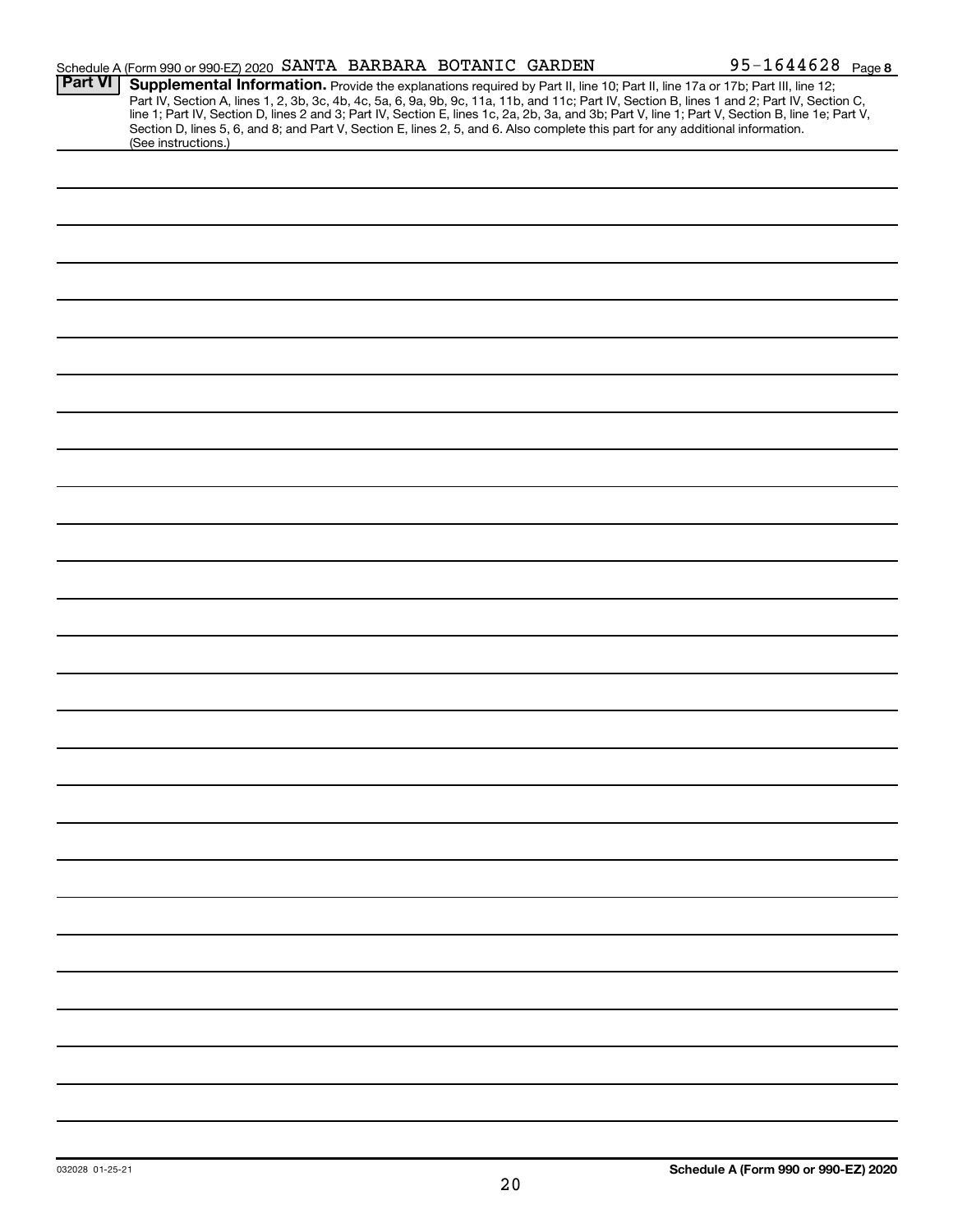Schedule A (Form 990 or 990-EZ) 2020 SANTA BARBARA BOTANIC GARDEN 95-1644628 Page **8**

**Part VI** **Supplemental Information.** Provide the explanations required by Part II, line 10; Part II, line 17a or 17b; Part III, line 12; Part IV, Section A, lines 1, 2, 3b, 3c, 4b, 4c, 5a, 6, 9a, 9b, 9c, 11a, 11b, and 11c; Part IV, Section B, lines 1 and 2; Part IV, Section C, line 1; Part IV, Section D, lines 2 and 3; Part IV, Section E, lines 1c, 2a, 2b, 3a, and 3b; Part V, line 1; Part V, Section B, line 1e; Part V, Section D, lines 5, 6, and 8; and Part V, Section E, lines 2, 5, and 6. Also complete this part for any additional information. (See instructions.)

032028 01-25-21

**Schedule A (Form 990 or 990-EZ) 2020**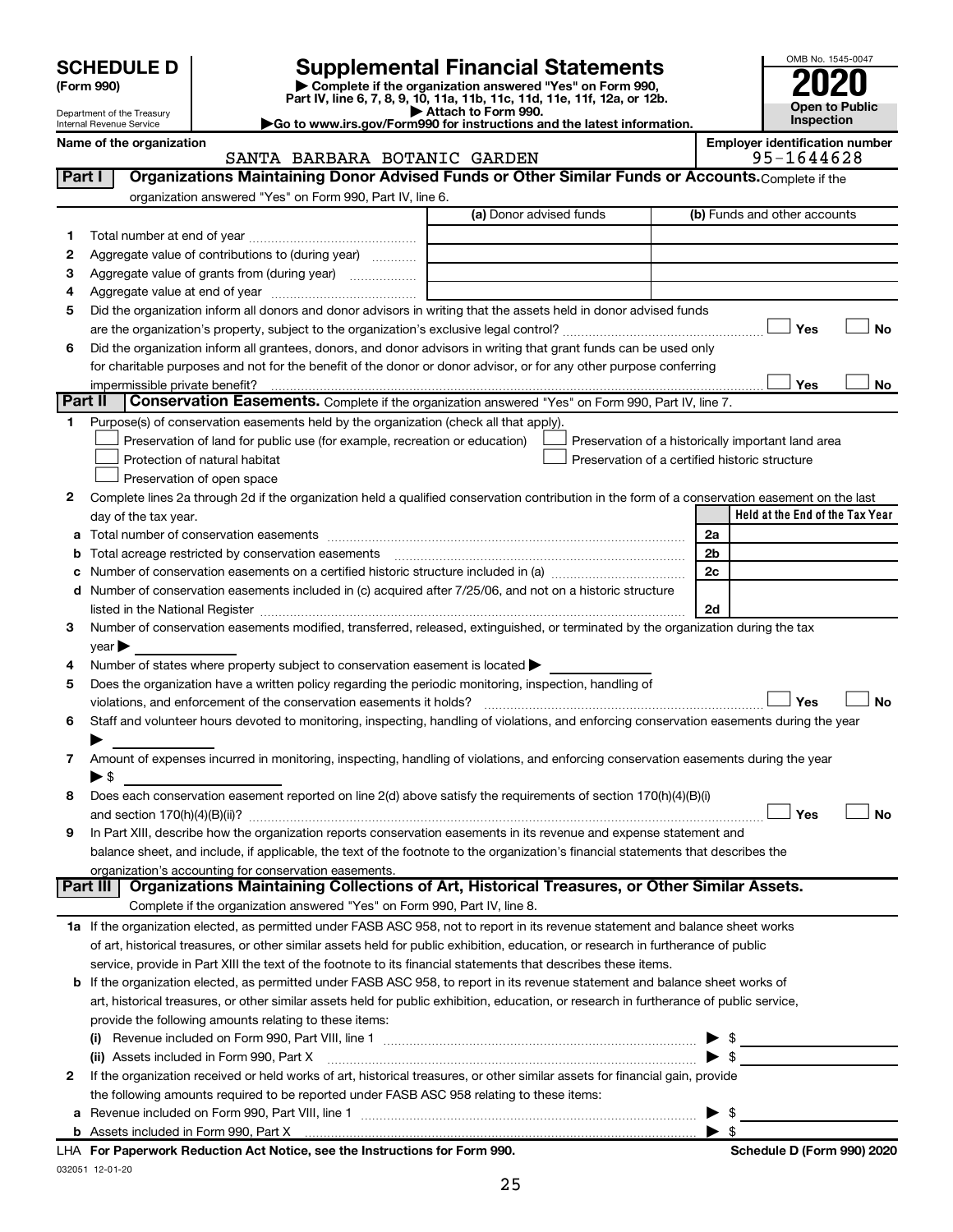# SCHEDULE D (Form 990)

Department of the Treasury
Internal Revenue Service

# Supplemental Financial Statements

▶ Complete if the organization answered "Yes" on Form 990, Part IV, line 6, 7, 8, 9, 10, 11a, 11b, 11c, 11d, 11e, 11f, 12a, or 12b.
▶ Attach to Form 990.
▶Go to www.irs.gov/Form990 for instructions and the latest information.

OMB No. 1545-0047

**2020**

**Open to Public Inspection**

**Name of the organization:** SANTA BARBARA BOTANIC GARDEN

**Employer identification number:** 95-1644628

## Part I — Organizations Maintaining Donor Advised Funds or Other Similar Funds or Accounts.

Complete if the organization answered "Yes" on Form 990, Part IV, line 6.

| | | (a) Donor advised funds | (b) Funds and other accounts |
|---|---|---|---|
| 1 | Total number at end of year | | |
| 2 | Aggregate value of contributions to (during year) | | |
| 3 | Aggregate value of grants from (during year) | | |
| 4 | Aggregate value at end of year | | |

5 Did the organization inform all donors and donor advisors in writing that the assets held in donor advised funds are the organization's property, subject to the organization's exclusive legal control? ☐ Yes ☐ No

6 Did the organization inform all grantees, donors, and donor advisors in writing that grant funds can be used only for charitable purposes and not for the benefit of the donor or donor advisor, or for any other purpose conferring impermissible private benefit? ☐ Yes ☐ No

## Part II — Conservation Easements.

Complete if the organization answered "Yes" on Form 990, Part IV, line 7.

1 Purpose(s) of conservation easements held by the organization (check all that apply).

- ☐ Preservation of land for public use (for example, recreation or education)
- ☐ Protection of natural habitat
- ☐ Preservation of open space
- ☐ Preservation of a historically important land area
- ☐ Preservation of a certified historic structure

2 Complete lines 2a through 2d if the organization held a qualified conservation contribution in the form of a conservation easement on the last day of the tax year.

| | | | Held at the End of the Tax Year |
|---|---|---|---|
| a | Total number of conservation easements | 2a | |
| b | Total acreage restricted by conservation easements | 2b | |
| c | Number of conservation easements on a certified historic structure included in (a) | 2c | |
| d | Number of conservation easements included in (c) acquired after 7/25/06, and not on a historic structure listed in the National Register | 2d | |

3 Number of conservation easements modified, transferred, released, extinguished, or terminated by the organization during the tax year ▶

4 Number of states where property subject to conservation easement is located ▶

5 Does the organization have a written policy regarding the periodic monitoring, inspection, handling of violations, and enforcement of the conservation easements it holds? ☐ Yes ☐ No

6 Staff and volunteer hours devoted to monitoring, inspecting, handling of violations, and enforcing conservation easements during the year ▶

7 Amount of expenses incurred in monitoring, inspecting, handling of violations, and enforcing conservation easements during the year ▶ $

8 Does each conservation easement reported on line 2(d) above satisfy the requirements of section 170(h)(4)(B)(i) and section 170(h)(4)(B)(ii)? ☐ Yes ☐ No

9 In Part XIII, describe how the organization reports conservation easements in its revenue and expense statement and balance sheet, and include, if applicable, the text of the footnote to the organization's financial statements that describes the organization's accounting for conservation easements.

## Part III — Organizations Maintaining Collections of Art, Historical Treasures, or Other Similar Assets.

Complete if the organization answered "Yes" on Form 990, Part IV, line 8.

1a If the organization elected, as permitted under FASB ASC 958, not to report in its revenue statement and balance sheet works of art, historical treasures, or other similar assets held for public exhibition, education, or research in furtherance of public service, provide in Part XIII the text of the footnote to its financial statements that describes these items.

b If the organization elected, as permitted under FASB ASC 958, to report in its revenue statement and balance sheet works of art, historical treasures, or other similar assets held for public exhibition, education, or research in furtherance of public service, provide the following amounts relating to these items:

(i) Revenue included on Form 990, Part VIII, line 1 ▶ $

(ii) Assets included in Form 990, Part X ▶ $

2 If the organization received or held works of art, historical treasures, or other similar assets for financial gain, provide the following amounts required to be reported under FASB ASC 958 relating to these items:

a Revenue included on Form 990, Part VIII, line 1 ▶ $

b Assets included in Form 990, Part X ▶ $

LHA For Paperwork Reduction Act Notice, see the Instructions for Form 990. **Schedule D (Form 990) 2020**

032051 12-01-20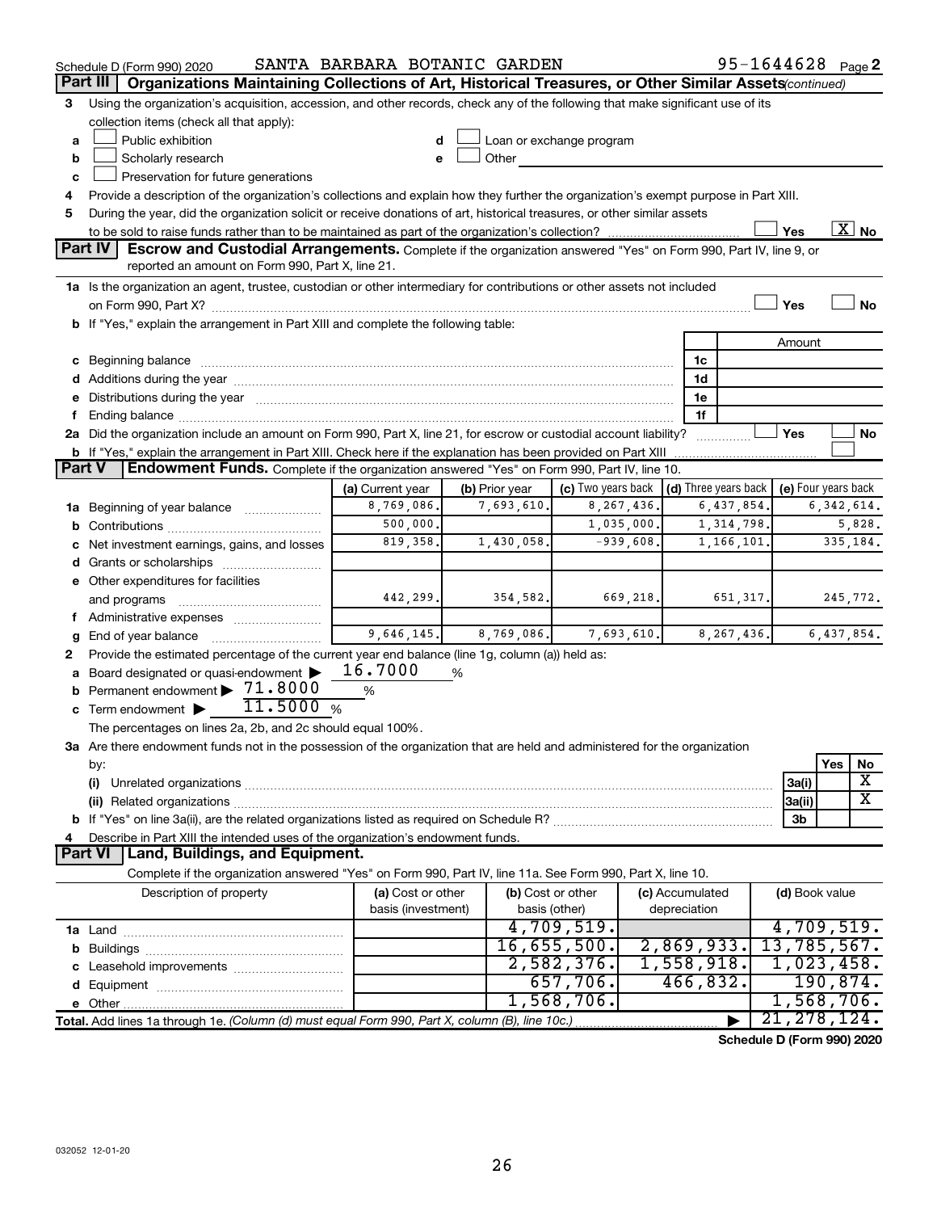Schedule D (Form 990) 2020 SANTA BARBARA BOTANIC GARDEN 95-1644628 Page 2

## Part III Organizations Maintaining Collections of Art, Historical Treasures, or Other Similar Assets *(continued)*

3 Using the organization's acquisition, accession, and other records, check any of the following that make significant use of its collection items (check all that apply):

- a ☐ Public exhibition
- b ☐ Scholarly research
- c ☐ Preservation for future generations
- d ☐ Loan or exchange program
- e ☐ Other

4 Provide a description of the organization's collections and explain how they further the organization's exempt purpose in Part XIII.

5 During the year, did the organization solicit or receive donations of art, historical treasures, or other similar assets to be sold to raise funds rather than to be maintained as part of the organization's collection? ☐ Yes ☒ No

## Part IV Escrow and Custodial Arrangements.

Complete if the organization answered "Yes" on Form 990, Part IV, line 9, or reported an amount on Form 990, Part X, line 21.

1a Is the organization an agent, trustee, custodian or other intermediary for contributions or other assets not included on Form 990, Part X? ☐ Yes ☐ No

b If "Yes," explain the arrangement in Part XIII and complete the following table:

| | | Amount |
|---|---|---|
| c Beginning balance | 1c | |
| d Additions during the year | 1d | |
| e Distributions during the year | 1e | |
| f Ending balance | 1f | |

2a Did the organization include an amount on Form 990, Part X, line 21, for escrow or custodial account liability? ☐ Yes ☐ No

b If "Yes," explain the arrangement in Part XIII. Check here if the explanation has been provided on Part XIII ☐

## Part V Endowment Funds.

Complete if the organization answered "Yes" on Form 990, Part IV, line 10.

| | (a) Current year | (b) Prior year | (c) Two years back | (d) Three years back | (e) Four years back |
|---|---|---|---|---|---|
| 1a Beginning of year balance | 8,769,086. | 7,693,610. | 8,267,436. | 6,437,854. | 6,342,614. |
| b Contributions | 500,000. | | 1,035,000. | 1,314,798. | 5,828. |
| c Net investment earnings, gains, and losses | 819,358. | 1,430,058. | -939,608. | 1,166,101. | 335,184. |
| d Grants or scholarships | | | | | |
| e Other expenditures for facilities and programs | 442,299. | 354,582. | 669,218. | 651,317. | 245,772. |
| f Administrative expenses | | | | | |
| g End of year balance | 9,646,145. | 8,769,086. | 7,693,610. | 8,267,436. | 6,437,854. |

2 Provide the estimated percentage of the current year end balance (line 1g, column (a)) held as:

- a Board designated or quasi-endowment ▶ 16.7000 %
- b Permanent endowment ▶ 71.8000 %
- c Term endowment ▶ 11.5000 %

The percentages on lines 2a, 2b, and 2c should equal 100%.

3a Are there endowment funds not in the possession of the organization that are held and administered for the organization by:

| | | Yes | No |
|---|---|---|---|
| (i) Unrelated organizations | 3a(i) | | X |
| (ii) Related organizations | 3a(ii) | | X |
| b If "Yes" on line 3a(ii), are the related organizations listed as required on Schedule R? | 3b | | |

4 Describe in Part XIII the intended uses of the organization's endowment funds.

## Part VI Land, Buildings, and Equipment.

Complete if the organization answered "Yes" on Form 990, Part IV, line 11a. See Form 990, Part X, line 10.

| Description of property | (a) Cost or other basis (investment) | (b) Cost or other basis (other) | (c) Accumulated depreciation | (d) Book value |
|---|---|---|---|---|
| 1a Land | | 4,709,519. | | 4,709,519. |
| b Buildings | | 16,655,500. | 2,869,933. | 13,785,567. |
| c Leasehold improvements | | 2,582,376. | 1,558,918. | 1,023,458. |
| d Equipment | | 657,706. | 466,832. | 190,874. |
| e Other | | 1,568,706. | | 1,568,706. |
| **Total.** Add lines 1a through 1e. *(Column (d) must equal Form 990, Part X, column (B), line 10c.)* | | | ▶ | 21,278,124. |

**Schedule D (Form 990) 2020**

032052 12-01-20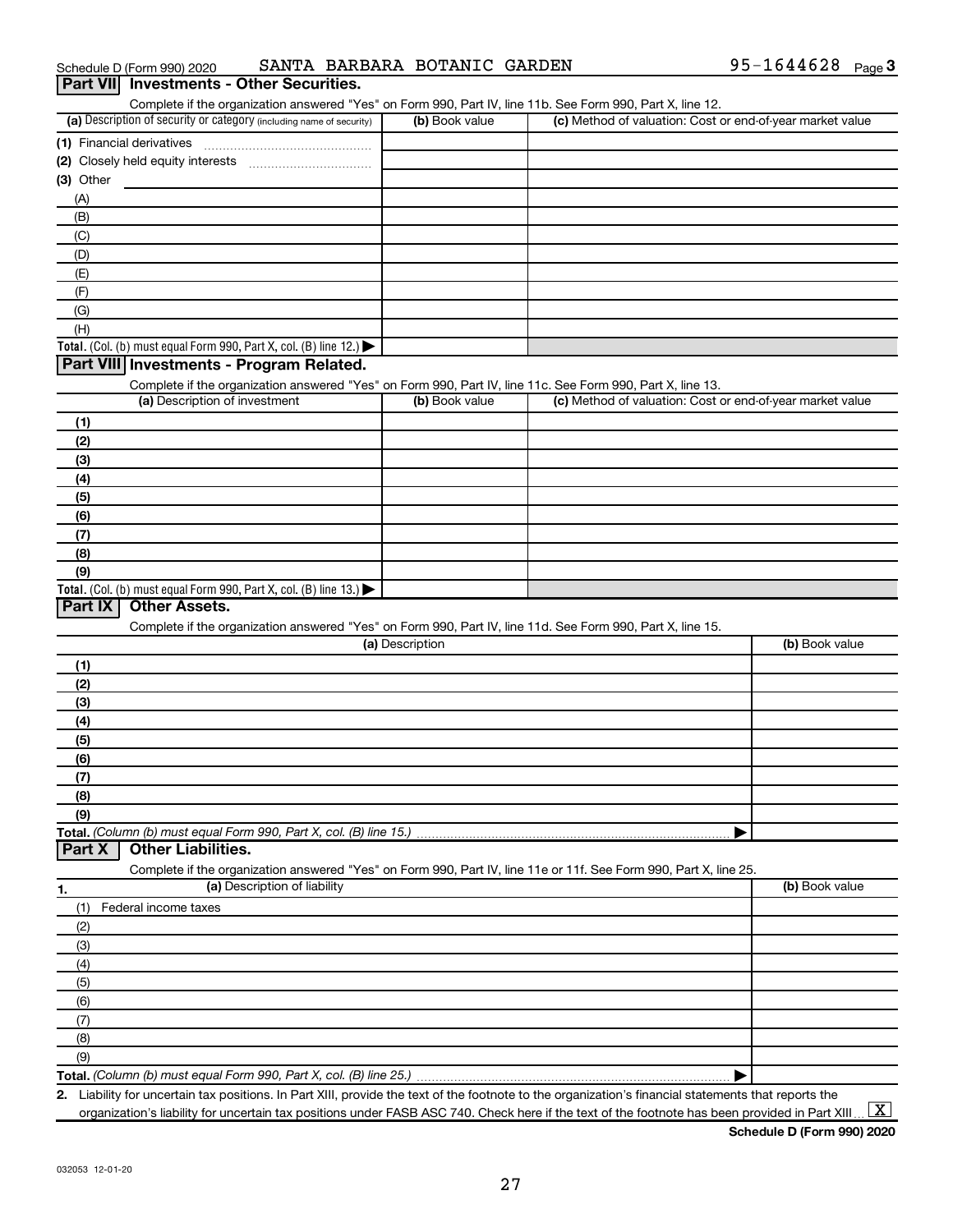Schedule D (Form 990) 2020 SANTA BARBARA BOTANIC GARDEN 95-1644628 Page 3

## Part VII Investments - Other Securities.

Complete if the organization answered "Yes" on Form 990, Part IV, line 11b. See Form 990, Part X, line 12.

| (a) Description of security or category (including name of security) | (b) Book value | (c) Method of valuation: Cost or end-of-year market value |
|---|---|---|
| (1) Financial derivatives | | |
| (2) Closely held equity interests | | |
| (3) Other | | |
| (A) | | |
| (B) | | |
| (C) | | |
| (D) | | |
| (E) | | |
| (F) | | |
| (G) | | |
| (H) | | |
| **Total.** (Col. (b) must equal Form 990, Part X, col. (B) line 12.) ▶ | | |

## Part VIII Investments - Program Related.

Complete if the organization answered "Yes" on Form 990, Part IV, line 11c. See Form 990, Part X, line 13.

| (a) Description of investment | (b) Book value | (c) Method of valuation: Cost or end-of-year market value |
|---|---|---|
| (1) | | |
| (2) | | |
| (3) | | |
| (4) | | |
| (5) | | |
| (6) | | |
| (7) | | |
| (8) | | |
| (9) | | |
| **Total.** (Col. (b) must equal Form 990, Part X, col. (B) line 13.) ▶ | | |

## Part IX Other Assets.

Complete if the organization answered "Yes" on Form 990, Part IV, line 11d. See Form 990, Part X, line 15.

| (a) Description | (b) Book value |
|---|---|
| (1) | |
| (2) | |
| (3) | |
| (4) | |
| (5) | |
| (6) | |
| (7) | |
| (8) | |
| (9) | |
| **Total.** *(Column (b) must equal Form 990, Part X, col. (B) line 15.)* ▶ | |

## Part X Other Liabilities.

Complete if the organization answered "Yes" on Form 990, Part IV, line 11e or 11f. See Form 990, Part X, line 25.

| 1. (a) Description of liability | (b) Book value |
|---|---|
| (1) Federal income taxes | |
| (2) | |
| (3) | |
| (4) | |
| (5) | |
| (6) | |
| (7) | |
| (8) | |
| (9) | |
| **Total.** *(Column (b) must equal Form 990, Part X, col. (B) line 25.)* ▶ | |

2. Liability for uncertain tax positions. In Part XIII, provide the text of the footnote to the organization's financial statements that reports the organization's liability for uncertain tax positions under FASB ASC 740. Check here if the text of the footnote has been provided in Part XIII ... [X]

**Schedule D (Form 990) 2020**

032053 12-01-20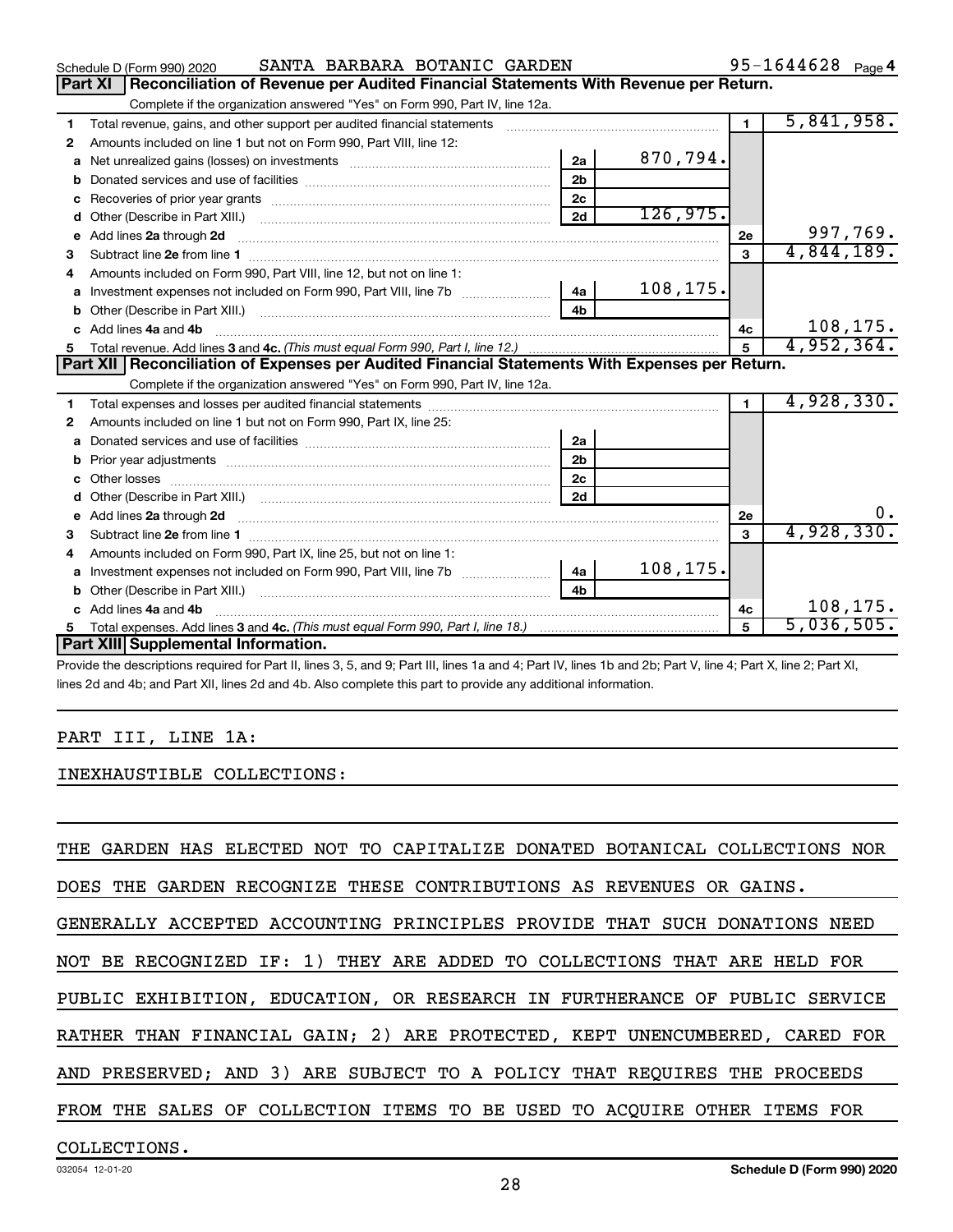Schedule D (Form 990) 2020 SANTA BARBARA BOTANIC GARDEN 95-1644628 Page 4

## Part XI Reconciliation of Revenue per Audited Financial Statements With Revenue per Return.

Complete if the organization answered "Yes" on Form 990, Part IV, line 12a.

| | | | | | |
|---|---|---|---|---|---|
| 1 | Total revenue, gains, and other support per audited financial statements | | | 1 | 5,841,958. |
| 2 | Amounts included on line 1 but not on Form 990, Part VIII, line 12: | | | | |
| a | Net unrealized gains (losses) on investments | 2a | 870,794. | | |
| b | Donated services and use of facilities | 2b | | | |
| c | Recoveries of prior year grants | 2c | | | |
| d | Other (Describe in Part XIII.) | 2d | 126,975. | | |
| e | Add lines 2a through 2d | | | 2e | 997,769. |
| 3 | Subtract line 2e from line 1 | | | 3 | 4,844,189. |
| 4 | Amounts included on Form 990, Part VIII, line 12, but not on line 1: | | | | |
| a | Investment expenses not included on Form 990, Part VIII, line 7b | 4a | 108,175. | | |
| b | Other (Describe in Part XIII.) | 4b | | | |
| c | Add lines 4a and 4b | | | 4c | 108,175. |
| 5 | Total revenue. Add lines 3 and 4c. *(This must equal Form 990, Part I, line 12.)* | | | 5 | 4,952,364. |

## Part XII Reconciliation of Expenses per Audited Financial Statements With Expenses per Return.

Complete if the organization answered "Yes" on Form 990, Part IV, line 12a.

| | | | | | |
|---|---|---|---|---|---|
| 1 | Total expenses and losses per audited financial statements | | | 1 | 4,928,330. |
| 2 | Amounts included on line 1 but not on Form 990, Part IX, line 25: | | | | |
| a | Donated services and use of facilities | 2a | | | |
| b | Prior year adjustments | 2b | | | |
| c | Other losses | 2c | | | |
| d | Other (Describe in Part XIII.) | 2d | | | |
| e | Add lines 2a through 2d | | | 2e | 0. |
| 3 | Subtract line 2e from line 1 | | | 3 | 4,928,330. |
| 4 | Amounts included on Form 990, Part IX, line 25, but not on line 1: | | | | |
| a | Investment expenses not included on Form 990, Part VIII, line 7b | 4a | 108,175. | | |
| b | Other (Describe in Part XIII.) | 4b | | | |
| c | Add lines 4a and 4b | | | 4c | 108,175. |
| 5 | Total expenses. Add lines 3 and 4c. *(This must equal Form 990, Part I, line 18.)* | | | 5 | 5,036,505. |

## Part XIII Supplemental Information.

Provide the descriptions required for Part II, lines 3, 5, and 9; Part III, lines 1a and 4; Part IV, lines 1b and 2b; Part V, line 4; Part X, line 2; Part XI, lines 2d and 4b; and Part XII, lines 2d and 4b. Also complete this part to provide any additional information.

PART III, LINE 1A:

INEXHAUSTIBLE COLLECTIONS:

THE GARDEN HAS ELECTED NOT TO CAPITALIZE DONATED BOTANICAL COLLECTIONS NOR DOES THE GARDEN RECOGNIZE THESE CONTRIBUTIONS AS REVENUES OR GAINS. GENERALLY ACCEPTED ACCOUNTING PRINCIPLES PROVIDE THAT SUCH DONATIONS NEED NOT BE RECOGNIZED IF: 1) THEY ARE ADDED TO COLLECTIONS THAT ARE HELD FOR PUBLIC EXHIBITION, EDUCATION, OR RESEARCH IN FURTHERANCE OF PUBLIC SERVICE RATHER THAN FINANCIAL GAIN; 2) ARE PROTECTED, KEPT UNENCUMBERED, CARED FOR AND PRESERVED; AND 3) ARE SUBJECT TO A POLICY THAT REQUIRES THE PROCEEDS FROM THE SALES OF COLLECTION ITEMS TO BE USED TO ACQUIRE OTHER ITEMS FOR COLLECTIONS.

032054 12-01-20 Schedule D (Form 990) 2020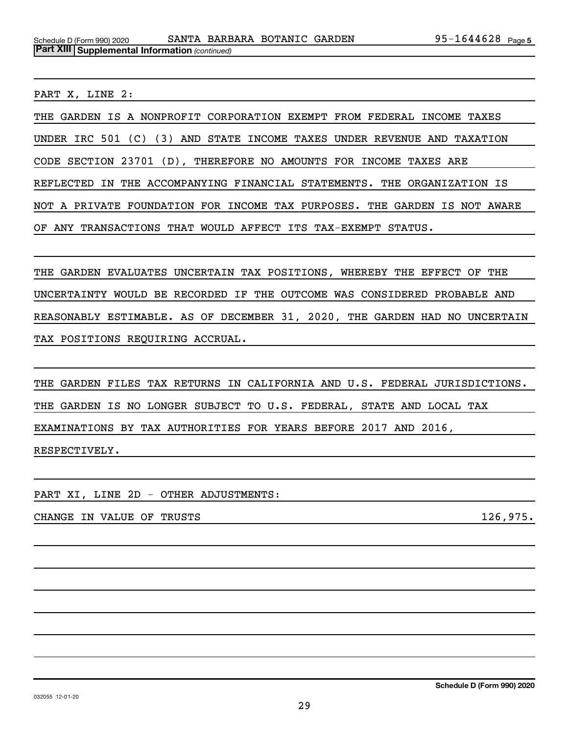Schedule D (Form 990) 2020 SANTA BARBARA BOTANIC GARDEN 95-1644628 Page 5

**Part XIII | Supplemental Information** *(continued)*

PART X, LINE 2:

THE GARDEN IS A NONPROFIT CORPORATION EXEMPT FROM FEDERAL INCOME TAXES UNDER IRC 501 (C) (3) AND STATE INCOME TAXES UNDER REVENUE AND TAXATION CODE SECTION 23701 (D), THEREFORE NO AMOUNTS FOR INCOME TAXES ARE REFLECTED IN THE ACCOMPANYING FINANCIAL STATEMENTS. THE ORGANIZATION IS NOT A PRIVATE FOUNDATION FOR INCOME TAX PURPOSES. THE GARDEN IS NOT AWARE OF ANY TRANSACTIONS THAT WOULD AFFECT ITS TAX-EXEMPT STATUS.

THE GARDEN EVALUATES UNCERTAIN TAX POSITIONS, WHEREBY THE EFFECT OF THE UNCERTAINTY WOULD BE RECORDED IF THE OUTCOME WAS CONSIDERED PROBABLE AND REASONABLY ESTIMABLE. AS OF DECEMBER 31, 2020, THE GARDEN HAD NO UNCERTAIN TAX POSITIONS REQUIRING ACCRUAL.

THE GARDEN FILES TAX RETURNS IN CALIFORNIA AND U.S. FEDERAL JURISDICTIONS. THE GARDEN IS NO LONGER SUBJECT TO U.S. FEDERAL, STATE AND LOCAL TAX EXAMINATIONS BY TAX AUTHORITIES FOR YEARS BEFORE 2017 AND 2016, RESPECTIVELY.

PART XI, LINE 2D - OTHER ADJUSTMENTS:

| | |
|---|---|
| CHANGE IN VALUE OF TRUSTS | 126,975. |

032055 12-01-20

**Schedule D (Form 990) 2020**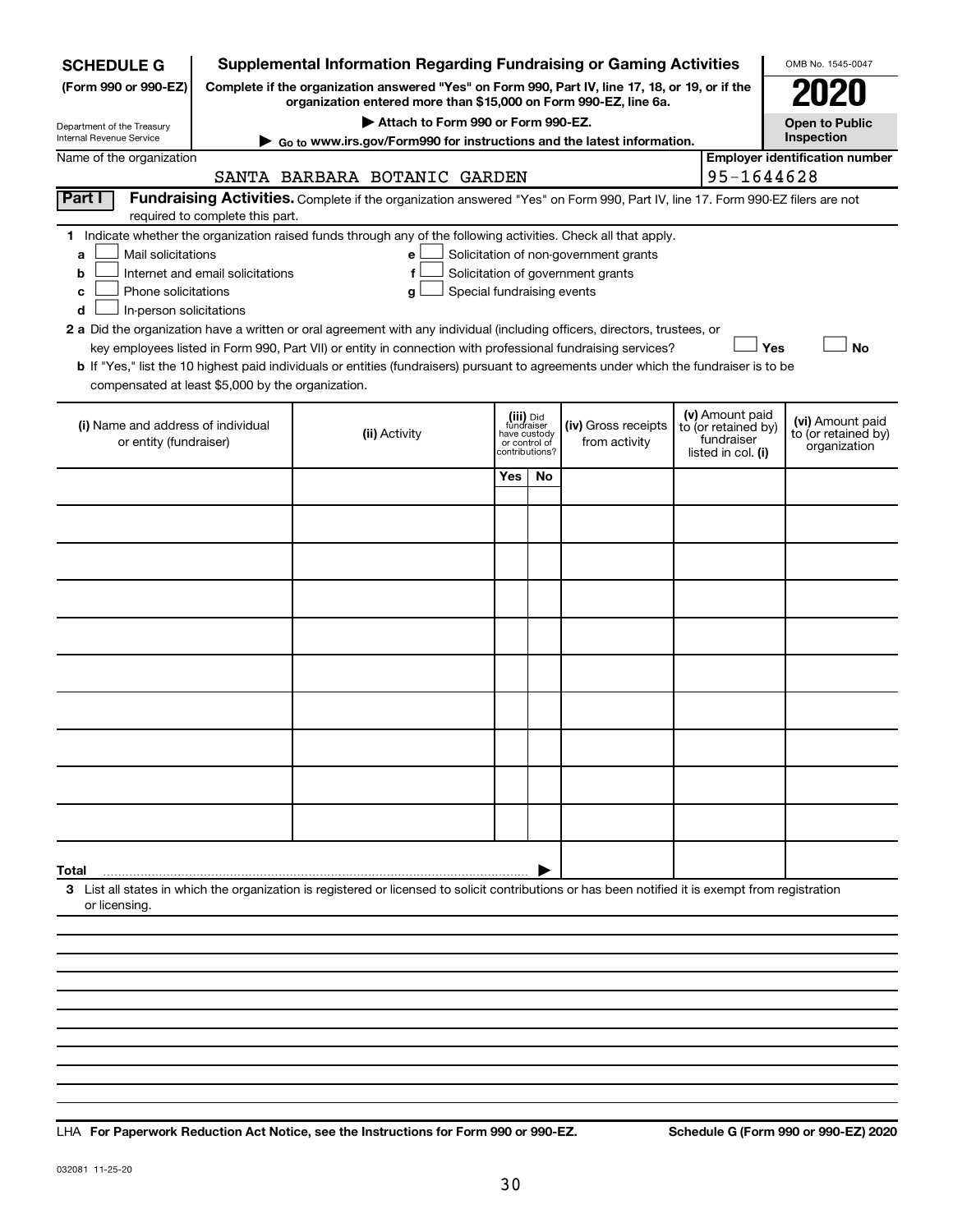**SCHEDULE G**
**(Form 990 or 990-EZ)**

Department of the Treasury
Internal Revenue Service

# Supplemental Information Regarding Fundraising or Gaming Activities

**Complete if the organization answered "Yes" on Form 990, Part IV, line 17, 18, or 19, or if the organization entered more than $15,000 on Form 990-EZ, line 6a.**

**▶ Attach to Form 990 or Form 990-EZ.**

**▶ Go to www.irs.gov/Form990 for instructions and the latest information.**

OMB No. 1545-0047

**2020**

**Open to Public Inspection**

Name of the organization: SANTA BARBARA BOTANIC GARDEN

**Employer identification number:** 95-1644628

**Part I** **Fundraising Activities.** Complete if the organization answered "Yes" on Form 990, Part IV, line 17. Form 990-EZ filers are not required to complete this part.

**1** Indicate whether the organization raised funds through any of the following activities. Check all that apply.

- **a** ☐ Mail solicitations
- **b** ☐ Internet and email solicitations
- **c** ☐ Phone solicitations
- **d** ☐ In-person solicitations
- **e** ☐ Solicitation of non-government grants
- **f** ☐ Solicitation of government grants
- **g** ☐ Special fundraising events

**2 a** Did the organization have a written or oral agreement with any individual (including officers, directors, trustees, or key employees listed in Form 990, Part VII) or entity in connection with professional fundraising services? ☐ **Yes** ☐ **No**

**b** If "Yes," list the 10 highest paid individuals or entities (fundraisers) pursuant to agreements under which the fundraiser is to be compensated at least $5,000 by the organization.

| (i) Name and address of individual or entity (fundraiser) | (ii) Activity | (iii) Did fundraiser have custody or control of contributions? | | (iv) Gross receipts from activity | (v) Amount paid to (or retained by) fundraiser listed in col. (i) | (vi) Amount paid to (or retained by) organization |
|---|---|---|---|---|---|---|
| | | Yes | No | | | |
| | | | | | | |
| | | | | | | |
| | | | | | | |
| | | | | | | |
| | | | | | | |
| | | | | | | |
| | | | | | | |
| | | | | | | |
| | | | | | | |
| | | | | | | |
| **Total** ▶ | | | | | | |

**3** List all states in which the organization is registered or licensed to solicit contributions or has been notified it is exempt from registration or licensing.

LHA **For Paperwork Reduction Act Notice, see the Instructions for Form 990 or 990-EZ.** **Schedule G (Form 990 or 990-EZ) 2020**

032081 11-25-20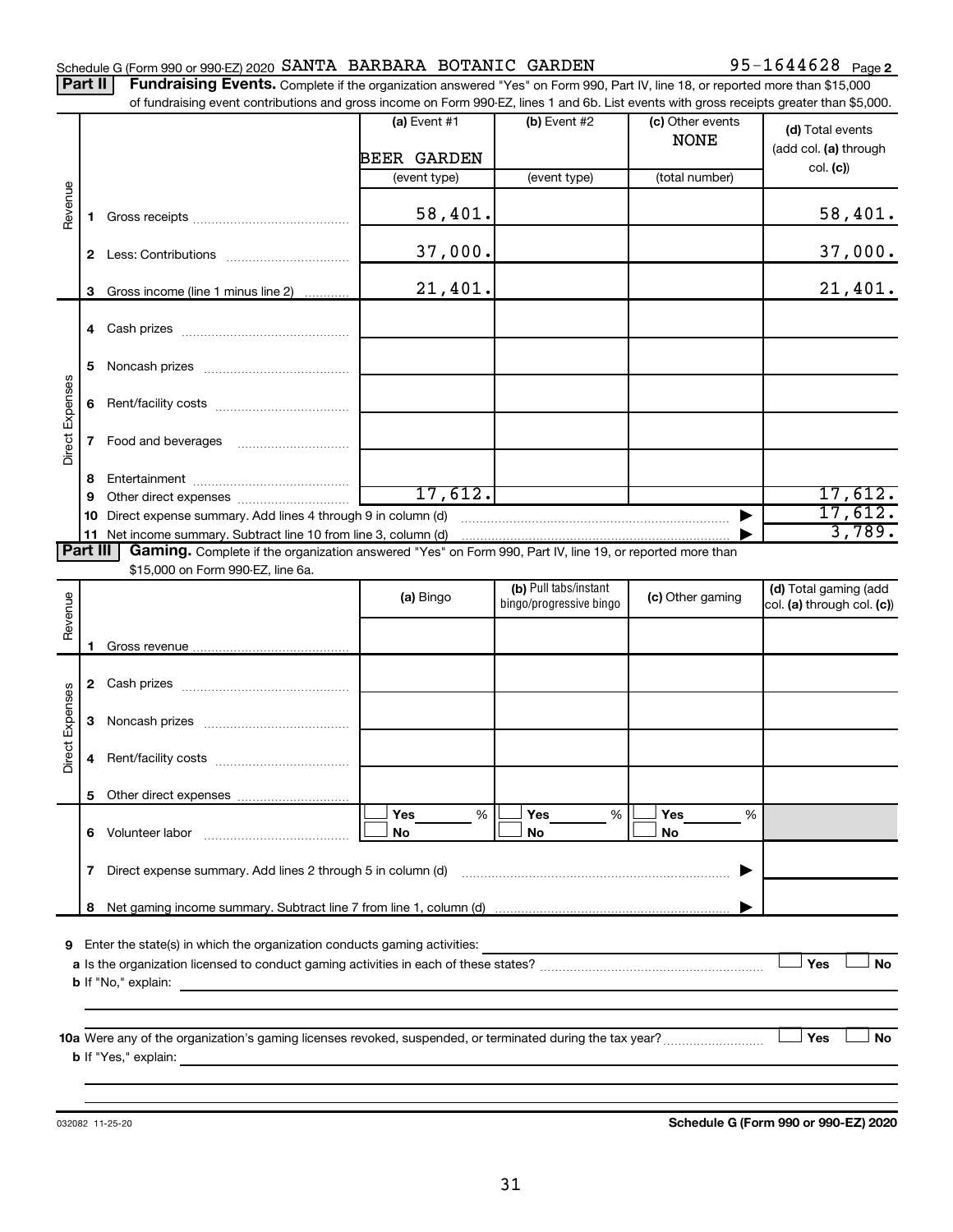Schedule G (Form 990 or 990-EZ) 2020 SANTA BARBARA BOTANIC GARDEN 95-1644628 Page 2

**Part II** **Fundraising Events.** Complete if the organization answered "Yes" on Form 990, Part IV, line 18, or reported more than $15,000 of fundraising event contributions and gross income on Form 990-EZ, lines 1 and 6b. List events with gross receipts greater than $5,000.

| | | (a) Event #1 BEER GARDEN (event type) | (b) Event #2 (event type) | (c) Other events NONE (total number) | (d) Total events (add col. (a) through col. (c)) |
|---|---|---|---|---|---|
| Revenue | 1 Gross receipts | 58,401. | | | 58,401. |
| | 2 Less: Contributions | 37,000. | | | 37,000. |
| | 3 Gross income (line 1 minus line 2) | 21,401. | | | 21,401. |
| Direct Expenses | 4 Cash prizes | | | | |
| | 5 Noncash prizes | | | | |
| | 6 Rent/facility costs | | | | |
| | 7 Food and beverages | | | | |
| | 8 Entertainment | | | | |
| | 9 Other direct expenses | 17,612. | | | 17,612. |
| | 10 Direct expense summary. Add lines 4 through 9 in column (d) | | | | 17,612. |
| | 11 Net income summary. Subtract line 10 from line 3, column (d) | | | | 3,789. |

**Part III** **Gaming.** Complete if the organization answered "Yes" on Form 990, Part IV, line 19, or reported more than $15,000 on Form 990-EZ, line 6a.

| | | (a) Bingo | (b) Pull tabs/instant bingo/progressive bingo | (c) Other gaming | (d) Total gaming (add col. (a) through col. (c)) |
|---|---|---|---|---|---|
| Revenue | 1 Gross revenue | | | | |
| Direct Expenses | 2 Cash prizes | | | | |
| | 3 Noncash prizes | | | | |
| | 4 Rent/facility costs | | | | |
| | 5 Other direct expenses | | | | |
| | 6 Volunteer labor | ☐ Yes ___ % ☐ No | ☐ Yes ___ % ☐ No | ☐ Yes ___ % ☐ No | |
| | 7 Direct expense summary. Add lines 2 through 5 in column (d) | | | | |
| | 8 Net gaming income summary. Subtract line 7 from line 1, column (d) | | | | |

**9** Enter the state(s) in which the organization conducts gaming activities:

**a** Is the organization licensed to conduct gaming activities in each of these states? ☐ Yes ☐ No

**b** If "No," explain:

**10a** Were any of the organization's gaming licenses revoked, suspended, or terminated during the tax year? ☐ Yes ☐ No

**b** If "Yes," explain:

032082 11-25-20 **Schedule G (Form 990 or 990-EZ) 2020**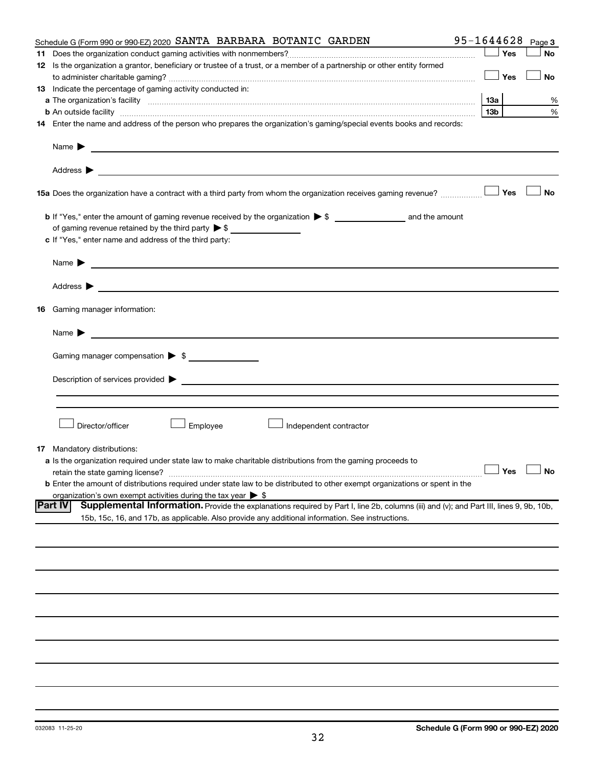Schedule G (Form 990 or 990-EZ) 2020 SANTA BARBARA BOTANIC GARDEN 95-1644628 Page 3

**11** Does the organization conduct gaming activities with nonmembers? ☐ Yes ☐ No

**12** Is the organization a grantor, beneficiary or trustee of a trust, or a member of a partnership or other entity formed to administer charitable gaming? ☐ Yes ☐ No

**13** Indicate the percentage of gaming activity conducted in:

**a** The organization's facility **13a** %

**b** An outside facility **13b** %

**14** Enter the name and address of the person who prepares the organization's gaming/special events books and records:

Name ▶

Address ▶

**15a** Does the organization have a contract with a third party from whom the organization receives gaming revenue? ☐ Yes ☐ No

**b** If "Yes," enter the amount of gaming revenue received by the organization ▶ $ ______ and the amount of gaming revenue retained by the third party ▶ $ ______

**c** If "Yes," enter name and address of the third party:

Name ▶

Address ▶

**16** Gaming manager information:

Name ▶

Gaming manager compensation ▶ $

Description of services provided ▶

☐ Director/officer ☐ Employee ☐ Independent contractor

**17** Mandatory distributions:

**a** Is the organization required under state law to make charitable distributions from the gaming proceeds to retain the state gaming license? ☐ Yes ☐ No

**b** Enter the amount of distributions required under state law to be distributed to other exempt organizations or spent in the organization's own exempt activities during the tax year ▶ $

**Part IV** **Supplemental Information.** Provide the explanations required by Part I, line 2b, columns (iii) and (v); and Part III, lines 9, 9b, 10b, 15b, 15c, 16, and 17b, as applicable. Also provide any additional information. See instructions.

032083 11-25-20 **Schedule G (Form 990 or 990-EZ) 2020**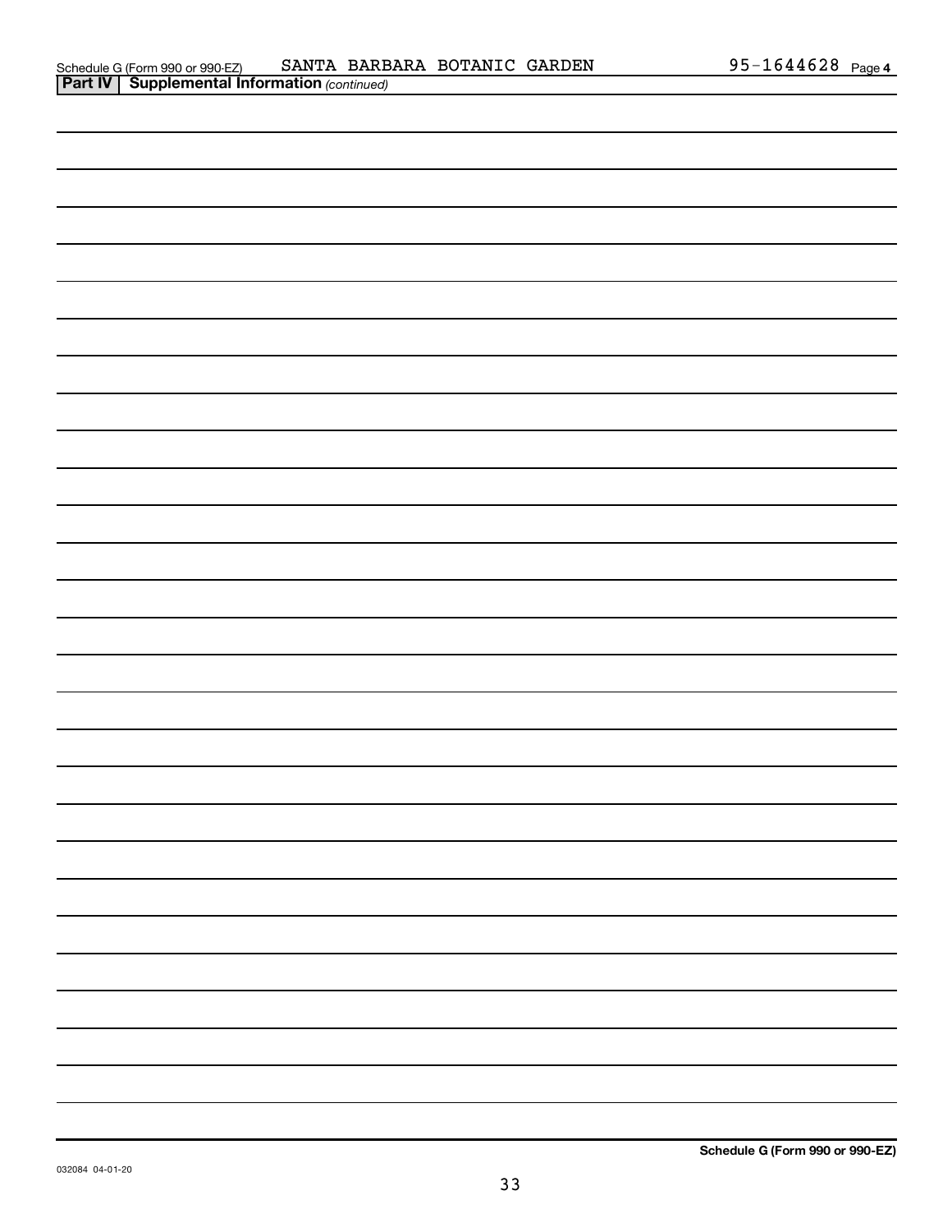Schedule G (Form 990 or 990-EZ) SANTA BARBARA BOTANIC GARDEN 95-1644628 Page 4

**Part IV | Supplemental Information** *(continued)*

**Schedule G (Form 990 or 990-EZ)**

032084 04-01-20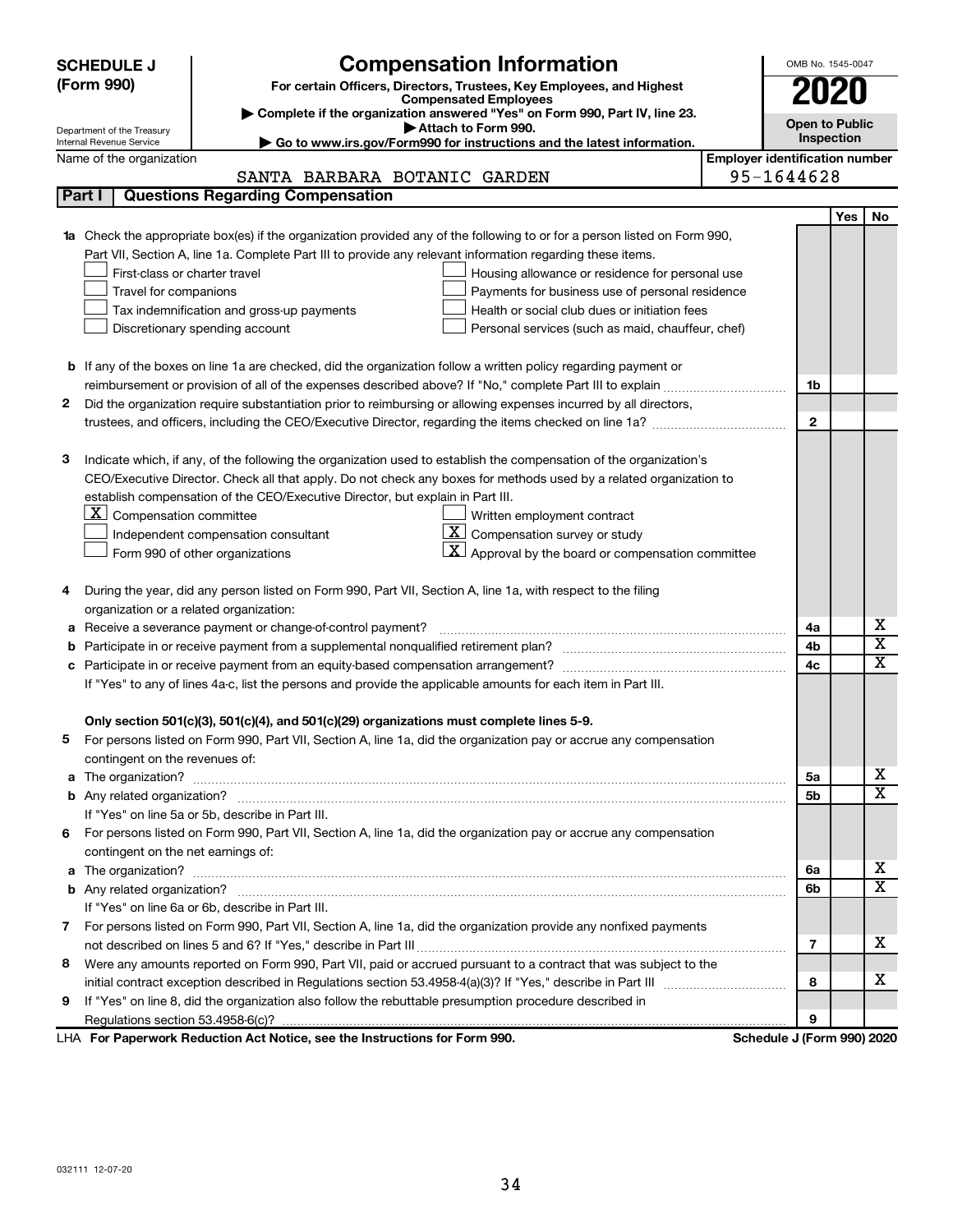# SCHEDULE J (Form 990)

Department of the Treasury
Internal Revenue Service

## Compensation Information

**For certain Officers, Directors, Trustees, Key Employees, and Highest Compensated Employees**

▶ Complete if the organization answered "Yes" on Form 990, Part IV, line 23.
▶ Attach to Form 990.
▶ Go to www.irs.gov/Form990 for instructions and the latest information.

OMB No. 1545-0047

**2020**

**Open to Public Inspection**

Name of the organization: SANTA BARBARA BOTANIC GARDEN

Employer identification number: 95-1644628

### Part I | Questions Regarding Compensation

| | | | Yes | No |
|---|---|---|---|---|
| **1a** | Check the appropriate box(es) if the organization provided any of the following to or for a person listed on Form 990, Part VII, Section A, line 1a. Complete Part III to provide any relevant information regarding these items.<br>☐ First-class or charter travel ☐ Housing allowance or residence for personal use<br>☐ Travel for companions ☐ Payments for business use of personal residence<br>☐ Tax indemnification and gross-up payments ☐ Health or social club dues or initiation fees<br>☐ Discretionary spending account ☐ Personal services (such as maid, chauffeur, chef) | | | |
| **b** | If any of the boxes on line 1a are checked, did the organization follow a written policy regarding payment or reimbursement or provision of all of the expenses described above? If "No," complete Part III to explain | 1b | | |
| **2** | Did the organization require substantiation prior to reimbursing or allowing expenses incurred by all directors, trustees, and officers, including the CEO/Executive Director, regarding the items checked on line 1a? | 2 | | |
| **3** | Indicate which, if any, of the following the organization used to establish the compensation of the organization's CEO/Executive Director. Check all that apply. Do not check any boxes for methods used by a related organization to establish compensation of the CEO/Executive Director, but explain in Part III.<br>☒ Compensation committee ☐ Written employment contract<br>☐ Independent compensation consultant ☒ Compensation survey or study<br>☐ Form 990 of other organizations ☒ Approval by the board or compensation committee | | | |
| **4** | During the year, did any person listed on Form 990, Part VII, Section A, line 1a, with respect to the filing organization or a related organization: | | | |
| **a** | Receive a severance payment or change-of-control payment? | 4a | | X |
| **b** | Participate in or receive payment from a supplemental nonqualified retirement plan? | 4b | | X |
| **c** | Participate in or receive payment from an equity-based compensation arrangement? | 4c | | X |
| | If "Yes" to any of lines 4a-c, list the persons and provide the applicable amounts for each item in Part III. | | | |
| | **Only section 501(c)(3), 501(c)(4), and 501(c)(29) organizations must complete lines 5-9.** | | | |
| **5** | For persons listed on Form 990, Part VII, Section A, line 1a, did the organization pay or accrue any compensation contingent on the revenues of: | | | |
| **a** | The organization? | 5a | | X |
| **b** | Any related organization? | 5b | | X |
| | If "Yes" on line 5a or 5b, describe in Part III. | | | |
| **6** | For persons listed on Form 990, Part VII, Section A, line 1a, did the organization pay or accrue any compensation contingent on the net earnings of: | | | |
| **a** | The organization? | 6a | | X |
| **b** | Any related organization? | 6b | | X |
| | If "Yes" on line 6a or 6b, describe in Part III. | | | |
| **7** | For persons listed on Form 990, Part VII, Section A, line 1a, did the organization provide any nonfixed payments not described on lines 5 and 6? If "Yes," describe in Part III | 7 | | X |
| **8** | Were any amounts reported on Form 990, Part VII, paid or accrued pursuant to a contract that was subject to the initial contract exception described in Regulations section 53.4958-4(a)(3)? If "Yes," describe in Part III | 8 | | X |
| **9** | If "Yes" on line 8, did the organization also follow the rebuttable presumption procedure described in Regulations section 53.4958-6(c)? | 9 | | |

LHA **For Paperwork Reduction Act Notice, see the Instructions for Form 990.** **Schedule J (Form 990) 2020**

032111 12-07-20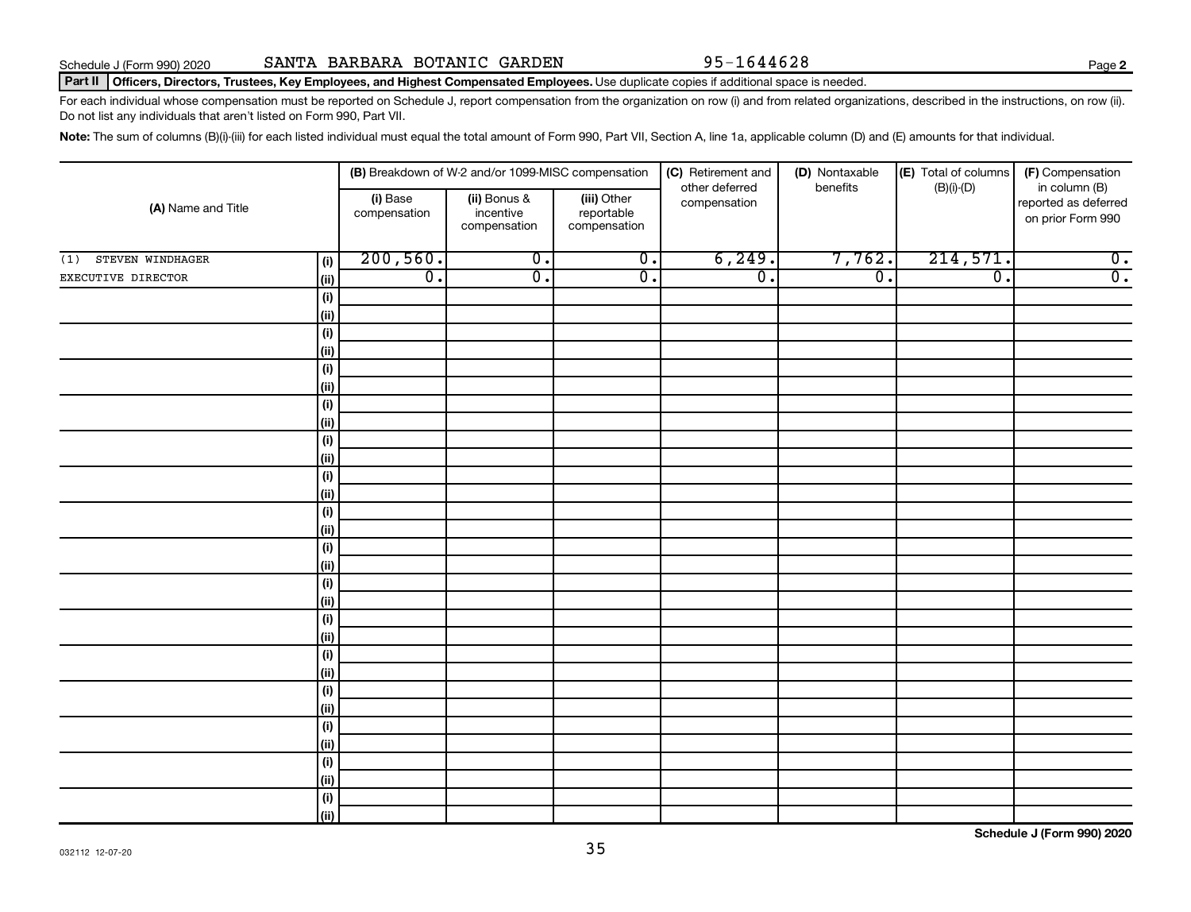Schedule J (Form 990) 2020 SANTA BARBARA BOTANIC GARDEN 95-1644628

**Part II Officers, Directors, Trustees, Key Employees, and Highest Compensated Employees.** Use duplicate copies if additional space is needed.

For each individual whose compensation must be reported on Schedule J, report compensation from the organization on row (i) and from related organizations, described in the instructions, on row (ii). Do not list any individuals that aren't listed on Form 990, Part VII.

**Note:** The sum of columns (B)(i)-(iii) for each listed individual must equal the total amount of Form 990, Part VII, Section A, line 1a, applicable column (D) and (E) amounts for that individual.

| (A) Name and Title | | (B) Breakdown of W-2 and/or 1099-MISC compensation | | | (C) Retirement and other deferred compensation | (D) Nontaxable benefits | (E) Total of columns (B)(i)-(D) | (F) Compensation in column (B) reported as deferred on prior Form 990 |
|---|---|---|---|---|---|---|---|---|
| | | (i) Base compensation | (ii) Bonus & incentive compensation | (iii) Other reportable compensation | | | | |
| (1) STEVEN WINDHAGER | (i) | 200,560. | 0. | 0. | 6,249. | 7,762. | 214,571. | 0. |
| EXECUTIVE DIRECTOR | (ii) | 0. | 0. | 0. | 0. | 0. | 0. | 0. |
| | (i) | | | | | | | |
| | (ii) | | | | | | | |
| | (i) | | | | | | | |
| | (ii) | | | | | | | |
| | (i) | | | | | | | |
| | (ii) | | | | | | | |
| | (i) | | | | | | | |
| | (ii) | | | | | | | |
| | (i) | | | | | | | |
| | (ii) | | | | | | | |
| | (i) | | | | | | | |
| | (ii) | | | | | | | |
| | (i) | | | | | | | |
| | (ii) | | | | | | | |
| | (i) | | | | | | | |
| | (ii) | | | | | | | |
| | (i) | | | | | | | |
| | (ii) | | | | | | | |
| | (i) | | | | | | | |
| | (ii) | | | | | | | |
| | (i) | | | | | | | |
| | (ii) | | | | | | | |
| | (i) | | | | | | | |
| | (ii) | | | | | | | |
| | (i) | | | | | | | |
| | (ii) | | | | | | | |
| | (i) | | | | | | | |
| | (ii) | | | | | | | |
| | (i) | | | | | | | |
| | (ii) | | | | | | | |

032112 12-07-20

**Schedule J (Form 990) 2020**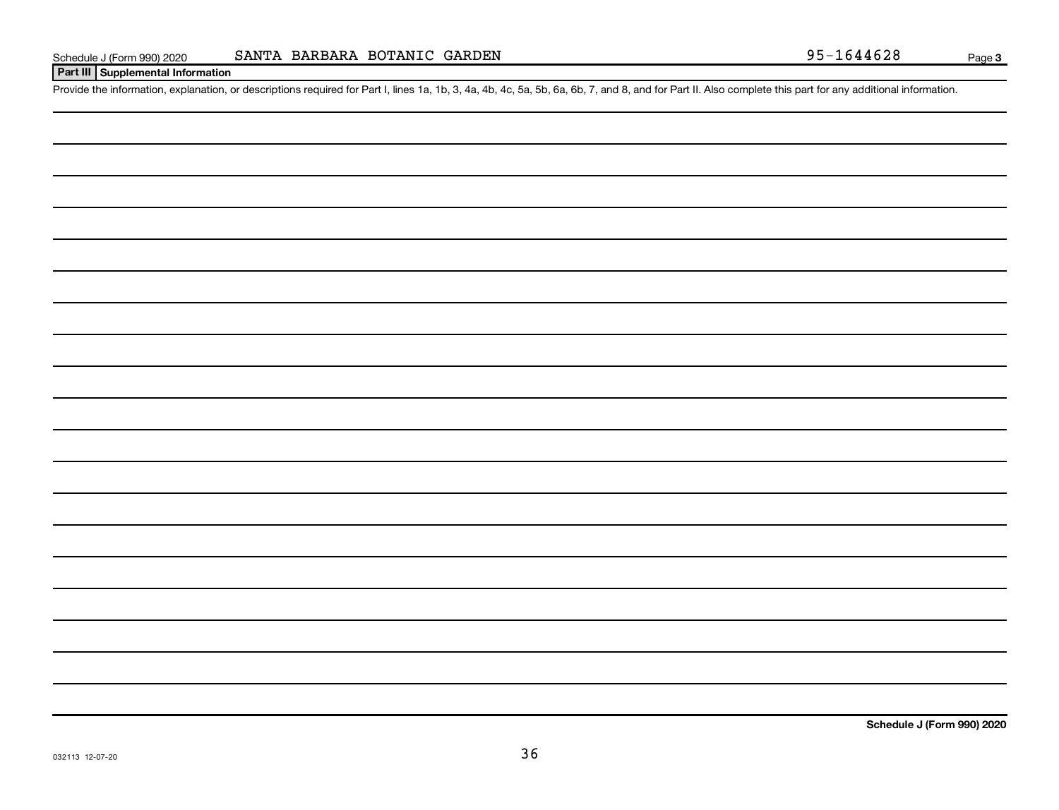Schedule J (Form 990) 2020 SANTA BARBARA BOTANIC GARDEN 95-1644628 Page 3

**Part III Supplemental Information**

Provide the information, explanation, or descriptions required for Part I, lines 1a, 1b, 3, 4a, 4b, 4c, 5a, 5b, 6a, 6b, 7, and 8, and for Part II. Also complete this part for any additional information.

**Schedule J (Form 990) 2020**

032113 12-07-20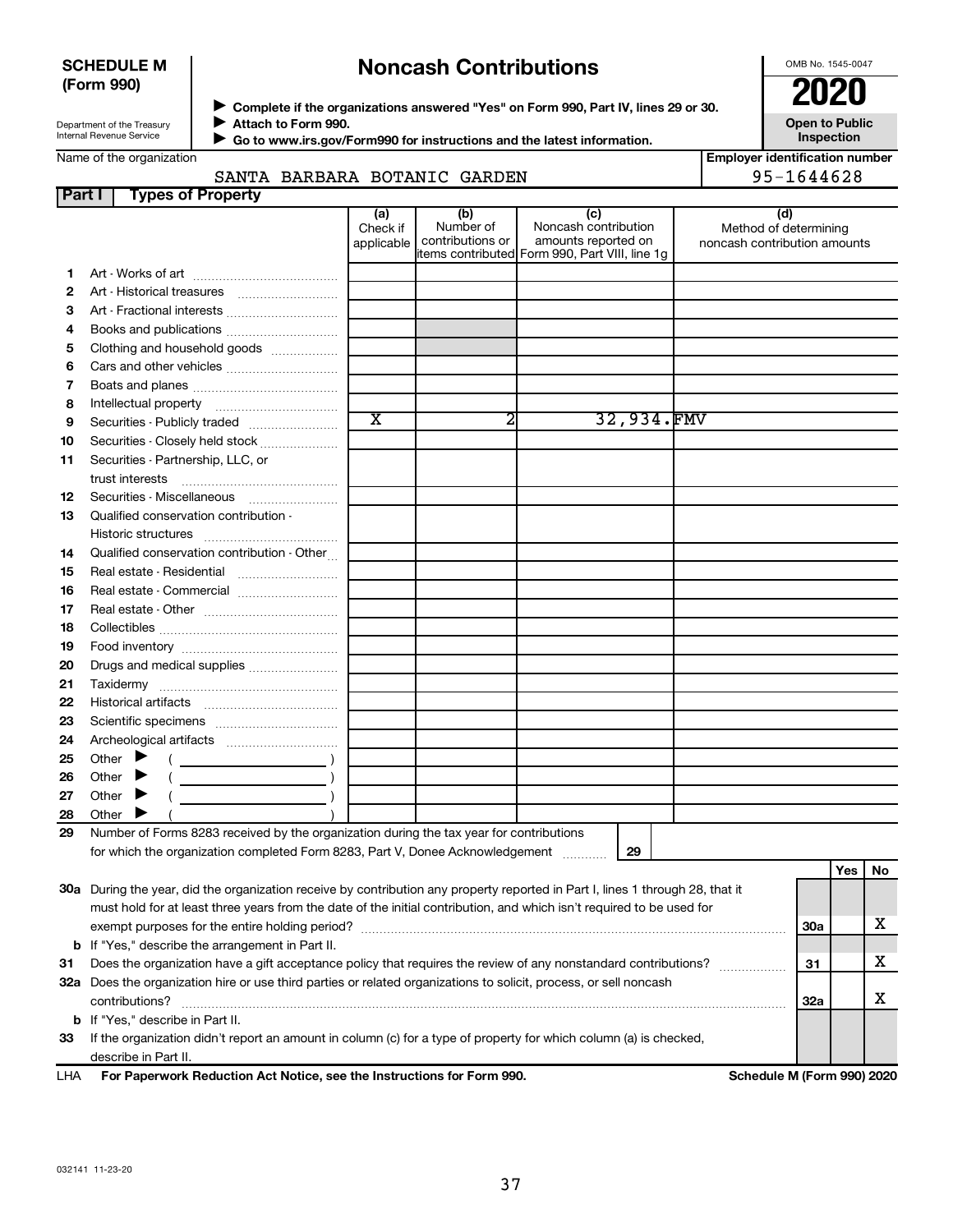**SCHEDULE M (Form 990)**

Department of the Treasury
Internal Revenue Service

# Noncash Contributions

▶ Complete if the organizations answered "Yes" on Form 990, Part IV, lines 29 or 30.
▶ Attach to Form 990.
▶ Go to www.irs.gov/Form990 for instructions and the latest information.

OMB No. 1545-0047

**2020**

**Open to Public Inspection**

Name of the organization: SANTA BARBARA BOTANIC GARDEN

Employer identification number: 95-1644628

## Part I Types of Property

| | | (a) Check if applicable | (b) Number of contributions or items contributed | (c) Noncash contribution amounts reported on Form 990, Part VIII, line 1g | (d) Method of determining noncash contribution amounts |
|---|---|---|---|---|---|
| 1 | Art - Works of art | | | | |
| 2 | Art - Historical treasures | | | | |
| 3 | Art - Fractional interests | | | | |
| 4 | Books and publications | | | | |
| 5 | Clothing and household goods | | | | |
| 6 | Cars and other vehicles | | | | |
| 7 | Boats and planes | | | | |
| 8 | Intellectual property | | | | |
| 9 | Securities - Publicly traded | X | 2 | 32,934. | FMV |
| 10 | Securities - Closely held stock | | | | |
| 11 | Securities - Partnership, LLC, or trust interests | | | | |
| 12 | Securities - Miscellaneous | | | | |
| 13 | Qualified conservation contribution - Historic structures | | | | |
| 14 | Qualified conservation contribution - Other | | | | |
| 15 | Real estate - Residential | | | | |
| 16 | Real estate - Commercial | | | | |
| 17 | Real estate - Other | | | | |
| 18 | Collectibles | | | | |
| 19 | Food inventory | | | | |
| 20 | Drugs and medical supplies | | | | |
| 21 | Taxidermy | | | | |
| 22 | Historical artifacts | | | | |
| 23 | Scientific specimens | | | | |
| 24 | Archeological artifacts | | | | |
| 25 | Other ▶ ( ) | | | | |
| 26 | Other ▶ ( ) | | | | |
| 27 | Other ▶ ( ) | | | | |
| 28 | Other ▶ ( ) | | | | |

29 Number of Forms 8283 received by the organization during the tax year for contributions for which the organization completed Form 8283, Part V, Donee Acknowledgement ..... 29

| | | | Yes | No |
|---|---|---|---|---|
| 30a | During the year, did the organization receive by contribution any property reported in Part I, lines 1 through 28, that it must hold for at least three years from the date of the initial contribution, and which isn't required to be used for exempt purposes for the entire holding period? | 30a | | X |
| b | If "Yes," describe the arrangement in Part II. | | | |
| 31 | Does the organization have a gift acceptance policy that requires the review of any nonstandard contributions? | 31 | | X |
| 32a | Does the organization hire or use third parties or related organizations to solicit, process, or sell noncash contributions? | 32a | | X |
| b | If "Yes," describe in Part II. | | | |
| 33 | If the organization didn't report an amount in column (c) for a type of property for which column (a) is checked, describe in Part II. | | | |

LHA For Paperwork Reduction Act Notice, see the Instructions for Form 990. Schedule M (Form 990) 2020

032141 11-23-20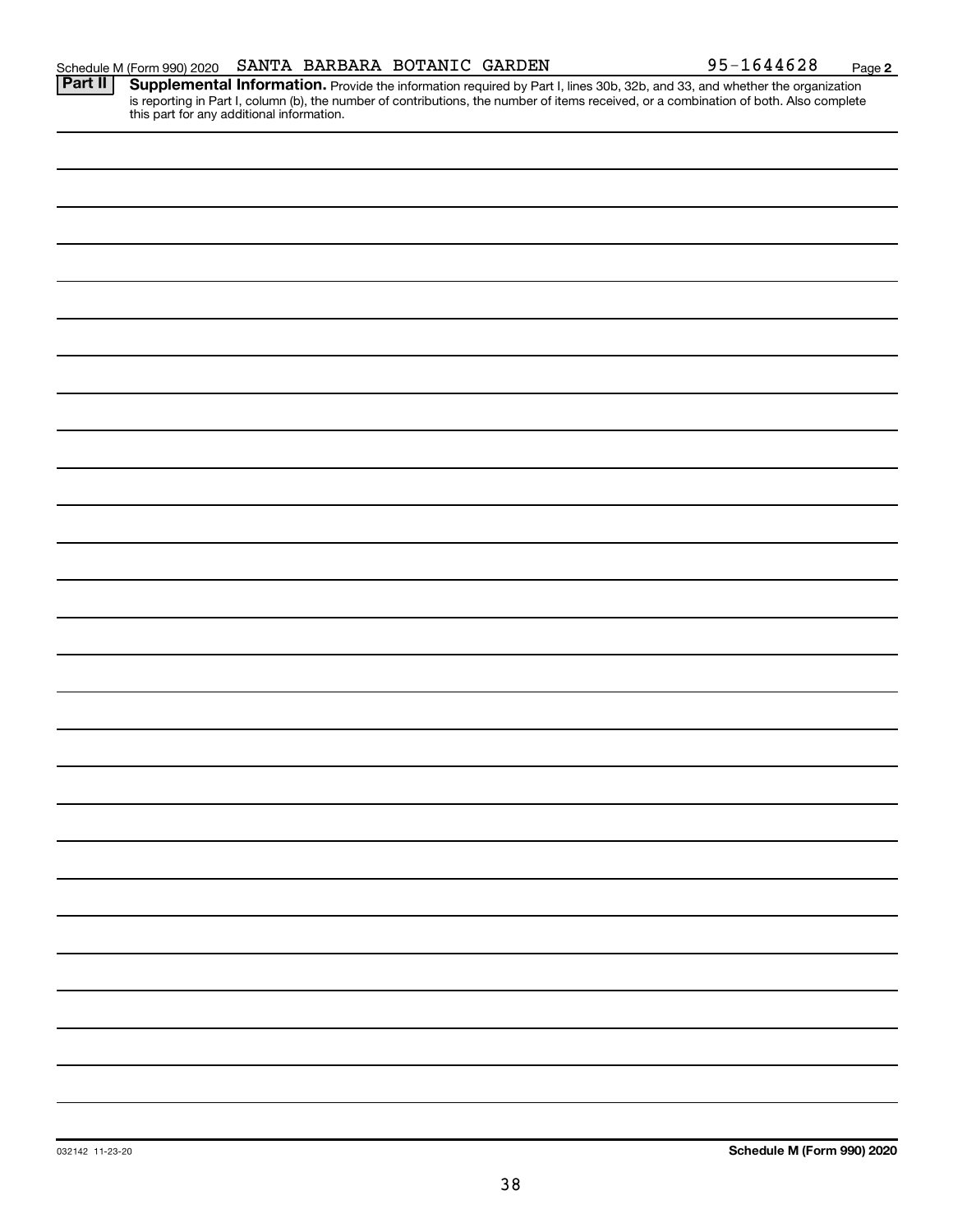Schedule M (Form 990) 2020 SANTA BARBARA BOTANIC GARDEN 95-1644628 Page 2

**Part II** **Supplemental Information.** Provide the information required by Part I, lines 30b, 32b, and 33, and whether the organization is reporting in Part I, column (b), the number of contributions, the number of items received, or a combination of both. Also complete this part for any additional information.

032142 11-23-20 **Schedule M (Form 990) 2020**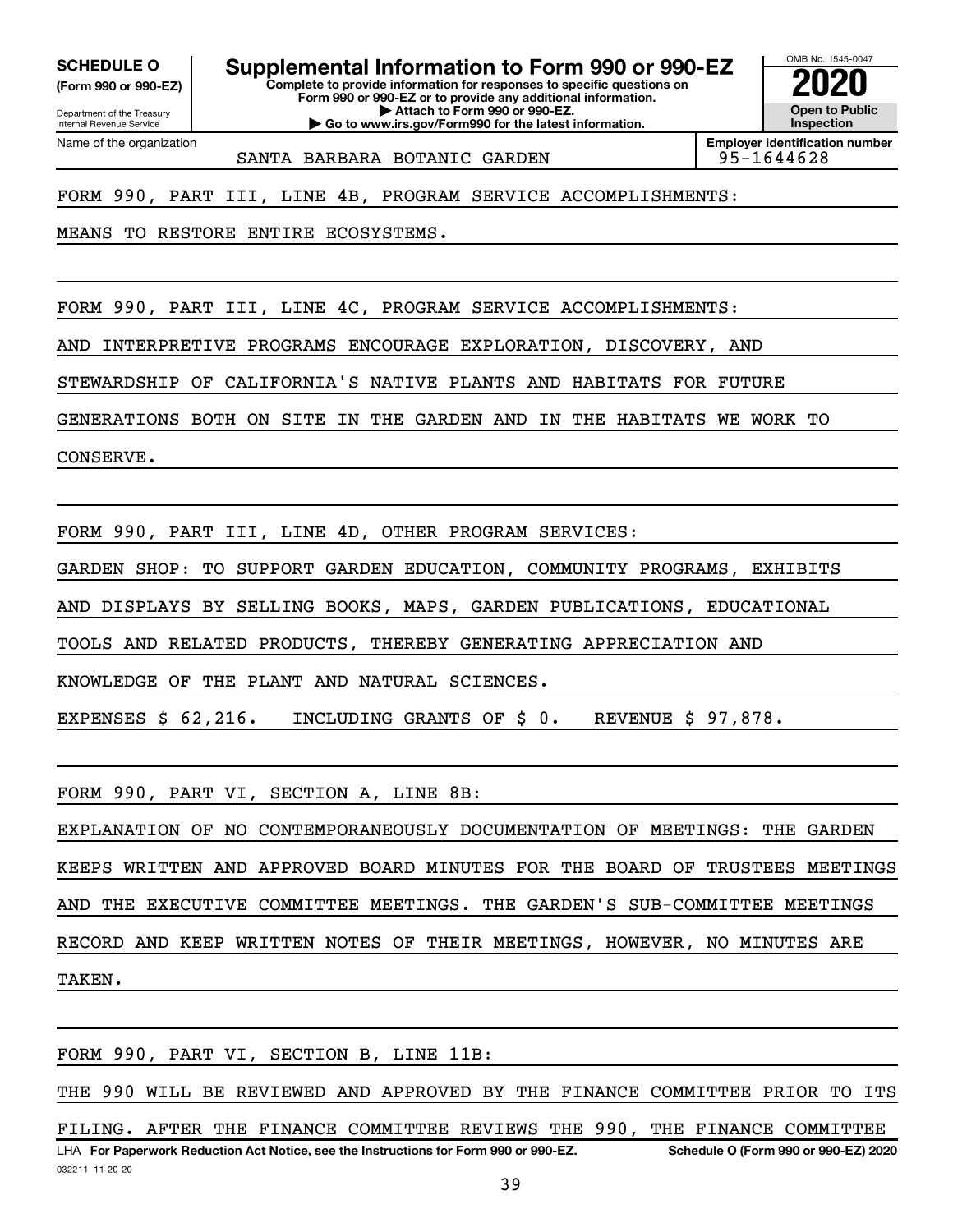**SCHEDULE O** (Form 990 or 990-EZ)

Department of the Treasury
Internal Revenue Service

# Supplemental Information to Form 990 or 990-EZ

**Complete to provide information for responses to specific questions on Form 990 or 990-EZ or to provide any additional information.**
**▶ Attach to Form 990 or 990-EZ.**
**▶ Go to www.irs.gov/Form990 for the latest information.**

OMB No. 1545-0047

**2020**

**Open to Public Inspection**

Name of the organization: SANTA BARBARA BOTANIC GARDEN

**Employer identification number** 95-1644628

FORM 990, PART III, LINE 4B, PROGRAM SERVICE ACCOMPLISHMENTS:

MEANS TO RESTORE ENTIRE ECOSYSTEMS.

FORM 990, PART III, LINE 4C, PROGRAM SERVICE ACCOMPLISHMENTS:

AND INTERPRETIVE PROGRAMS ENCOURAGE EXPLORATION, DISCOVERY, AND STEWARDSHIP OF CALIFORNIA'S NATIVE PLANTS AND HABITATS FOR FUTURE GENERATIONS BOTH ON SITE IN THE GARDEN AND IN THE HABITATS WE WORK TO CONSERVE.

FORM 990, PART III, LINE 4D, OTHER PROGRAM SERVICES:

GARDEN SHOP: TO SUPPORT GARDEN EDUCATION, COMMUNITY PROGRAMS, EXHIBITS AND DISPLAYS BY SELLING BOOKS, MAPS, GARDEN PUBLICATIONS, EDUCATIONAL TOOLS AND RELATED PRODUCTS, THEREBY GENERATING APPRECIATION AND KNOWLEDGE OF THE PLANT AND NATURAL SCIENCES.

EXPENSES $ 62,216. INCLUDING GRANTS OF $ 0. REVENUE $ 97,878.

FORM 990, PART VI, SECTION A, LINE 8B:

EXPLANATION OF NO CONTEMPORANEOUSLY DOCUMENTATION OF MEETINGS: THE GARDEN KEEPS WRITTEN AND APPROVED BOARD MINUTES FOR THE BOARD OF TRUSTEES MEETINGS AND THE EXECUTIVE COMMITTEE MEETINGS. THE GARDEN'S SUB-COMMITTEE MEETINGS RECORD AND KEEP WRITTEN NOTES OF THEIR MEETINGS, HOWEVER, NO MINUTES ARE TAKEN.

FORM 990, PART VI, SECTION B, LINE 11B:

THE 990 WILL BE REVIEWED AND APPROVED BY THE FINANCE COMMITTEE PRIOR TO ITS FILING. AFTER THE FINANCE COMMITTEE REVIEWS THE 990, THE FINANCE COMMITTEE

LHA **For Paperwork Reduction Act Notice, see the Instructions for Form 990 or 990-EZ.** **Schedule O (Form 990 or 990-EZ) 2020**

032211 11-20-20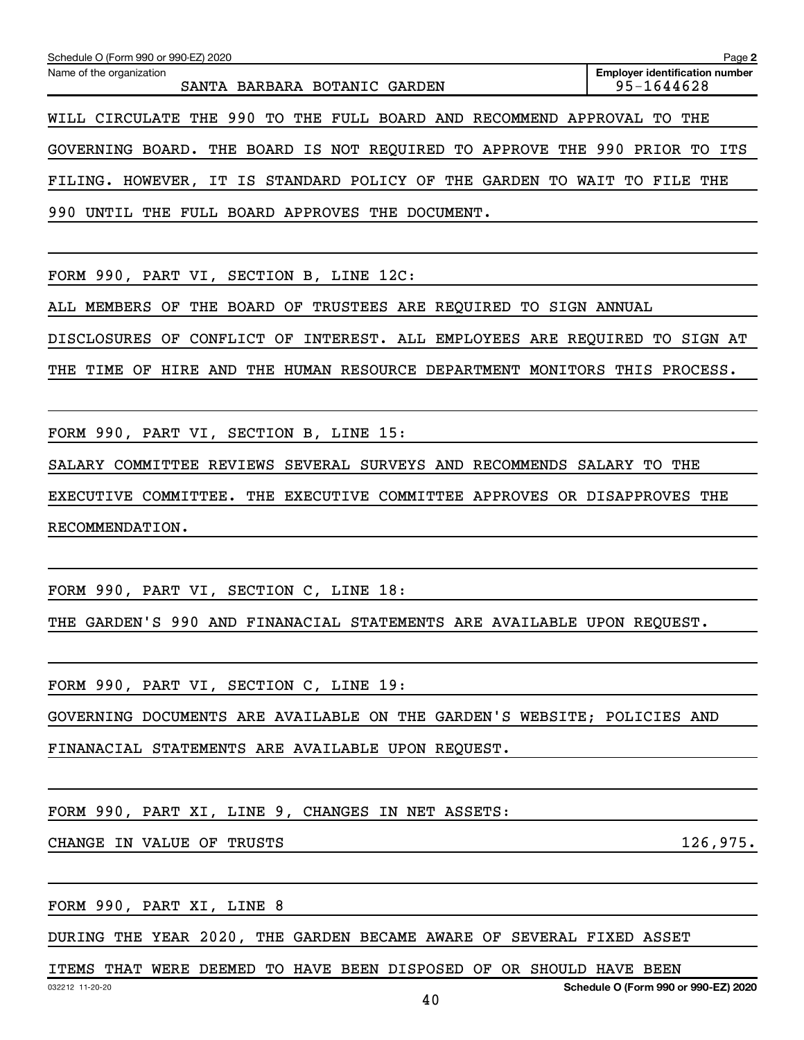Schedule O (Form 990 or 990-EZ) 2020

Name of the organization: SANTA BARBARA BOTANIC GARDEN

Employer identification number: 95-1644628

WILL CIRCULATE THE 990 TO THE FULL BOARD AND RECOMMEND APPROVAL TO THE GOVERNING BOARD. THE BOARD IS NOT REQUIRED TO APPROVE THE 990 PRIOR TO ITS FILING. HOWEVER, IT IS STANDARD POLICY OF THE GARDEN TO WAIT TO FILE THE 990 UNTIL THE FULL BOARD APPROVES THE DOCUMENT.

FORM 990, PART VI, SECTION B, LINE 12C:

ALL MEMBERS OF THE BOARD OF TRUSTEES ARE REQUIRED TO SIGN ANNUAL DISCLOSURES OF CONFLICT OF INTEREST. ALL EMPLOYEES ARE REQUIRED TO SIGN AT THE TIME OF HIRE AND THE HUMAN RESOURCE DEPARTMENT MONITORS THIS PROCESS.

FORM 990, PART VI, SECTION B, LINE 15:

SALARY COMMITTEE REVIEWS SEVERAL SURVEYS AND RECOMMENDS SALARY TO THE EXECUTIVE COMMITTEE. THE EXECUTIVE COMMITTEE APPROVES OR DISAPPROVES THE RECOMMENDATION.

FORM 990, PART VI, SECTION C, LINE 18:

THE GARDEN'S 990 AND FINANACIAL STATEMENTS ARE AVAILABLE UPON REQUEST.

FORM 990, PART VI, SECTION C, LINE 19:

GOVERNING DOCUMENTS ARE AVAILABLE ON THE GARDEN'S WEBSITE; POLICIES AND FINANACIAL STATEMENTS ARE AVAILABLE UPON REQUEST.

FORM 990, PART XI, LINE 9, CHANGES IN NET ASSETS:

CHANGE IN VALUE OF TRUSTS 126,975.

FORM 990, PART XI, LINE 8

DURING THE YEAR 2020, THE GARDEN BECAME AWARE OF SEVERAL FIXED ASSET ITEMS THAT WERE DEEMED TO HAVE BEEN DISPOSED OF OR SHOULD HAVE BEEN

032212 11-20-20

Schedule O (Form 990 or 990-EZ) 2020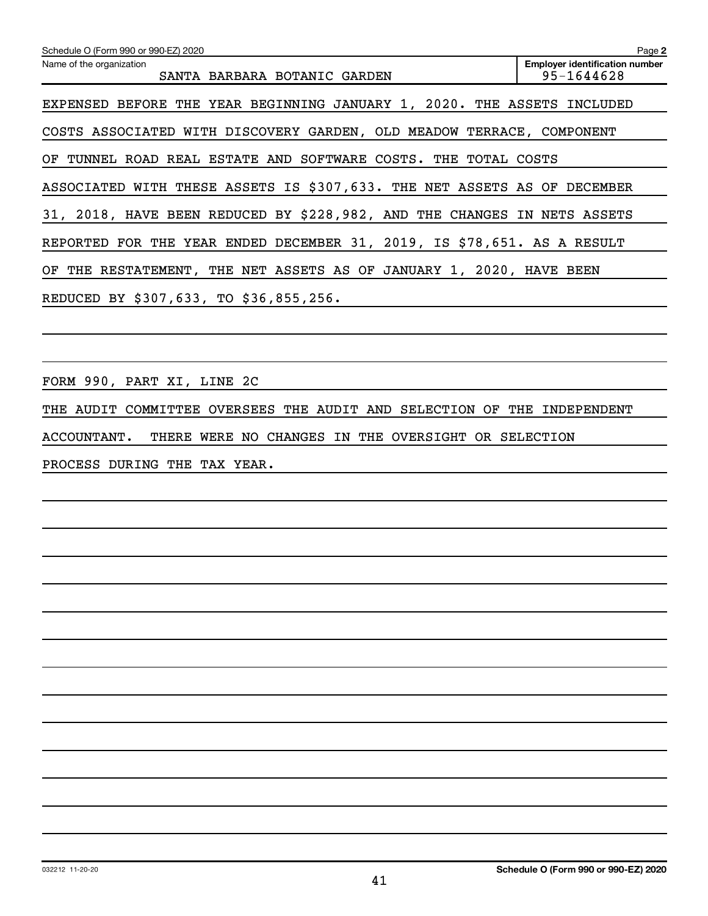Schedule O (Form 990 or 990-EZ) 2020

Name of the organization: SANTA BARBARA BOTANIC GARDEN

Employer identification number: 95-1644628

EXPENSED BEFORE THE YEAR BEGINNING JANUARY 1, 2020. THE ASSETS INCLUDED COSTS ASSOCIATED WITH DISCOVERY GARDEN, OLD MEADOW TERRACE, COMPONENT OF TUNNEL ROAD REAL ESTATE AND SOFTWARE COSTS. THE TOTAL COSTS ASSOCIATED WITH THESE ASSETS IS $307,633. THE NET ASSETS AS OF DECEMBER 31, 2018, HAVE BEEN REDUCED BY $228,982, AND THE CHANGES IN NETS ASSETS REPORTED FOR THE YEAR ENDED DECEMBER 31, 2019, IS $78,651. AS A RESULT OF THE RESTATEMENT, THE NET ASSETS AS OF JANUARY 1, 2020, HAVE BEEN REDUCED BY $307,633, TO $36,855,256.

FORM 990, PART XI, LINE 2C

THE AUDIT COMMITTEE OVERSEES THE AUDIT AND SELECTION OF THE INDEPENDENT ACCOUNTANT. THERE WERE NO CHANGES IN THE OVERSIGHT OR SELECTION PROCESS DURING THE TAX YEAR.

032212 11-20-20

Schedule O (Form 990 or 990-EZ) 2020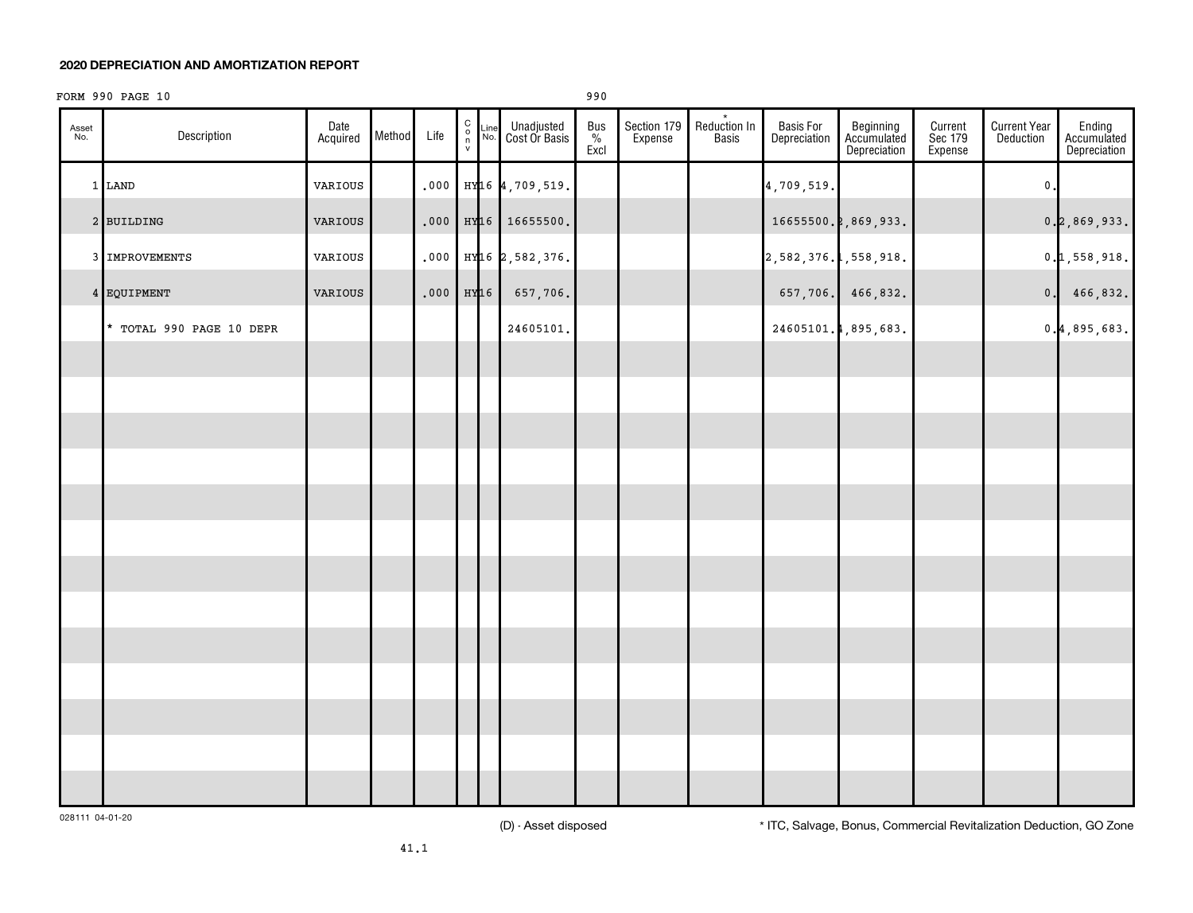## 2020 DEPRECIATION AND AMORTIZATION REPORT

FORM 990 PAGE 10 990

| Asset No. | Description | Date Acquired | Method | Life | C o n v | Line No. | Unadjusted Cost Or Basis | Bus % Excl | Section 179 Expense | * Reduction In Basis | Basis For Depreciation | Beginning Accumulated Depreciation | Current Sec 179 Expense | Current Year Deduction | Ending Accumulated Depreciation |
|---|---|---|---|---|---|---|---|---|---|---|---|---|---|---|---|
| 1 | LAND | VARIOUS | | .000 | HY | 16 | 4,709,519. | | | | 4,709,519. | | | 0. | |
| 2 | BUILDING | VARIOUS | | .000 | HY | 16 | 16655500. | | | | 16655500. | 2,869,933. | | 0. | 2,869,933. |
| 3 | IMPROVEMENTS | VARIOUS | | .000 | HY | 16 | 2,582,376. | | | | 2,582,376. | 1,558,918. | | 0. | 1,558,918. |
| 4 | EQUIPMENT | VARIOUS | | .000 | HY | 16 | 657,706. | | | | 657,706. | 466,832. | | 0. | 466,832. |
| | * TOTAL 990 PAGE 10 DEPR | | | | | | 24605101. | | | | 24605101. | 4,895,683. | | 0. | 4,895,683. |

028111 04-01-20

(D) - Asset disposed

* ITC, Salvage, Bonus, Commercial Revitalization Deduction, GO Zone

41.1